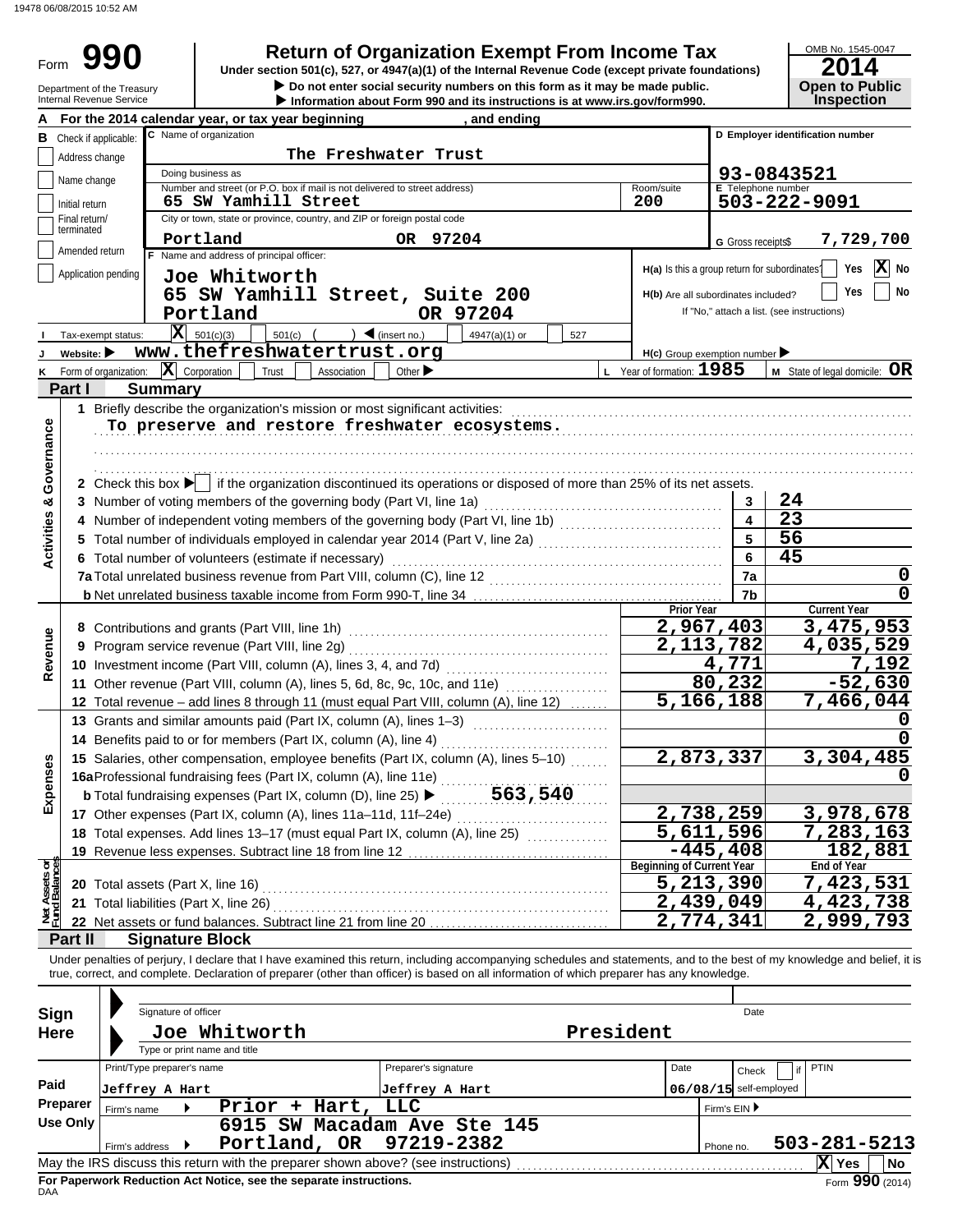19478 06/08/2015 10:52 AM

# Form 990

**Return of Organization Exempt From Income Tax**

Under section 501(c), 527, or 4947(a)(1) of the Internal Revenue Code (except private foundations)

▶ Do not enter social security numbers on this form as it may be made public.

▶ Information about Form 990 and its instructions is at www.irs.gov/form990.

Department of the Treasury
Internal Revenue Service

OMB No. 1545-0047

**2014**

**Open to Public Inspection**

**A** For the 2014 calendar year, or tax year beginning , and ending

**B** Check if applicable:
- Address change
- Name change
- Initial return
- Final return/terminated
- Amended return
- Application pending

**C** Name of organization: The Freshwater Trust

Doing business as

Number and street (or P.O. box if mail is not delivered to street address): 65 SW Yamhill Street — Room/suite: 200

City or town, state or province, country, and ZIP or foreign postal code: Portland OR 97204

**D** Employer identification number: 93-0843521

**E** Telephone number: 503-222-9091

**G** Gross receipts$ 7,729,700

**F** Name and address of principal officer:
Joe Whitworth
65 SW Yamhill Street, Suite 200
Portland OR 97204

H(a) Is this a group return for subordinates? Yes [ ] No [X]

H(b) Are all subordinates included? Yes [ ] No [ ]
If "No," attach a list. (see instructions)

**I** Tax-exempt status: [X] 501(c)(3) [ ] 501(c) ( ) ◀ (insert no.) [ ] 4947(a)(1) or [ ] 527

**J** Website: ▶ www.thefreshwatertrust.org

H(c) Group exemption number ▶

**K** Form of organization: [X] Corporation [ ] Trust [ ] Association [ ] Other ▶

**L** Year of formation: 1985

**M** State of legal domicile: OR

## Part I Summary

**Activities & Governance**

1 Briefly describe the organization's mission or most significant activities:
To preserve and restore freshwater ecosystems.

2 Check this box ▶ [ ] if the organization discontinued its operations or disposed of more than 25% of its net assets.

| Line | Description | No. | Value |
|---|---|---|---|
| 3 | Number of voting members of the governing body (Part VI, line 1a) | 3 | 24 |
| 4 | Number of independent voting members of the governing body (Part VI, line 1b) | 4 | 23 |
| 5 | Total number of individuals employed in calendar year 2014 (Part V, line 2a) | 5 | 56 |
| 6 | Total number of volunteers (estimate if necessary) | 6 | 45 |
| 7a | Total unrelated business revenue from Part VIII, column (C), line 12 | 7a | 0 |
| 7b | Net unrelated business taxable income from Form 990-T, line 34 | 7b | 0 |

| | Line | Description | Prior Year | Current Year |
|---|---|---|---|---|
| Revenue | 8 | Contributions and grants (Part VIII, line 1h) | 2,967,403 | 3,475,953 |
| | 9 | Program service revenue (Part VIII, line 2g) | 2,113,782 | 4,035,529 |
| | 10 | Investment income (Part VIII, column (A), lines 3, 4, and 7d) | 4,771 | 7,192 |
| | 11 | Other revenue (Part VIII, column (A), lines 5, 6d, 8c, 9c, 10c, and 11e) | 80,232 | -52,630 |
| | 12 | Total revenue – add lines 8 through 11 (must equal Part VIII, column (A), line 12) | 5,166,188 | 7,466,044 |
| Expenses | 13 | Grants and similar amounts paid (Part IX, column (A), lines 1–3) | | 0 |
| | 14 | Benefits paid to or for members (Part IX, column (A), line 4) | | 0 |
| | 15 | Salaries, other compensation, employee benefits (Part IX, column (A), lines 5–10) | 2,873,337 | 3,304,485 |
| | 16a | Professional fundraising fees (Part IX, column (A), line 11e) | | 0 |
| | b | Total fundraising expenses (Part IX, column (D), line 25) ▶ 563,540 | | |
| | 17 | Other expenses (Part IX, column (A), lines 11a–11d, 11f–24e) | 2,738,259 | 3,978,678 |
| | 18 | Total expenses. Add lines 13–17 (must equal Part IX, column (A), line 25) | 5,611,596 | 7,283,163 |
| | 19 | Revenue less expenses. Subtract line 18 from line 12 | -445,408 | 182,881 |

| | Line | Description | Beginning of Current Year | End of Year |
|---|---|---|---|---|
| Net Assets or Fund Balances | 20 | Total assets (Part X, line 16) | 5,213,390 | 7,423,531 |
| | 21 | Total liabilities (Part X, line 26) | 2,439,049 | 4,423,738 |
| | 22 | Net assets or fund balances. Subtract line 21 from line 20 | 2,774,341 | 2,999,793 |

## Part II Signature Block

Under penalties of perjury, I declare that I have examined this return, including accompanying schedules and statements, and to the best of my knowledge and belief, it is true, correct, and complete. Declaration of preparer (other than officer) is based on all information of which preparer has any knowledge.

**Sign Here**

Signature of officer — Date

Joe Whitworth — President
Type or print name and title

**Paid Preparer Use Only**

| Print/Type preparer's name | Preparer's signature | Date | Check [ ] if self-employed | PTIN |
|---|---|---|---|---|
| Jeffrey A Hart | Jeffrey A Hart | 06/08/15 | | |

Firm's name ▶ Prior + Hart, LLC — Firm's EIN ▶

Firm's address ▶ 6915 SW Macadam Ave Ste 145, Portland, OR 97219-2382 — Phone no. 503-281-5213

May the IRS discuss this return with the preparer shown above? (see instructions) [X] Yes [ ] No

**For Paperwork Reduction Act Notice, see the separate instructions.**

DAA

Form **990** (2014)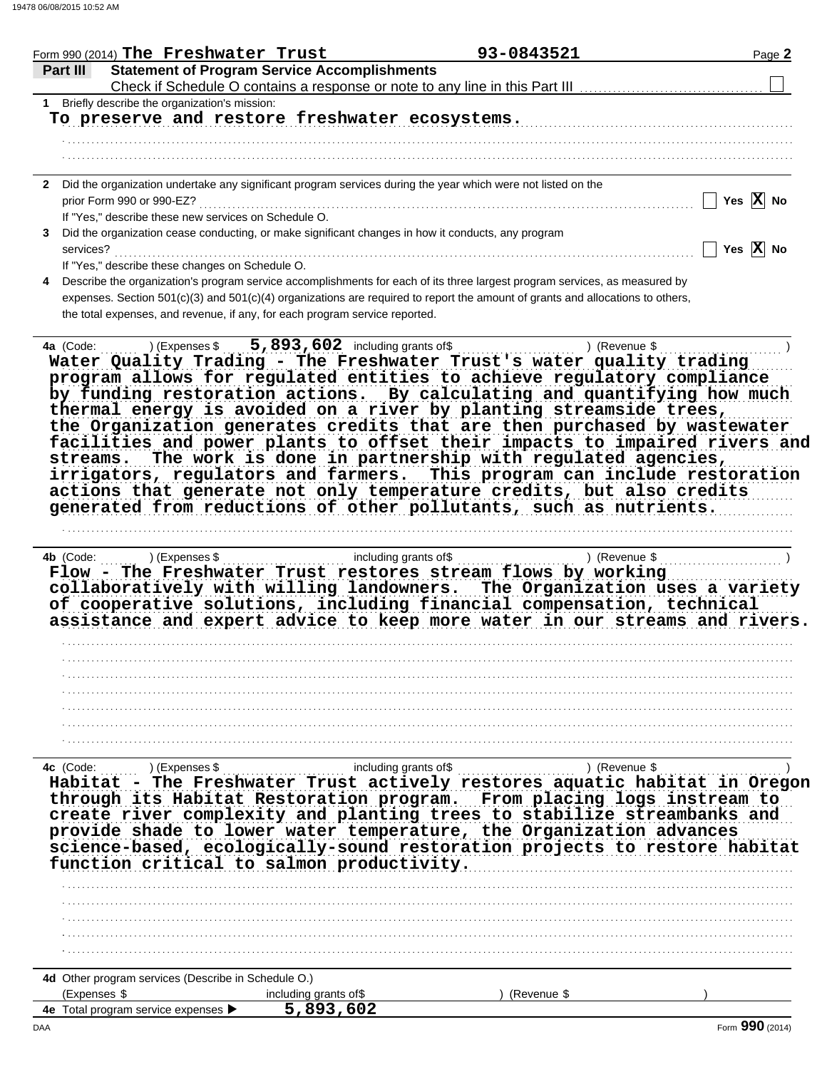Form 990 (2014) The Freshwater Trust 93-0843521 Page 2

## Part III Statement of Program Service Accomplishments

Check if Schedule O contains a response or note to any line in this Part III ☐

**1** Briefly describe the organization's mission:

To preserve and restore freshwater ecosystems.

**2** Did the organization undertake any significant program services during the year which were not listed on the prior Form 990 or 990-EZ? ☐ Yes ☒ No

If "Yes," describe these new services on Schedule O.

**3** Did the organization cease conducting, or make significant changes in how it conducts, any program services? ☐ Yes ☒ No

If "Yes," describe these changes on Schedule O.

**4** Describe the organization's program service accomplishments for each of its three largest program services, as measured by expenses. Section 501(c)(3) and 501(c)(4) organizations are required to report the amount of grants and allocations to others, the total expenses, and revenue, if any, for each program service reported.

**4a** (Code: ) (Expenses $ 5,893,602 including grants of$ ) (Revenue $ )

Water Quality Trading - The Freshwater Trust's water quality trading program allows for regulated entities to achieve regulatory compliance by funding restoration actions. By calculating and quantifying how much thermal energy is avoided on a river by planting streamside trees, the Organization generates credits that are then purchased by wastewater facilities and power plants to offset their impacts to impaired rivers and streams. The work is done in partnership with regulated agencies, irrigators, regulators and farmers. This program can include restoration actions that generate not only temperature credits, but also credits generated from reductions of other pollutants, such as nutrients.

**4b** (Code: ) (Expenses $ including grants of$ ) (Revenue $ )

Flow - The Freshwater Trust restores stream flows by working collaboratively with willing landowners. The Organization uses a variety of cooperative solutions, including financial compensation, technical assistance and expert advice to keep more water in our streams and rivers.

**4c** (Code: ) (Expenses $ including grants of$ ) (Revenue $ )

Habitat - The Freshwater Trust actively restores aquatic habitat in Oregon through its Habitat Restoration program. From placing logs instream to create river complexity and planting trees to stabilize streambanks and provide shade to lower water temperature, the Organization advances science-based, ecologically-sound restoration projects to restore habitat function critical to salmon productivity.

**4d** Other program services (Describe in Schedule O.)

(Expenses $ including grants of$ ) (Revenue $ )

**4e** Total program service expenses ▶ 5,893,602

Form 990 (2014)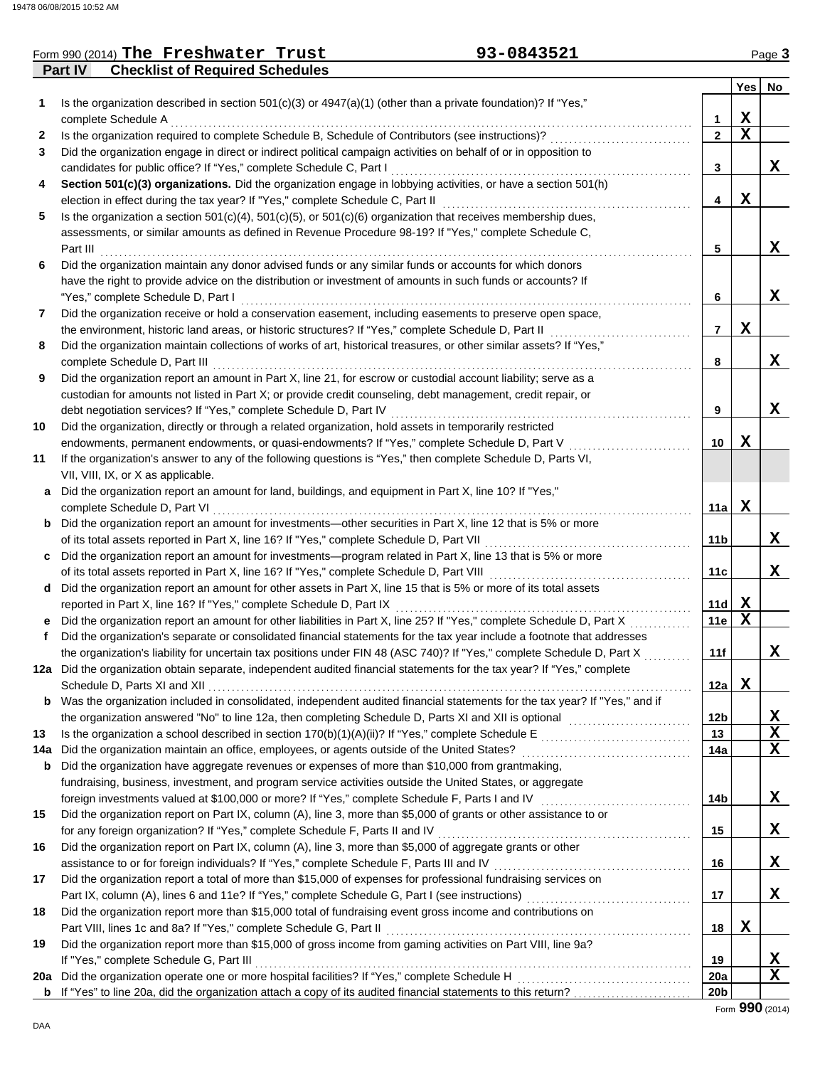Form 990 (2014) **The Freshwater Trust** 93-0843521

## Part IV Checklist of Required Schedules

| | | | Yes | No |
|---|---|---|---|---|
| 1 | Is the organization described in section 501(c)(3) or 4947(a)(1) (other than a private foundation)? If "Yes," complete Schedule A | 1 | X | |
| 2 | Is the organization required to complete Schedule B, Schedule of Contributors (see instructions)? | 2 | X | |
| 3 | Did the organization engage in direct or indirect political campaign activities on behalf of or in opposition to candidates for public office? If "Yes," complete Schedule C, Part I | 3 | | X |
| 4 | **Section 501(c)(3) organizations.** Did the organization engage in lobbying activities, or have a section 501(h) election in effect during the tax year? If "Yes," complete Schedule C, Part II | 4 | X | |
| 5 | Is the organization a section 501(c)(4), 501(c)(5), or 501(c)(6) organization that receives membership dues, assessments, or similar amounts as defined in Revenue Procedure 98-19? If "Yes," complete Schedule C, Part III | 5 | | X |
| 6 | Did the organization maintain any donor advised funds or any similar funds or accounts for which donors have the right to provide advice on the distribution or investment of amounts in such funds or accounts? If "Yes," complete Schedule D, Part I | 6 | | X |
| 7 | Did the organization receive or hold a conservation easement, including easements to preserve open space, the environment, historic land areas, or historic structures? If "Yes," complete Schedule D, Part II | 7 | X | |
| 8 | Did the organization maintain collections of works of art, historical treasures, or other similar assets? If "Yes," complete Schedule D, Part III | 8 | | X |
| 9 | Did the organization report an amount in Part X, line 21, for escrow or custodial account liability; serve as a custodian for amounts not listed in Part X; or provide credit counseling, debt management, credit repair, or debt negotiation services? If "Yes," complete Schedule D, Part IV | 9 | | X |
| 10 | Did the organization, directly or through a related organization, hold assets in temporarily restricted endowments, permanent endowments, or quasi-endowments? If "Yes," complete Schedule D, Part V | 10 | X | |
| 11 | If the organization's answer to any of the following questions is "Yes," then complete Schedule D, Parts VI, VII, VIII, IX, or X as applicable. | | | |
| a | Did the organization report an amount for land, buildings, and equipment in Part X, line 10? If "Yes," complete Schedule D, Part VI | 11a | X | |
| b | Did the organization report an amount for investments—other securities in Part X, line 12 that is 5% or more of its total assets reported in Part X, line 16? If "Yes," complete Schedule D, Part VII | 11b | | X |
| c | Did the organization report an amount for investments—program related in Part X, line 13 that is 5% or more of its total assets reported in Part X, line 16? If "Yes," complete Schedule D, Part VIII | 11c | | X |
| d | Did the organization report an amount for other assets in Part X, line 15 that is 5% or more of its total assets reported in Part X, line 16? If "Yes," complete Schedule D, Part IX | 11d | X | |
| e | Did the organization report an amount for other liabilities in Part X, line 25? If "Yes," complete Schedule D, Part X | 11e | X | |
| f | Did the organization's separate or consolidated financial statements for the tax year include a footnote that addresses the organization's liability for uncertain tax positions under FIN 48 (ASC 740)? If "Yes," complete Schedule D, Part X | 11f | | X |
| 12a | Did the organization obtain separate, independent audited financial statements for the tax year? If "Yes," complete Schedule D, Parts XI and XII | 12a | X | |
| b | Was the organization included in consolidated, independent audited financial statements for the tax year? If "Yes," and if the organization answered "No" to line 12a, then completing Schedule D, Parts XI and XII is optional | 12b | | X |
| 13 | Is the organization a school described in section 170(b)(1)(A)(ii)? If "Yes," complete Schedule E | 13 | | X |
| 14a | Did the organization maintain an office, employees, or agents outside of the United States? | 14a | | X |
| b | Did the organization have aggregate revenues or expenses of more than $10,000 from grantmaking, fundraising, business, investment, and program service activities outside the United States, or aggregate foreign investments valued at $100,000 or more? If "Yes," complete Schedule F, Parts I and IV | 14b | | X |
| 15 | Did the organization report on Part IX, column (A), line 3, more than $5,000 of grants or other assistance to or for any foreign organization? If "Yes," complete Schedule F, Parts II and IV | 15 | | X |
| 16 | Did the organization report on Part IX, column (A), line 3, more than $5,000 of aggregate grants or other assistance to or for foreign individuals? If "Yes," complete Schedule F, Parts III and IV | 16 | | X |
| 17 | Did the organization report a total of more than $15,000 of expenses for professional fundraising services on Part IX, column (A), lines 6 and 11e? If "Yes," complete Schedule G, Part I (see instructions) | 17 | | X |
| 18 | Did the organization report more than $15,000 total of fundraising event gross income and contributions on Part VIII, lines 1c and 8a? If "Yes," complete Schedule G, Part II | 18 | X | |
| 19 | Did the organization report more than $15,000 of gross income from gaming activities on Part VIII, line 9a? If "Yes," complete Schedule G, Part III | 19 | | X |
| 20a | Did the organization operate one or more hospital facilities? If "Yes," complete Schedule H | 20a | | X |
| b | If "Yes" to line 20a, did the organization attach a copy of its audited financial statements to this return? | 20b | | |

Form **990** (2014)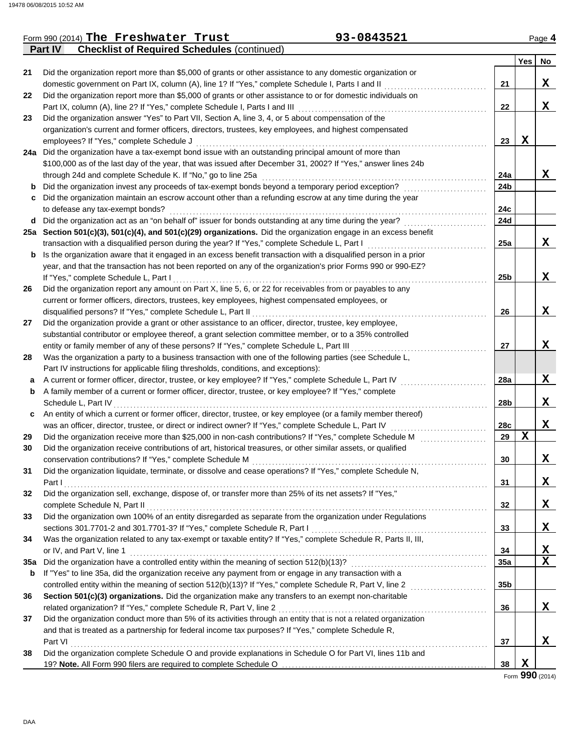Form 990 (2014) **The Freshwater Trust** 93-0843521

**Part IV Checklist of Required Schedules** (continued)

| | | | Yes | No |
|---|---|---|---|---|
| 21 | Did the organization report more than $5,000 of grants or other assistance to any domestic organization or domestic government on Part IX, column (A), line 1? If "Yes," complete Schedule I, Parts I and II | 21 | | X |
| 22 | Did the organization report more than $5,000 of grants or other assistance to or for domestic individuals on Part IX, column (A), line 2? If "Yes," complete Schedule I, Parts I and III | 22 | | X |
| 23 | Did the organization answer "Yes" to Part VII, Section A, line 3, 4, or 5 about compensation of the organization's current and former officers, directors, trustees, key employees, and highest compensated employees? If "Yes," complete Schedule J | 23 | X | |
| 24a | Did the organization have a tax-exempt bond issue with an outstanding principal amount of more than $100,000 as of the last day of the year, that was issued after December 31, 2002? If "Yes," answer lines 24b through 24d and complete Schedule K. If "No," go to line 25a | 24a | | X |
| b | Did the organization invest any proceeds of tax-exempt bonds beyond a temporary period exception? | 24b | | |
| c | Did the organization maintain an escrow account other than a refunding escrow at any time during the year to defease any tax-exempt bonds? | 24c | | |
| d | Did the organization act as an "on behalf of" issuer for bonds outstanding at any time during the year? | 24d | | |
| 25a | **Section 501(c)(3), 501(c)(4), and 501(c)(29) organizations.** Did the organization engage in an excess benefit transaction with a disqualified person during the year? If "Yes," complete Schedule L, Part I | 25a | | X |
| b | Is the organization aware that it engaged in an excess benefit transaction with a disqualified person in a prior year, and that the transaction has not been reported on any of the organization's prior Forms 990 or 990-EZ? If "Yes," complete Schedule L, Part I | 25b | | X |
| 26 | Did the organization report any amount on Part X, line 5, 6, or 22 for receivables from or payables to any current or former officers, directors, trustees, key employees, highest compensated employees, or disqualified persons? If "Yes," complete Schedule L, Part II | 26 | | X |
| 27 | Did the organization provide a grant or other assistance to an officer, director, trustee, key employee, substantial contributor or employee thereof, a grant selection committee member, or to a 35% controlled entity or family member of any of these persons? If "Yes," complete Schedule L, Part III | 27 | | X |
| 28 | Was the organization a party to a business transaction with one of the following parties (see Schedule L, Part IV instructions for applicable filing thresholds, conditions, and exceptions): | | | |
| a | A current or former officer, director, trustee, or key employee? If "Yes," complete Schedule L, Part IV | 28a | | X |
| b | A family member of a current or former officer, director, trustee, or key employee? If "Yes," complete Schedule L, Part IV | 28b | | X |
| c | An entity of which a current or former officer, director, trustee, or key employee (or a family member thereof) was an officer, director, trustee, or direct or indirect owner? If "Yes," complete Schedule L, Part IV | 28c | | X |
| 29 | Did the organization receive more than $25,000 in non-cash contributions? If "Yes," complete Schedule M | 29 | X | |
| 30 | Did the organization receive contributions of art, historical treasures, or other similar assets, or qualified conservation contributions? If "Yes," complete Schedule M | 30 | | X |
| 31 | Did the organization liquidate, terminate, or dissolve and cease operations? If "Yes," complete Schedule N, Part I | 31 | | X |
| 32 | Did the organization sell, exchange, dispose of, or transfer more than 25% of its net assets? If "Yes," complete Schedule N, Part II | 32 | | X |
| 33 | Did the organization own 100% of an entity disregarded as separate from the organization under Regulations sections 301.7701-2 and 301.7701-3? If "Yes," complete Schedule R, Part I | 33 | | X |
| 34 | Was the organization related to any tax-exempt or taxable entity? If "Yes," complete Schedule R, Parts II, III, or IV, and Part V, line 1 | 34 | | X |
| 35a | Did the organization have a controlled entity within the meaning of section 512(b)(13)? | 35a | | X |
| b | If "Yes" to line 35a, did the organization receive any payment from or engage in any transaction with a controlled entity within the meaning of section 512(b)(13)? If "Yes," complete Schedule R, Part V, line 2 | 35b | | |
| 36 | **Section 501(c)(3) organizations.** Did the organization make any transfers to an exempt non-charitable related organization? If "Yes," complete Schedule R, Part V, line 2 | 36 | | X |
| 37 | Did the organization conduct more than 5% of its activities through an entity that is not a related organization and that is treated as a partnership for federal income tax purposes? If "Yes," complete Schedule R, Part VI | 37 | | X |
| 38 | Did the organization complete Schedule O and provide explanations in Schedule O for Part VI, lines 11b and 19? **Note.** All Form 990 filers are required to complete Schedule O | 38 | X | |

Form **990** (2014)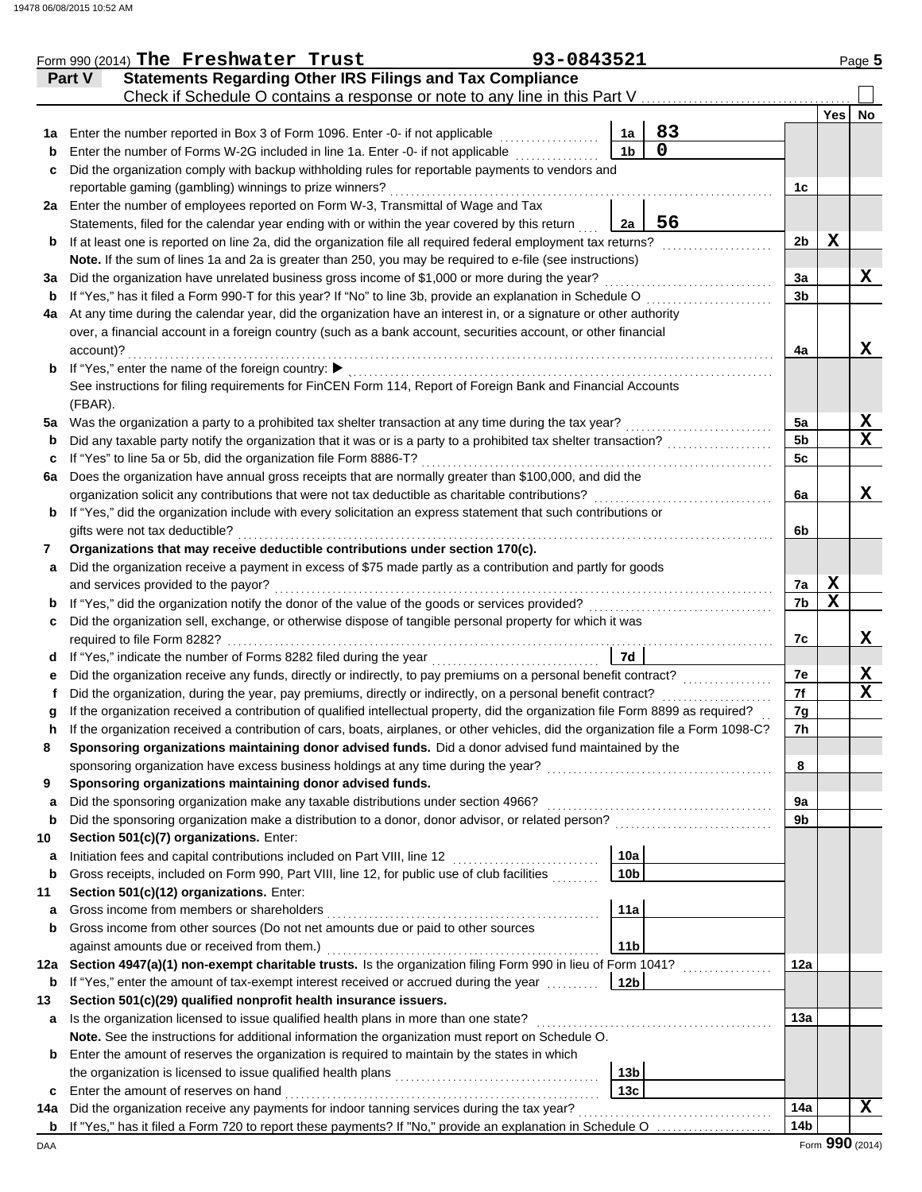Form 990 (2014) **The Freshwater Trust** 93-0843521 Page 5

## Part V Statements Regarding Other IRS Filings and Tax Compliance

Check if Schedule O contains a response or note to any line in this Part V ☐

| Line | Description | Box | Amount | Line | Yes | No |
|---|---|---|---|---|---|---|
| 1a | Enter the number reported in Box 3 of Form 1096. Enter -0- if not applicable | 1a | 83 | | | |
| b | Enter the number of Forms W-2G included in line 1a. Enter -0- if not applicable | 1b | 0 | | | |
| c | Did the organization comply with backup withholding rules for reportable payments to vendors and reportable gaming (gambling) winnings to prize winners? | | | 1c | | |
| 2a | Enter the number of employees reported on Form W-3, Transmittal of Wage and Tax Statements, filed for the calendar year ending with or within the year covered by this return | 2a | 56 | | | |
| b | If at least one is reported on line 2a, did the organization file all required federal employment tax returns? | | | 2b | X | |
| | **Note.** If the sum of lines 1a and 2a is greater than 250, you may be required to e-file (see instructions) | | | | | |
| 3a | Did the organization have unrelated business gross income of $1,000 or more during the year? | | | 3a | | X |
| b | If "Yes," has it filed a Form 990-T for this year? If "No" to line 3b, provide an explanation in Schedule O | | | 3b | | |
| 4a | At any time during the calendar year, did the organization have an interest in, or a signature or other authority over, a financial account in a foreign country (such as a bank account, securities account, or other financial account)? | | | 4a | | X |
| b | If "Yes," enter the name of the foreign country: ▶ See instructions for filing requirements for FinCEN Form 114, Report of Foreign Bank and Financial Accounts (FBAR). | | | | | |
| 5a | Was the organization a party to a prohibited tax shelter transaction at any time during the tax year? | | | 5a | | X |
| b | Did any taxable party notify the organization that it was or is a party to a prohibited tax shelter transaction? | | | 5b | | X |
| c | If "Yes" to line 5a or 5b, did the organization file Form 8886-T? | | | 5c | | |
| 6a | Does the organization have annual gross receipts that are normally greater than $100,000, and did the organization solicit any contributions that were not tax deductible as charitable contributions? | | | 6a | | X |
| b | If "Yes," did the organization include with every solicitation an express statement that such contributions or gifts were not tax deductible? | | | 6b | | |
| 7 | **Organizations that may receive deductible contributions under section 170(c).** | | | | | |
| a | Did the organization receive a payment in excess of $75 made partly as a contribution and partly for goods and services provided to the payor? | | | 7a | X | |
| b | If "Yes," did the organization notify the donor of the value of the goods or services provided? | | | 7b | X | |
| c | Did the organization sell, exchange, or otherwise dispose of tangible personal property for which it was required to file Form 8282? | | | 7c | | X |
| d | If "Yes," indicate the number of Forms 8282 filed during the year | 7d | | | | |
| e | Did the organization receive any funds, directly or indirectly, to pay premiums on a personal benefit contract? | | | 7e | | X |
| f | Did the organization, during the year, pay premiums, directly or indirectly, on a personal benefit contract? | | | 7f | | X |
| g | If the organization received a contribution of qualified intellectual property, did the organization file Form 8899 as required? | | | 7g | | |
| h | If the organization received a contribution of cars, boats, airplanes, or other vehicles, did the organization file a Form 1098-C? | | | 7h | | |
| 8 | **Sponsoring organizations maintaining donor advised funds.** Did a donor advised fund maintained by the sponsoring organization have excess business holdings at any time during the year? | | | 8 | | |
| 9 | **Sponsoring organizations maintaining donor advised funds.** | | | | | |
| a | Did the sponsoring organization make any taxable distributions under section 4966? | | | 9a | | |
| b | Did the sponsoring organization make a distribution to a donor, donor advisor, or related person? | | | 9b | | |
| 10 | **Section 501(c)(7) organizations.** Enter: | | | | | |
| a | Initiation fees and capital contributions included on Part VIII, line 12 | 10a | | | | |
| b | Gross receipts, included on Form 990, Part VIII, line 12, for public use of club facilities | 10b | | | | |
| 11 | **Section 501(c)(12) organizations.** Enter: | | | | | |
| a | Gross income from members or shareholders | 11a | | | | |
| b | Gross income from other sources (Do not net amounts due or paid to other sources against amounts due or received from them.) | 11b | | | | |
| 12a | **Section 4947(a)(1) non-exempt charitable trusts.** Is the organization filing Form 990 in lieu of Form 1041? | | | 12a | | |
| b | If "Yes," enter the amount of tax-exempt interest received or accrued during the year | 12b | | | | |
| 13 | **Section 501(c)(29) qualified nonprofit health insurance issuers.** | | | | | |
| a | Is the organization licensed to issue qualified health plans in more than one state? | | | 13a | | |
| | **Note.** See the instructions for additional information the organization must report on Schedule O. | | | | | |
| b | Enter the amount of reserves the organization is required to maintain by the states in which the organization is licensed to issue qualified health plans | 13b | | | | |
| c | Enter the amount of reserves on hand | 13c | | | | |
| 14a | Did the organization receive any payments for indoor tanning services during the tax year? | | | 14a | | X |
| b | If "Yes," has it filed a Form 720 to report these payments? If "No," provide an explanation in Schedule O | | | 14b | | |

Form **990** (2014)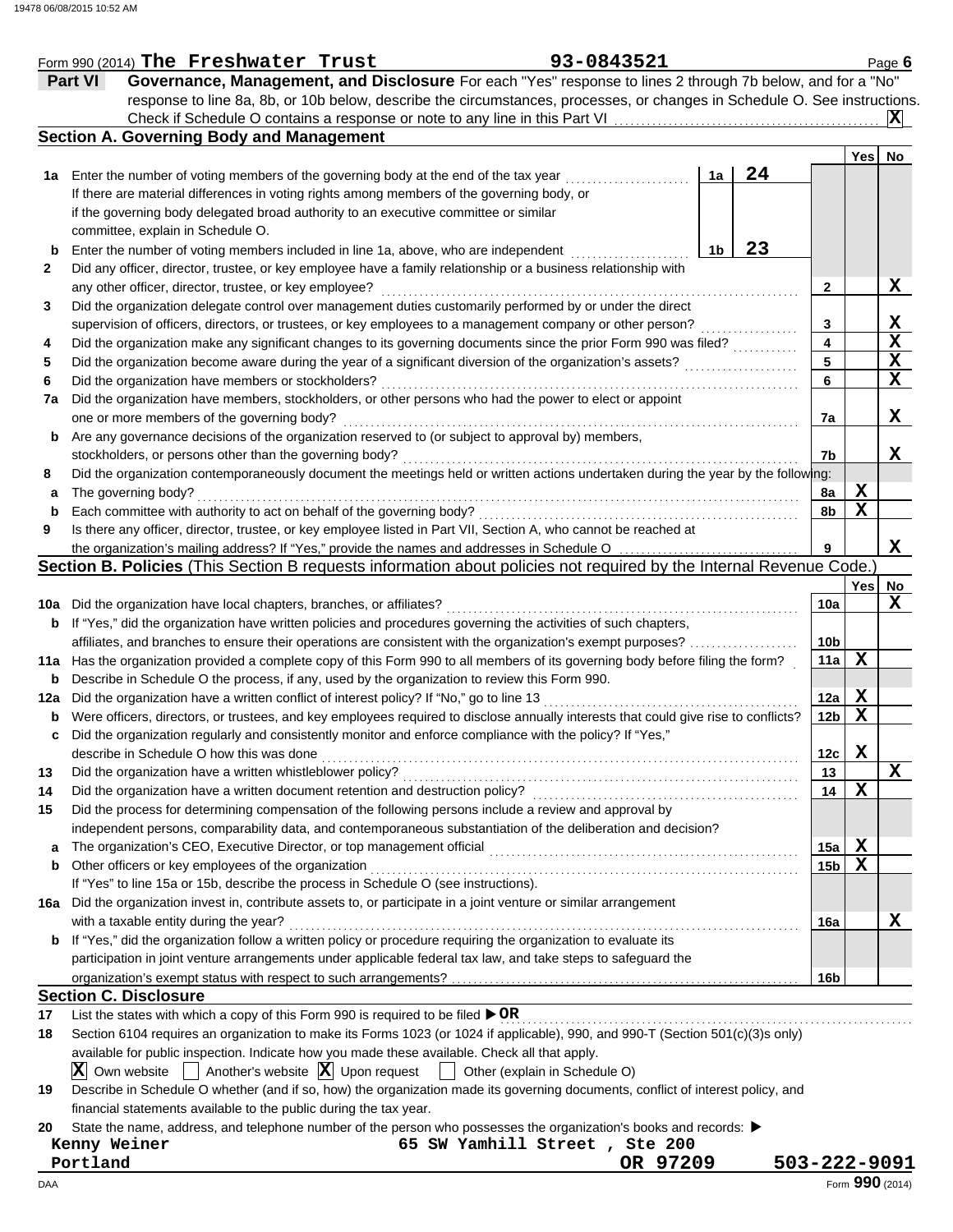Form 990 (2014) **The Freshwater Trust** **93-0843521**

## Part VI Governance, Management, and Disclosure

For each "Yes" response to lines 2 through 7b below, and for a "No" response to line 8a, 8b, or 10b below, describe the circumstances, processes, or changes in Schedule O. See instructions.

Check if Schedule O contains a response or note to any line in this Part VI . . . . . . . . . . **X**

### Section A. Governing Body and Management

| | | | Yes | No |
|---|---|---|---|---|
| **1a** | Enter the number of voting members of the governing body at the end of the tax year . . . **1a** **24**<br>If there are material differences in voting rights among members of the governing body, or if the governing body delegated broad authority to an executive committee or similar committee, explain in Schedule O. | | | |
| **b** | Enter the number of voting members included in line 1a, above, who are independent . . . **1b** **23** | | | |
| **2** | Did any officer, director, trustee, or key employee have a family relationship or a business relationship with any other officer, director, trustee, or key employee? | 2 | | X |
| **3** | Did the organization delegate control over management duties customarily performed by or under the direct supervision of officers, directors, or trustees, or key employees to a management company or other person? | 3 | | X |
| **4** | Did the organization make any significant changes to its governing documents since the prior Form 990 was filed? | 4 | | X |
| **5** | Did the organization become aware during the year of a significant diversion of the organization's assets? | 5 | | X |
| **6** | Did the organization have members or stockholders? | 6 | | X |
| **7a** | Did the organization have members, stockholders, or other persons who had the power to elect or appoint one or more members of the governing body? | 7a | | X |
| **b** | Are any governance decisions of the organization reserved to (or subject to approval by) members, stockholders, or persons other than the governing body? | 7b | | X |
| **8** | Did the organization contemporaneously document the meetings held or written actions undertaken during the year by the following: | | | |
| **a** | The governing body? | 8a | X | |
| **b** | Each committee with authority to act on behalf of the governing body? | 8b | X | |
| **9** | Is there any officer, director, trustee, or key employee listed in Part VII, Section A, who cannot be reached at the organization's mailing address? If "Yes," provide the names and addresses in Schedule O | 9 | | X |

### Section B. Policies (This Section B requests information about policies not required by the Internal Revenue Code.)

| | | | Yes | No |
|---|---|---|---|---|
| **10a** | Did the organization have local chapters, branches, or affiliates? | 10a | | X |
| **b** | If "Yes," did the organization have written policies and procedures governing the activities of such chapters, affiliates, and branches to ensure their operations are consistent with the organization's exempt purposes? | 10b | | |
| **11a** | Has the organization provided a complete copy of this Form 990 to all members of its governing body before filing the form? | 11a | X | |
| **b** | Describe in Schedule O the process, if any, used by the organization to review this Form 990. | | | |
| **12a** | Did the organization have a written conflict of interest policy? If "No," go to line 13 | 12a | X | |
| **b** | Were officers, directors, or trustees, and key employees required to disclose annually interests that could give rise to conflicts? | 12b | X | |
| **c** | Did the organization regularly and consistently monitor and enforce compliance with the policy? If "Yes," describe in Schedule O how this was done | 12c | X | |
| **13** | Did the organization have a written whistleblower policy? | 13 | | X |
| **14** | Did the organization have a written document retention and destruction policy? | 14 | X | |
| **15** | Did the process for determining compensation of the following persons include a review and approval by independent persons, comparability data, and contemporaneous substantiation of the deliberation and decision? | | | |
| **a** | The organization's CEO, Executive Director, or top management official | 15a | X | |
| **b** | Other officers or key employees of the organization<br>If "Yes" to line 15a or 15b, describe the process in Schedule O (see instructions). | 15b | X | |
| **16a** | Did the organization invest in, contribute assets to, or participate in a joint venture or similar arrangement with a taxable entity during the year? | 16a | | X |
| **b** | If "Yes," did the organization follow a written policy or procedure requiring the organization to evaluate its participation in joint venture arrangements under applicable federal tax law, and take steps to safeguard the organization's exempt status with respect to such arrangements? | 16b | | |

### Section C. Disclosure

**17** List the states with which a copy of this Form 990 is required to be filed ▶ **OR**

**18** Section 6104 requires an organization to make its Forms 1023 (or 1024 if applicable), 990, and 990-T (Section 501(c)(3)s only) available for public inspection. Indicate how you made these available. Check all that apply.

**X** Own website ☐ Another's website **X** Upon request ☐ Other (explain in Schedule O)

**19** Describe in Schedule O whether (and if so, how) the organization made its governing documents, conflict of interest policy, and financial statements available to the public during the tax year.

**20** State the name, address, and telephone number of the person who possesses the organization's books and records: ▶

**Kenny Weiner** **65 SW Yamhill Street , Ste 200**
**Portland** **OR 97209** **503-222-9091**

Form **990** (2014)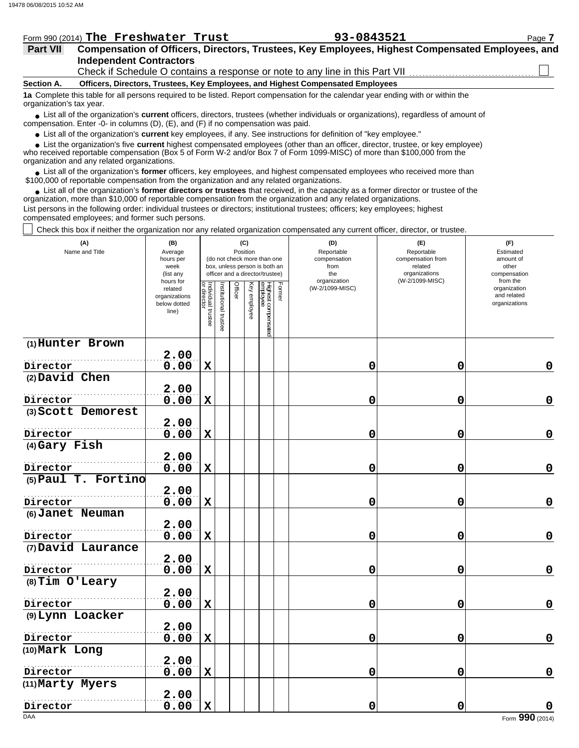Form 990 (2014) **The Freshwater Trust** **93-0843521**

## Part VII Compensation of Officers, Directors, Trustees, Key Employees, Highest Compensated Employees, and Independent Contractors

Check if Schedule O contains a response or note to any line in this Part VII ☐

### Section A. Officers, Directors, Trustees, Key Employees, and Highest Compensated Employees

**1a** Complete this table for all persons required to be listed. Report compensation for the calendar year ending with or within the organization's tax year.

- List all of the organization's **current** officers, directors, trustees (whether individuals or organizations), regardless of amount of compensation. Enter -0- in columns (D), (E), and (F) if no compensation was paid.
- List all of the organization's **current** key employees, if any. See instructions for definition of "key employee."
- List the organization's five **current** highest compensated employees (other than an officer, director, trustee, or key employee) who received reportable compensation (Box 5 of Form W-2 and/or Box 7 of Form 1099-MISC) of more than $100,000 from the organization and any related organizations.
- List all of the organization's **former** officers, key employees, and highest compensated employees who received more than $100,000 of reportable compensation from the organization and any related organizations.
- List all of the organization's **former directors or trustees** that received, in the capacity as a former director or trustee of the organization, more than $10,000 of reportable compensation from the organization and any related organizations.

List persons in the following order: individual trustees or directors; institutional trustees; officers; key employees; highest compensated employees; and former such persons.

☐ Check this box if neither the organization nor any related organization compensated any current officer, director, or trustee.

| (A) Name and Title | (B) Average hours per week (list any hours for related organizations below dotted line) | (C) Position (do not check more than one box, unless person is both an officer and a director/trustee) | | | | | | (D) Reportable compensation from the organization (W-2/1099-MISC) | (E) Reportable compensation from related organizations (W-2/1099-MISC) | (F) Estimated amount of other compensation from the organization and related organizations |
|---|---|---|---|---|---|---|---|---|---|---|
| | | Individual trustee or director | Institutional trustee | Officer | Key employee | Highest compensated employee | Former | | | |
| (1) Hunter Brown<br>Director | 2.00<br>0.00 | X | | | | | | 0 | 0 | 0 |
| (2) David Chen<br>Director | 2.00<br>0.00 | X | | | | | | 0 | 0 | 0 |
| (3) Scott Demorest<br>Director | 2.00<br>0.00 | X | | | | | | 0 | 0 | 0 |
| (4) Gary Fish<br>Director | 2.00<br>0.00 | X | | | | | | 0 | 0 | 0 |
| (5) Paul T. Fortino<br>Director | 2.00<br>0.00 | X | | | | | | 0 | 0 | 0 |
| (6) Janet Neuman<br>Director | 2.00<br>0.00 | X | | | | | | 0 | 0 | 0 |
| (7) David Laurance<br>Director | 2.00<br>0.00 | X | | | | | | 0 | 0 | 0 |
| (8) Tim O'Leary<br>Director | 2.00<br>0.00 | X | | | | | | 0 | 0 | 0 |
| (9) Lynn Loacker<br>Director | 2.00<br>0.00 | X | | | | | | 0 | 0 | 0 |
| (10) Mark Long<br>Director | 2.00<br>0.00 | X | | | | | | 0 | 0 | 0 |
| (11) Marty Myers<br>Director | 2.00<br>0.00 | X | | | | | | 0 | 0 | 0 |

Form **990** (2014)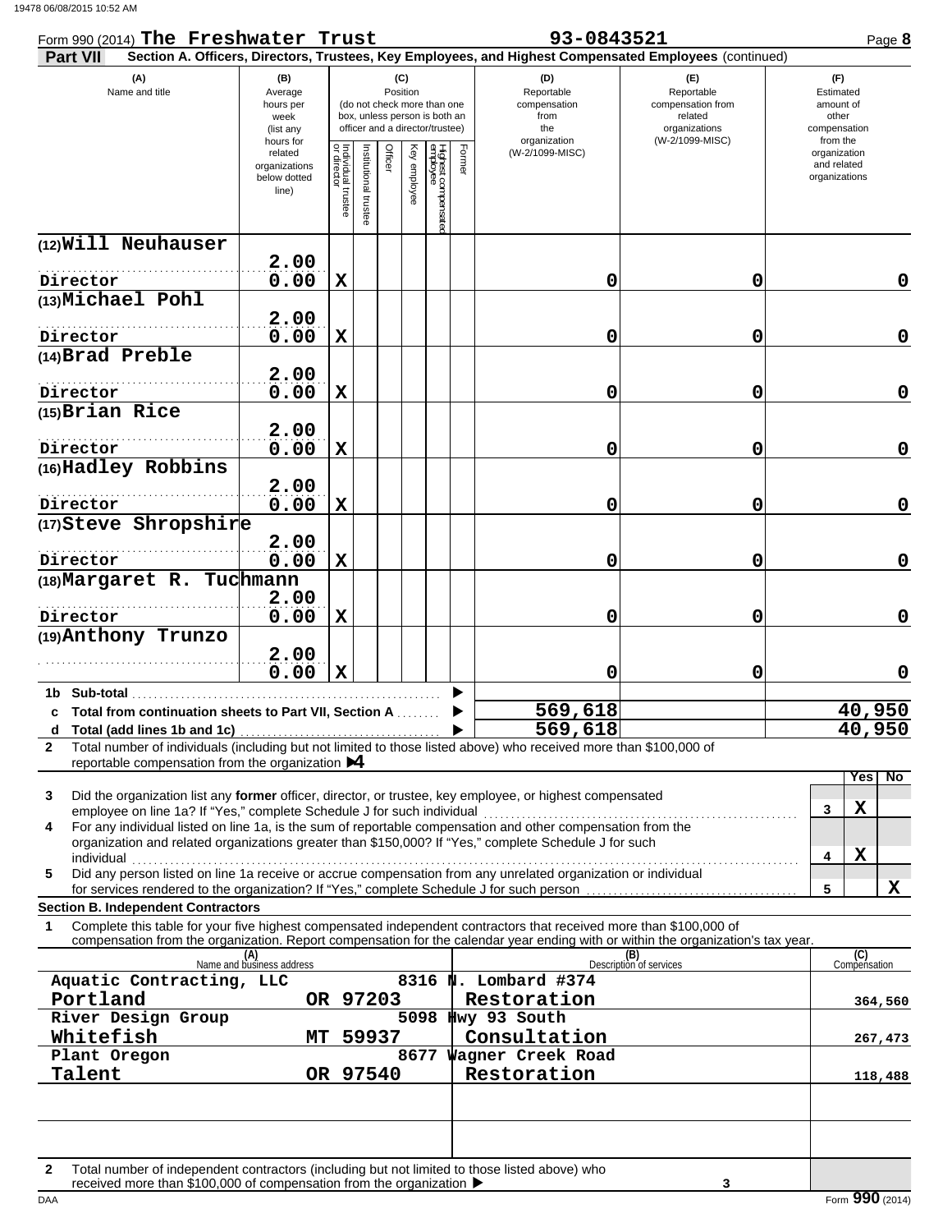Form 990 (2014) **The Freshwater Trust** **93-0843521** Page **8**

**Part VII Section A. Officers, Directors, Trustees, Key Employees, and Highest Compensated Employees** (continued)

| (A) Name and title | (B) Average hours per week (list any hours for related organizations below dotted line) | (C) Position: Individual trustee or director | Institutional trustee | Officer | Key employee | Highest compensated employee | Former | (D) Reportable compensation from the organization (W-2/1099-MISC) | (E) Reportable compensation from related organizations (W-2/1099-MISC) | (F) Estimated amount of other compensation from the organization and related organizations |
|---|---|---|---|---|---|---|---|---|---|---|
| (12) Will Neuhauser<br>Director | 2.00<br>0.00 | X | | | | | | 0 | 0 | 0 |
| (13) Michael Pohl<br>Director | 2.00<br>0.00 | X | | | | | | 0 | 0 | 0 |
| (14) Brad Preble<br>Director | 2.00<br>0.00 | X | | | | | | 0 | 0 | 0 |
| (15) Brian Rice<br>Director | 2.00<br>0.00 | X | | | | | | 0 | 0 | 0 |
| (16) Hadley Robbins<br>Director | 2.00<br>0.00 | X | | | | | | 0 | 0 | 0 |
| (17) Steve Shropshire<br>Director | 2.00<br>0.00 | X | | | | | | 0 | 0 | 0 |
| (18) Margaret R. Tuchmann<br>Director | 2.00<br>0.00 | X | | | | | | 0 | 0 | 0 |
| (19) Anthony Trunzo | 2.00<br>0.00 | X | | | | | | 0 | 0 | 0 |
| 1b Sub-total | | | | | | | | | | |
| c Total from continuation sheets to Part VII, Section A | | | | | | | | 569,618 | | 40,950 |
| d Total (add lines 1b and 1c) | | | | | | | | 569,618 | | 40,950 |

2 Total number of individuals (including but not limited to those listed above) who received more than $100,000 of reportable compensation from the organization ▶ 4

| | | Yes | No |
|---|---|---|---|
| 3 Did the organization list any **former** officer, director, or trustee, key employee, or highest compensated employee on line 1a? If "Yes," complete Schedule J for such individual | 3 | X | |
| 4 For any individual listed on line 1a, is the sum of reportable compensation and other compensation from the organization and related organizations greater than $150,000? If "Yes," complete Schedule J for such individual | 4 | X | |
| 5 Did any person listed on line 1a receive or accrue compensation from any unrelated organization or individual for services rendered to the organization? If "Yes," complete Schedule J for such person | 5 | | X |

**Section B. Independent Contractors**

1 Complete this table for your five highest compensated independent contractors that received more than $100,000 of compensation from the organization. Report compensation for the calendar year ending with or within the organization's tax year.

| (A) Name and business address | (B) Description of services | (C) Compensation |
|---|---|---|
| Aquatic Contracting, LLC, 8316 N. Lombard #374, Portland OR 97203 | Restoration | 364,560 |
| River Design Group, 5098 Hwy 93 South, Whitefish MT 59937 | Consultation | 267,473 |
| Plant Oregon, 8677 Wagner Creek Road, Talent OR 97540 | Restoration | 118,488 |
| | | |
| | | |

2 Total number of independent contractors (including but not limited to those listed above) who received more than $100,000 of compensation from the organization ▶ 3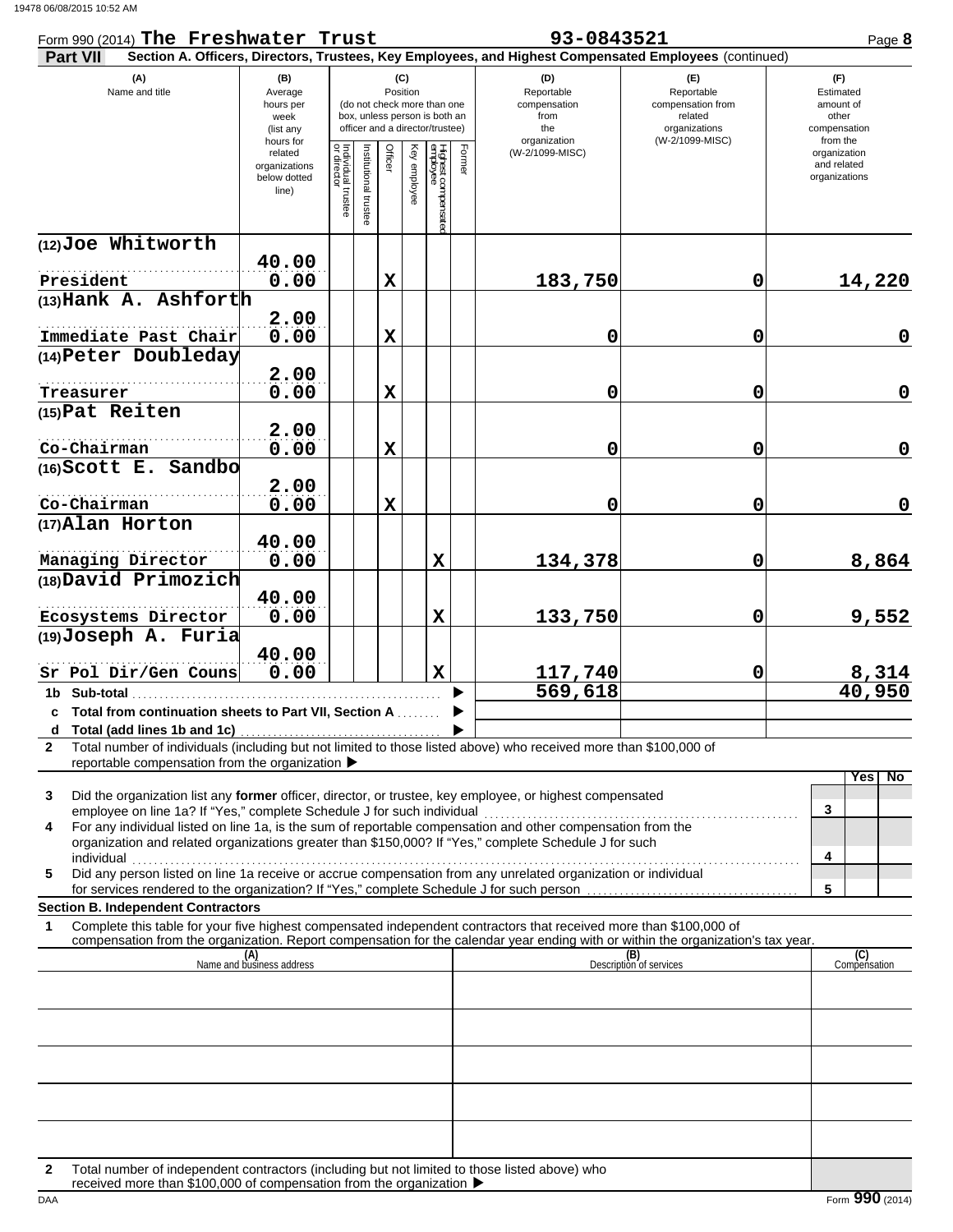Form 990 (2014) **The Freshwater Trust** **93-0843521** Page **8**

**Part VII** **Section A. Officers, Directors, Trustees, Key Employees, and Highest Compensated Employees** (continued)

| (A) Name and title | (B) Average hours per week (list any hours for related organizations below dotted line) | (C) Position: Individual trustee or director | Institutional trustee | Officer | Key employee | Highest compensated employee | Former | (D) Reportable compensation from the organization (W-2/1099-MISC) | (E) Reportable compensation from related organizations (W-2/1099-MISC) | (F) Estimated amount of other compensation from the organization and related organizations |
|---|---|---|---|---|---|---|---|---|---|---|
| (12) **Joe Whitworth** President | 40.00 / 0.00 | | | X | | | | 183,750 | 0 | 14,220 |
| (13) **Hank A. Ashforth** Immediate Past Chair | 2.00 / 0.00 | | | X | | | | 0 | 0 | 0 |
| (14) **Peter Doubleday** Treasurer | 2.00 / 0.00 | | | X | | | | 0 | 0 | 0 |
| (15) **Pat Reiten** Co-Chairman | 2.00 / 0.00 | | | X | | | | 0 | 0 | 0 |
| (16) **Scott E. Sandbo** Co-Chairman | 2.00 / 0.00 | | | X | | | | 0 | 0 | 0 |
| (17) **Alan Horton** Managing Director | 40.00 / 0.00 | | | | | X | | 134,378 | 0 | 8,864 |
| (18) **David Primozich** Ecosystems Director | 40.00 / 0.00 | | | | | X | | 133,750 | 0 | 9,552 |
| (19) **Joseph A. Furia** Sr Pol Dir/Gen Couns | 40.00 / 0.00 | | | | | X | | 117,740 | 0 | 8,314 |
| **1b Sub-total** | | | | | | | | 569,618 | | 40,950 |
| **c Total from continuation sheets to Part VII, Section A** | | | | | | | | | | |
| **d Total (add lines 1b and 1c)** | | | | | | | | | | |

**2** Total number of individuals (including but not limited to those listed above) who received more than $100,000 of reportable compensation from the organization ▶

| | | Yes | No |
|---|---|---|---|
| **3** Did the organization list any **former** officer, director, or trustee, key employee, or highest compensated employee on line 1a? If "Yes," complete Schedule J for such individual | 3 | | |
| **4** For any individual listed on line 1a, is the sum of reportable compensation and other compensation from the organization and related organizations greater than $150,000? If "Yes," complete Schedule J for such individual | 4 | | |
| **5** Did any person listed on line 1a receive or accrue compensation from any unrelated organization or individual for services rendered to the organization? If "Yes," complete Schedule J for such person | 5 | | |

**Section B. Independent Contractors**

**1** Complete this table for your five highest compensated independent contractors that received more than $100,000 of compensation from the organization. Report compensation for the calendar year ending with or within the organization's tax year.

| (A) Name and business address | (B) Description of services | (C) Compensation |
|---|---|---|
| | | |
| | | |
| | | |
| | | |
| | | |

**2** Total number of independent contractors (including but not limited to those listed above) who received more than $100,000 of compensation from the organization ▶

Form **990** (2014)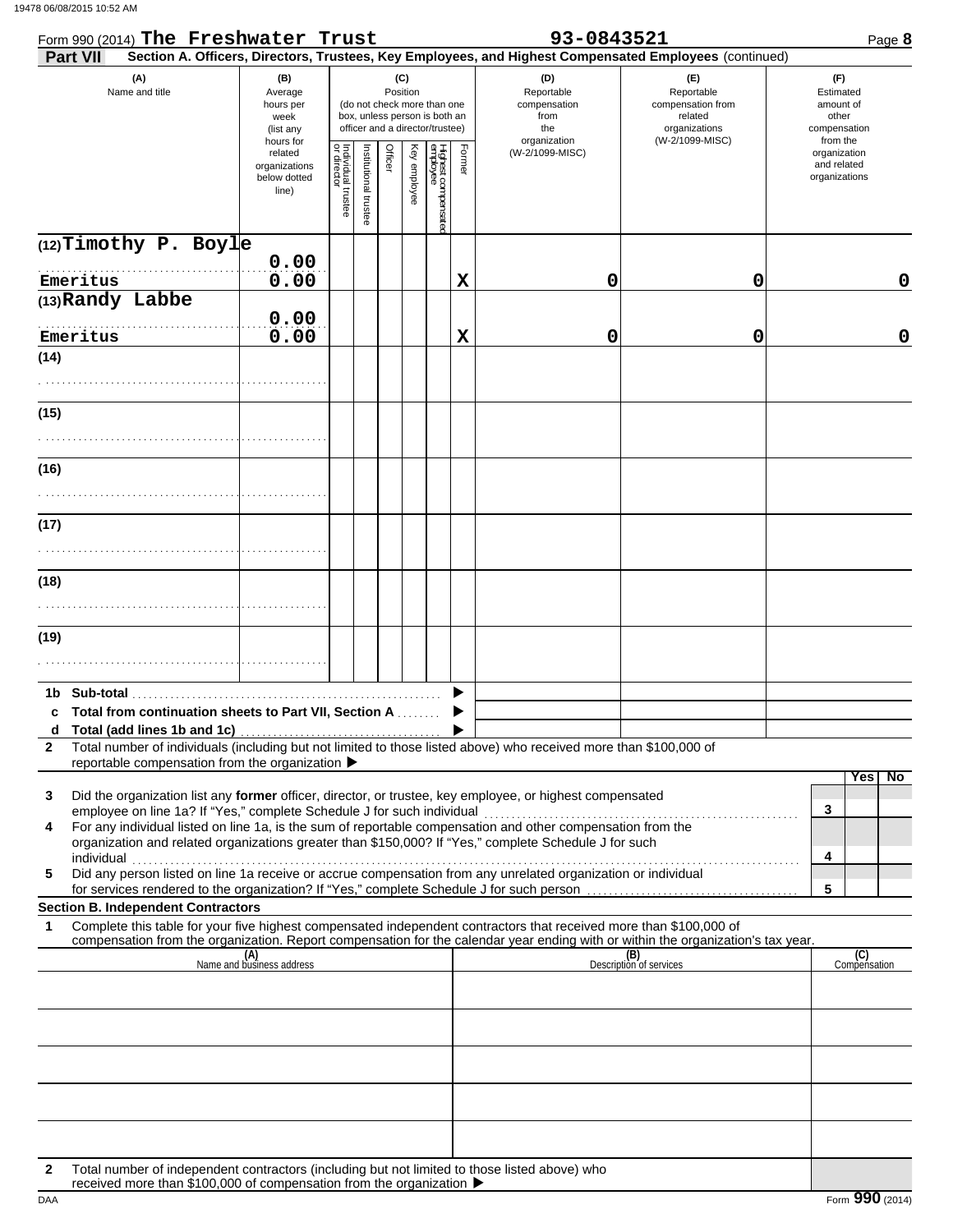Form 990 (2014) **The Freshwater Trust** **93-0843521** Page **8**

**Part VII** **Section A. Officers, Directors, Trustees, Key Employees, and Highest Compensated Employees** (continued)

| (A) Name and title | (B) Average hours per week (list any hours for related organizations below dotted line) | (C) Position (do not check more than one box, unless person is both an officer and a director/trustee) Individual trustee or director | Institutional trustee | Officer | Key employee | Highest compensated employee | Former | (D) Reportable compensation from the organization (W-2/1099-MISC) | (E) Reportable compensation from related organizations (W-2/1099-MISC) | (F) Estimated amount of other compensation from the organization and related organizations |
|---|---|---|---|---|---|---|---|---|---|---|
| (12) Timothy P. Boyle<br>Emeritus | 0.00<br>0.00 | | | | | | X | 0 | 0 | 0 |
| (13) Randy Labbe<br>Emeritus | 0.00<br>0.00 | | | | | | X | 0 | 0 | 0 |
| (14) | | | | | | | | | | |
| (15) | | | | | | | | | | |
| (16) | | | | | | | | | | |
| (17) | | | | | | | | | | |
| (18) | | | | | | | | | | |
| (19) | | | | | | | | | | |
| **1b Sub-total** ▶ | | | | | | | | | | |
| **c Total from continuation sheets to Part VII, Section A** ▶ | | | | | | | | | | |
| **d Total (add lines 1b and 1c)** ▶ | | | | | | | | | | |

**2** Total number of individuals (including but not limited to those listed above) who received more than $100,000 of reportable compensation from the organization ▶

| | | Yes | No |
|---|---|---|---|
| **3** Did the organization list any **former** officer, director, or trustee, key employee, or highest compensated employee on line 1a? If "Yes," complete Schedule J for such individual | 3 | | |
| **4** For any individual listed on line 1a, is the sum of reportable compensation and other compensation from the organization and related organizations greater than $150,000? If "Yes," complete Schedule J for such individual | 4 | | |
| **5** Did any person listed on line 1a receive or accrue compensation from any unrelated organization or individual for services rendered to the organization? If "Yes," complete Schedule J for such person | 5 | | |

**Section B. Independent Contractors**

**1** Complete this table for your five highest compensated independent contractors that received more than $100,000 of compensation from the organization. Report compensation for the calendar year ending with or within the organization's tax year.

| (A) Name and business address | (B) Description of services | (C) Compensation |
|---|---|---|
| | | |
| | | |
| | | |
| | | |
| | | |

**2** Total number of independent contractors (including but not limited to those listed above) who received more than $100,000 of compensation from the organization ▶

DAA Form **990** (2014)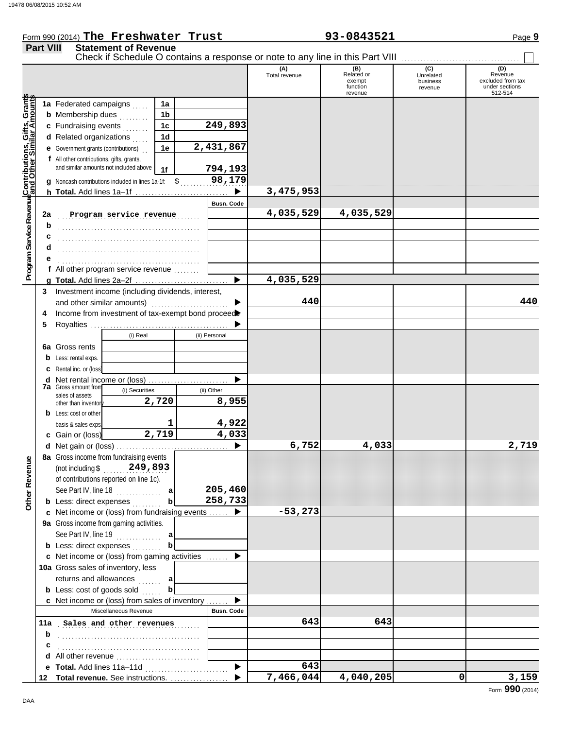Form 990 (2014) **The Freshwater Trust** 93-0843521

**Part VIII Statement of Revenue**

Check if Schedule O contains a response or note to any line in this Part VIII ☐

| | | | (A) Total revenue | (B) Related or exempt function revenue | (C) Unrelated business revenue | (D) Revenue excluded from tax under sections 512-514 |
|---|---|---|---|---|---|---|
| **Contributions, Gifts, Grants and Other Similar Amounts** | | | | | | |
| 1a Federated campaigns | 1a | | | | | |
| b Membership dues | 1b | | | | | |
| c Fundraising events | 1c | 249,893 | | | | |
| d Related organizations | 1d | | | | | |
| e Government grants (contributions) | 1e | 2,431,867 | | | | |
| f All other contributions, gifts, grants, and similar amounts not included above | 1f | 794,193 | | | | |
| g Noncash contributions included in lines 1a-1f: $ | | 98,179 | | | | |
| h **Total.** Add lines 1a–1f | | ▶ | 3,475,953 | | | |
| **Program Service Revenue** | | Busn. Code | | | | |
| 2a Program service revenue | | | 4,035,529 | 4,035,529 | | |
| b | | | | | | |
| c | | | | | | |
| d | | | | | | |
| e | | | | | | |
| f All other program service revenue | | | | | | |
| g **Total.** Add lines 2a–2f | | ▶ | 4,035,529 | | | |
| **Other Revenue** | | | | | | |
| 3 Investment income (including dividends, interest, and other similar amounts) | | ▶ | 440 | | | 440 |
| 4 Income from investment of tax-exempt bond proceeds | | ▶ | | | | |
| 5 Royalties | | ▶ | | | | |
| | (i) Real | (ii) Personal | | | | |
| 6a Gross rents | | | | | | |
| b Less: rental exps. | | | | | | |
| c Rental inc. or (loss) | | | | | | |
| d Net rental income or (loss) | | ▶ | | | | |
| 7a Gross amount from sales of assets other than inventory | (i) Securities 2,720 | (ii) Other 8,955 | | | | |
| b Less: cost or other basis & sales exps. | 1 | 4,922 | | | | |
| c Gain or (loss) | 2,719 | 4,033 | | | | |
| d Net gain or (loss) | | ▶ | 6,752 | 4,033 | | 2,719 |
| 8a Gross income from fundraising events (not including $ 249,893 of contributions reported on line 1c). See Part IV, line 18 | a | 205,460 | | | | |
| b Less: direct expenses | b | 258,733 | | | | |
| c Net income or (loss) from fundraising events | | ▶ | -53,273 | | | |
| 9a Gross income from gaming activities. See Part IV, line 19 | a | | | | | |
| b Less: direct expenses | b | | | | | |
| c Net income or (loss) from gaming activities | | ▶ | | | | |
| 10a Gross sales of inventory, less returns and allowances | a | | | | | |
| b Less: cost of goods sold | b | | | | | |
| c Net income or (loss) from sales of inventory | | ▶ | | | | |
| Miscellaneous Revenue | | Busn. Code | | | | |
| 11a Sales and other revenues | | | 643 | 643 | | |
| b | | | | | | |
| c | | | | | | |
| d All other revenue | | | | | | |
| e **Total.** Add lines 11a–11d | | ▶ | 643 | | | |
| 12 **Total revenue.** See instructions. | | ▶ | 7,466,044 | 4,040,205 | 0 | 3,159 |

Form **990** (2014)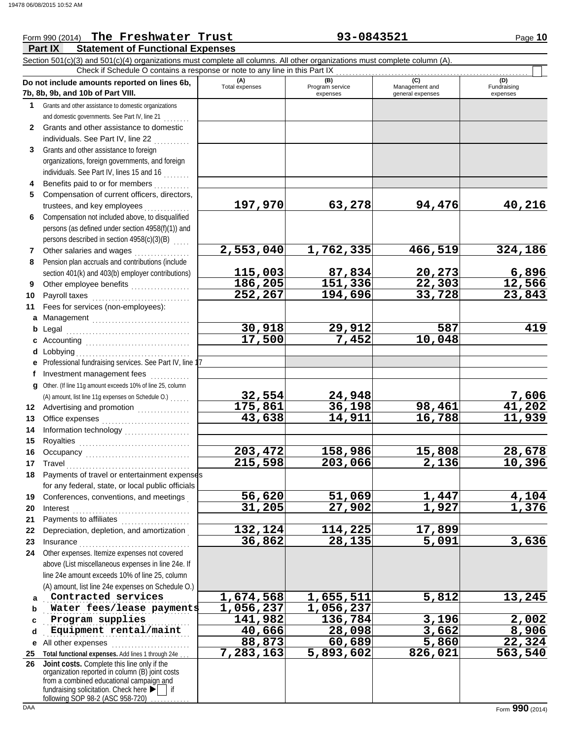Form 990 (2014) **The Freshwater Trust** **93-0843521**

## Part IX Statement of Functional Expenses

Section 501(c)(3) and 501(c)(4) organizations must complete all columns. All other organizations must complete column (A).

Check if Schedule O contains a response or note to any line in this Part IX ☐

| | Do not include amounts reported on lines 6b, 7b, 8b, 9b, and 10b of Part VIII. | (A) Total expenses | (B) Program service expenses | (C) Management and general expenses | (D) Fundraising expenses |
|---|---|---|---|---|---|
| 1 | Grants and other assistance to domestic organizations and domestic governments. See Part IV, line 21 | | | | |
| 2 | Grants and other assistance to domestic individuals. See Part IV, line 22 | | | | |
| 3 | Grants and other assistance to foreign organizations, foreign governments, and foreign individuals. See Part IV, lines 15 and 16 | | | | |
| 4 | Benefits paid to or for members | | | | |
| 5 | Compensation of current officers, directors, trustees, and key employees | 197,970 | 63,278 | 94,476 | 40,216 |
| 6 | Compensation not included above, to disqualified persons (as defined under section 4958(f)(1)) and persons described in section 4958(c)(3)(B) | | | | |
| 7 | Other salaries and wages | 2,553,040 | 1,762,335 | 466,519 | 324,186 |
| 8 | Pension plan accruals and contributions (include section 401(k) and 403(b) employer contributions) | 115,003 | 87,834 | 20,273 | 6,896 |
| 9 | Other employee benefits | 186,205 | 151,336 | 22,303 | 12,566 |
| 10 | Payroll taxes | 252,267 | 194,696 | 33,728 | 23,843 |
| 11 | Fees for services (non-employees): | | | | |
| a | Management | | | | |
| b | Legal | 30,918 | 29,912 | 587 | 419 |
| c | Accounting | 17,500 | 7,452 | 10,048 | |
| d | Lobbying | | | | |
| e | Professional fundraising services. See Part IV, line 17 | | | | |
| f | Investment management fees | | | | |
| g | Other. (If line 11g amount exceeds 10% of line 25, column (A) amount, list line 11g expenses on Schedule O.) | 32,554 | 24,948 | | 7,606 |
| 12 | Advertising and promotion | 175,861 | 36,198 | 98,461 | 41,202 |
| 13 | Office expenses | 43,638 | 14,911 | 16,788 | 11,939 |
| 14 | Information technology | | | | |
| 15 | Royalties | | | | |
| 16 | Occupancy | 203,472 | 158,986 | 15,808 | 28,678 |
| 17 | Travel | 215,598 | 203,066 | 2,136 | 10,396 |
| 18 | Payments of travel or entertainment expenses for any federal, state, or local public officials | | | | |
| 19 | Conferences, conventions, and meetings | 56,620 | 51,069 | 1,447 | 4,104 |
| 20 | Interest | 31,205 | 27,902 | 1,927 | 1,376 |
| 21 | Payments to affiliates | | | | |
| 22 | Depreciation, depletion, and amortization | 132,124 | 114,225 | 17,899 | |
| 23 | Insurance | 36,862 | 28,135 | 5,091 | 3,636 |
| 24 | Other expenses. Itemize expenses not covered above (List miscellaneous expenses in line 24e. If line 24e amount exceeds 10% of line 25, column (A) amount, list line 24e expenses on Schedule O.) | | | | |
| a | Contracted services | 1,674,568 | 1,655,511 | 5,812 | 13,245 |
| b | Water fees/lease payments | 1,056,237 | 1,056,237 | | |
| c | Program supplies | 141,982 | 136,784 | 3,196 | 2,002 |
| d | Equipment rental/maint | 40,666 | 28,098 | 3,662 | 8,906 |
| e | All other expenses | 88,873 | 60,689 | 5,860 | 22,324 |
| 25 | Total functional expenses. Add lines 1 through 24e | 7,283,163 | 5,893,602 | 826,021 | 563,540 |
| 26 | Joint costs. Complete this line only if the organization reported in column (B) joint costs from a combined educational campaign and fundraising solicitation. Check here ▶ ☐ if following SOP 98-2 (ASC 958-720) | | | | |

Form **990** (2014)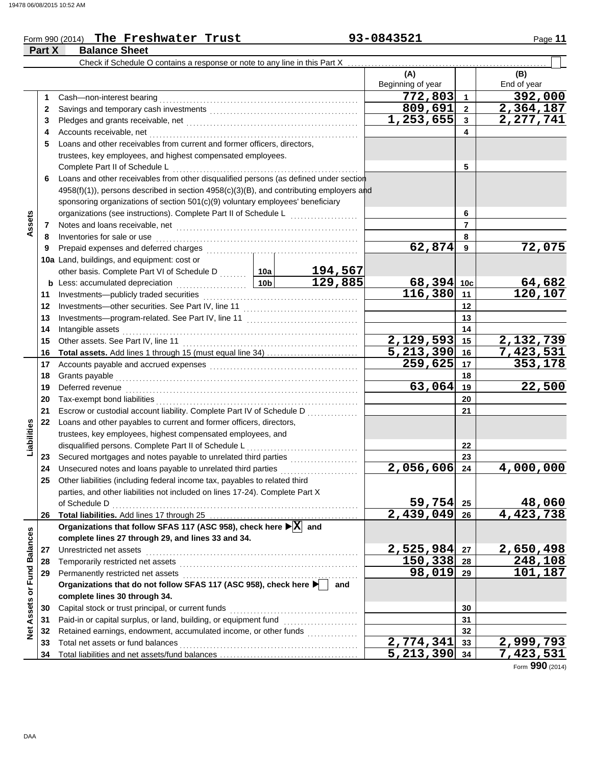Form 990 (2014) **The Freshwater Trust** 93-0843521

**Part X Balance Sheet**

Check if Schedule O contains a response or note to any line in this Part X ☐

| | | | | (A) Beginning of year | | (B) End of year |
|---|---|---|---|---|---|---|
| **Assets** | 1 | Cash—non-interest bearing | | 772,803 | 1 | 392,000 |
| | 2 | Savings and temporary cash investments | | 809,691 | 2 | 2,364,187 |
| | 3 | Pledges and grants receivable, net | | 1,253,655 | 3 | 2,277,741 |
| | 4 | Accounts receivable, net | | | 4 | |
| | 5 | Loans and other receivables from current and former officers, directors, trustees, key employees, and highest compensated employees. Complete Part II of Schedule L | | | 5 | |
| | 6 | Loans and other receivables from other disqualified persons (as defined under section 4958(f)(1)), persons described in section 4958(c)(3)(B), and contributing employers and sponsoring organizations of section 501(c)(9) voluntary employees' beneficiary organizations (see instructions). Complete Part II of Schedule L | | | 6 | |
| | 7 | Notes and loans receivable, net | | | 7 | |
| | 8 | Inventories for sale or use | | | 8 | |
| | 9 | Prepaid expenses and deferred charges | | 62,874 | 9 | 72,075 |
| | 10a | Land, buildings, and equipment: cost or other basis. Complete Part VI of Schedule D | 10a 194,567 | | | |
| | b | Less: accumulated depreciation | 10b 129,885 | 68,394 | 10c | 64,682 |
| | 11 | Investments—publicly traded securities | | 116,380 | 11 | 120,107 |
| | 12 | Investments—other securities. See Part IV, line 11 | | | 12 | |
| | 13 | Investments—program-related. See Part IV, line 11 | | | 13 | |
| | 14 | Intangible assets | | | 14 | |
| | 15 | Other assets. See Part IV, line 11 | | 2,129,593 | 15 | 2,132,739 |
| | 16 | **Total assets.** Add lines 1 through 15 (must equal line 34) | | 5,213,390 | 16 | 7,423,531 |
| **Liabilities** | 17 | Accounts payable and accrued expenses | | 259,625 | 17 | 353,178 |
| | 18 | Grants payable | | | 18 | |
| | 19 | Deferred revenue | | 63,064 | 19 | 22,500 |
| | 20 | Tax-exempt bond liabilities | | | 20 | |
| | 21 | Escrow or custodial account liability. Complete Part IV of Schedule D | | | 21 | |
| | 22 | Loans and other payables to current and former officers, directors, trustees, key employees, highest compensated employees, and disqualified persons. Complete Part II of Schedule L | | | 22 | |
| | 23 | Secured mortgages and notes payable to unrelated third parties | | | 23 | |
| | 24 | Unsecured notes and loans payable to unrelated third parties | | 2,056,606 | 24 | 4,000,000 |
| | 25 | Other liabilities (including federal income tax, payables to related third parties, and other liabilities not included on lines 17-24). Complete Part X of Schedule D | | 59,754 | 25 | 48,060 |
| | 26 | **Total liabilities.** Add lines 17 through 25 | | 2,439,049 | 26 | 4,423,738 |
| **Net Assets or Fund Balances** | | **Organizations that follow SFAS 117 (ASC 958), check here ▶ [X] and complete lines 27 through 29, and lines 33 and 34.** | | | | |
| | 27 | Unrestricted net assets | | 2,525,984 | 27 | 2,650,498 |
| | 28 | Temporarily restricted net assets | | 150,338 | 28 | 248,108 |
| | 29 | Permanently restricted net assets | | 98,019 | 29 | 101,187 |
| | | **Organizations that do not follow SFAS 117 (ASC 958), check here ▶ [ ] and complete lines 30 through 34.** | | | | |
| | 30 | Capital stock or trust principal, or current funds | | | 30 | |
| | 31 | Paid-in or capital surplus, or land, building, or equipment fund | | | 31 | |
| | 32 | Retained earnings, endowment, accumulated income, or other funds | | | 32 | |
| | 33 | Total net assets or fund balances | | 2,774,341 | 33 | 2,999,793 |
| | 34 | Total liabilities and net assets/fund balances | | 5,213,390 | 34 | 7,423,531 |

Form **990** (2014)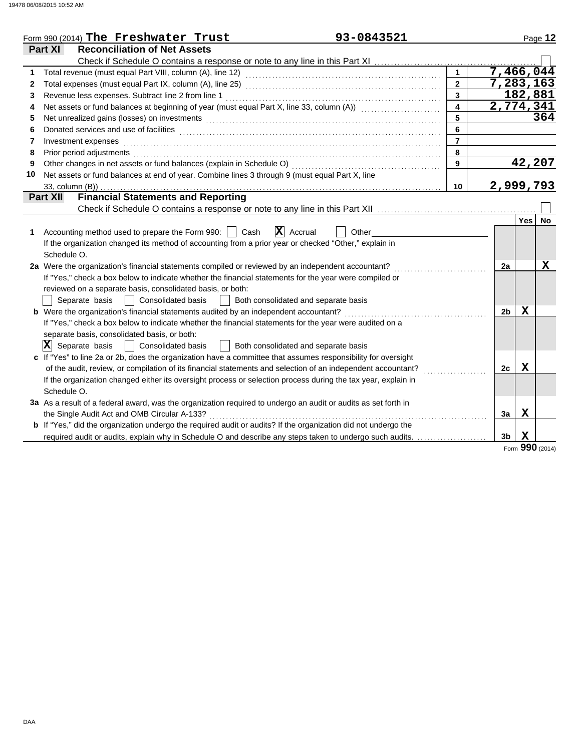Form 990 (2014) **The Freshwater Trust** **93-0843521**

## Part XI — Reconciliation of Net Assets

Check if Schedule O contains a response or note to any line in this Part XI ☐

| | | | |
|---|---|---|---|
| 1 | Total revenue (must equal Part VIII, column (A), line 12) | 1 | 7,466,044 |
| 2 | Total expenses (must equal Part IX, column (A), line 25) | 2 | 7,283,163 |
| 3 | Revenue less expenses. Subtract line 2 from line 1 | 3 | 182,881 |
| 4 | Net assets or fund balances at beginning of year (must equal Part X, line 33, column (A)) | 4 | 2,774,341 |
| 5 | Net unrealized gains (losses) on investments | 5 | 364 |
| 6 | Donated services and use of facilities | 6 | |
| 7 | Investment expenses | 7 | |
| 8 | Prior period adjustments | 8 | |
| 9 | Other changes in net assets or fund balances (explain in Schedule O) | 9 | 42,207 |
| 10 | Net assets or fund balances at end of year. Combine lines 3 through 9 (must equal Part X, line 33, column (B)) | 10 | 2,999,793 |

## Part XII — Financial Statements and Reporting

Check if Schedule O contains a response or note to any line in this Part XII ☐

| | | | Yes | No |
|---|---|---|---|---|
| 1 | Accounting method used to prepare the Form 990: ☐ Cash ☒ Accrual ☐ Other<br>If the organization changed its method of accounting from a prior year or checked "Other," explain in Schedule O. | | | |
| 2a | Were the organization's financial statements compiled or reviewed by an independent accountant?<br>If "Yes," check a box below to indicate whether the financial statements for the year were compiled or reviewed on a separate basis, consolidated basis, or both:<br>☐ Separate basis ☐ Consolidated basis ☐ Both consolidated and separate basis | 2a | | X |
| b | Were the organization's financial statements audited by an independent accountant?<br>If "Yes," check a box below to indicate whether the financial statements for the year were audited on a separate basis, consolidated basis, or both:<br>☒ Separate basis ☐ Consolidated basis ☐ Both consolidated and separate basis | 2b | X | |
| c | If "Yes" to line 2a or 2b, does the organization have a committee that assumes responsibility for oversight of the audit, review, or compilation of its financial statements and selection of an independent accountant?<br>If the organization changed either its oversight process or selection process during the tax year, explain in Schedule O. | 2c | X | |
| 3a | As a result of a federal award, was the organization required to undergo an audit or audits as set forth in the Single Audit Act and OMB Circular A-133? | 3a | X | |
| b | If "Yes," did the organization undergo the required audit or audits? If the organization did not undergo the required audit or audits, explain why in Schedule O and describe any steps taken to undergo such audits. | 3b | X | |

Form **990** (2014)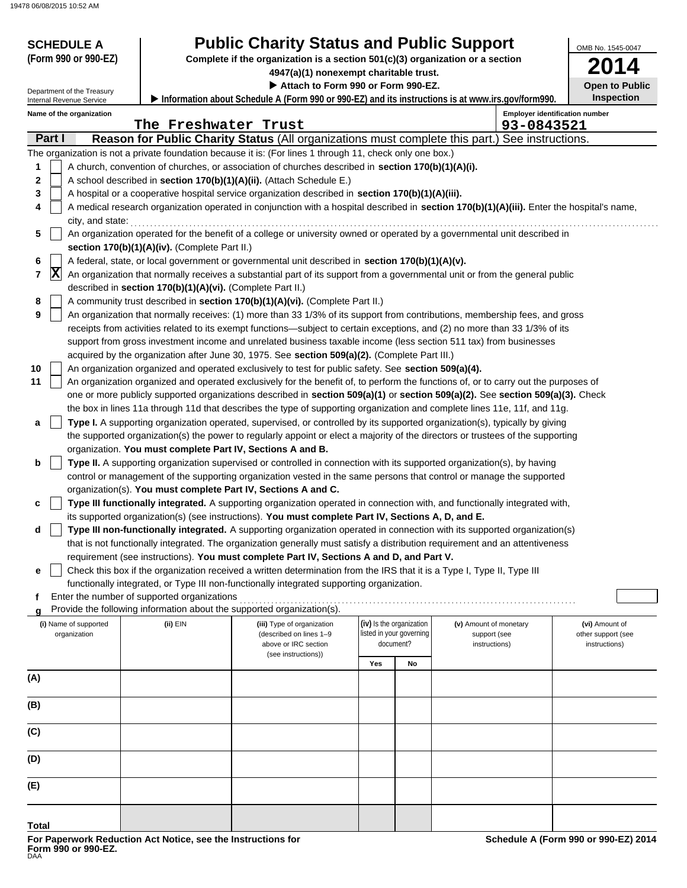**SCHEDULE A (Form 990 or 990-EZ)**

Department of the Treasury
Internal Revenue Service

# Public Charity Status and Public Support

**Complete if the organization is a section 501(c)(3) organization or a section 4947(a)(1) nonexempt charitable trust.**

**▶ Attach to Form 990 or Form 990-EZ.**

**▶ Information about Schedule A (Form 990 or 990-EZ) and its instructions is at www.irs.gov/form990.**

OMB No. 1545-0047

**2014**

**Open to Public Inspection**

**Name of the organization:** The Freshwater Trust

**Employer identification number:** 93-0843521

## Part I — Reason for Public Charity Status (All organizations must complete this part.) See instructions.

The organization is not a private foundation because it is: (For lines 1 through 11, check only one box.)

1. [ ] A church, convention of churches, or association of churches described in **section 170(b)(1)(A)(i).**
2. [ ] A school described in **section 170(b)(1)(A)(ii).** (Attach Schedule E.)
3. [ ] A hospital or a cooperative hospital service organization described in **section 170(b)(1)(A)(iii).**
4. [ ] A medical research organization operated in conjunction with a hospital described in **section 170(b)(1)(A)(iii).** Enter the hospital's name, city, and state:
5. [ ] An organization operated for the benefit of a college or university owned or operated by a governmental unit described in **section 170(b)(1)(A)(iv).** (Complete Part II.)
6. [ ] A federal, state, or local government or governmental unit described in **section 170(b)(1)(A)(v).**
7. [X] An organization that normally receives a substantial part of its support from a governmental unit or from the general public described in **section 170(b)(1)(A)(vi).** (Complete Part II.)
8. [ ] A community trust described in **section 170(b)(1)(A)(vi).** (Complete Part II.)
9. [ ] An organization that normally receives: (1) more than 33 1/3% of its support from contributions, membership fees, and gross receipts from activities related to its exempt functions—subject to certain exceptions, and (2) no more than 33 1/3% of its support from gross investment income and unrelated business taxable income (less section 511 tax) from businesses acquired by the organization after June 30, 1975. See **section 509(a)(2).** (Complete Part III.)
10. [ ] An organization organized and operated exclusively to test for public safety. See **section 509(a)(4).**
11. [ ] An organization organized and operated exclusively for the benefit of, to perform the functions of, or to carry out the purposes of one or more publicly supported organizations described in **section 509(a)(1)** or **section 509(a)(2).** See **section 509(a)(3).** Check the box in lines 11a through 11d that describes the type of supporting organization and complete lines 11e, 11f, and 11g.
   - **a** [ ] **Type I.** A supporting organization operated, supervised, or controlled by its supported organization(s), typically by giving the supported organization(s) the power to regularly appoint or elect a majority of the directors or trustees of the supporting organization. **You must complete Part IV, Sections A and B.**
   - **b** [ ] **Type II.** A supporting organization supervised or controlled in connection with its supported organization(s), by having control or management of the supporting organization vested in the same persons that control or manage the supported organization(s). **You must complete Part IV, Sections A and C.**
   - **c** [ ] **Type III functionally integrated.** A supporting organization operated in connection with, and functionally integrated with, its supported organization(s) (see instructions). **You must complete Part IV, Sections A, D, and E.**
   - **d** [ ] **Type III non-functionally integrated.** A supporting organization operated in connection with its supported organization(s) that is not functionally integrated. The organization generally must satisfy a distribution requirement and an attentiveness requirement (see instructions). **You must complete Part IV, Sections A and D, and Part V.**
   - **e** [ ] Check this box if the organization received a written determination from the IRS that it is a Type I, Type II, Type III functionally integrated, or Type III non-functionally integrated supporting organization.
   - **f** Enter the number of supported organizations
   - **g** Provide the following information about the supported organization(s).

| (i) Name of supported organization | (ii) EIN | (iii) Type of organization (described on lines 1–9 above or IRC section (see instructions)) | (iv) Is the organization listed in your governing document? Yes | No | (v) Amount of monetary support (see instructions) | (vi) Amount of other support (see instructions) |
|---|---|---|---|---|---|---|
| (A) | | | | | | |
| (B) | | | | | | |
| (C) | | | | | | |
| (D) | | | | | | |
| (E) | | | | | | |
| Total | | | | | | |

**For Paperwork Reduction Act Notice, see the Instructions for Form 990 or 990-EZ.**

**Schedule A (Form 990 or 990-EZ) 2014**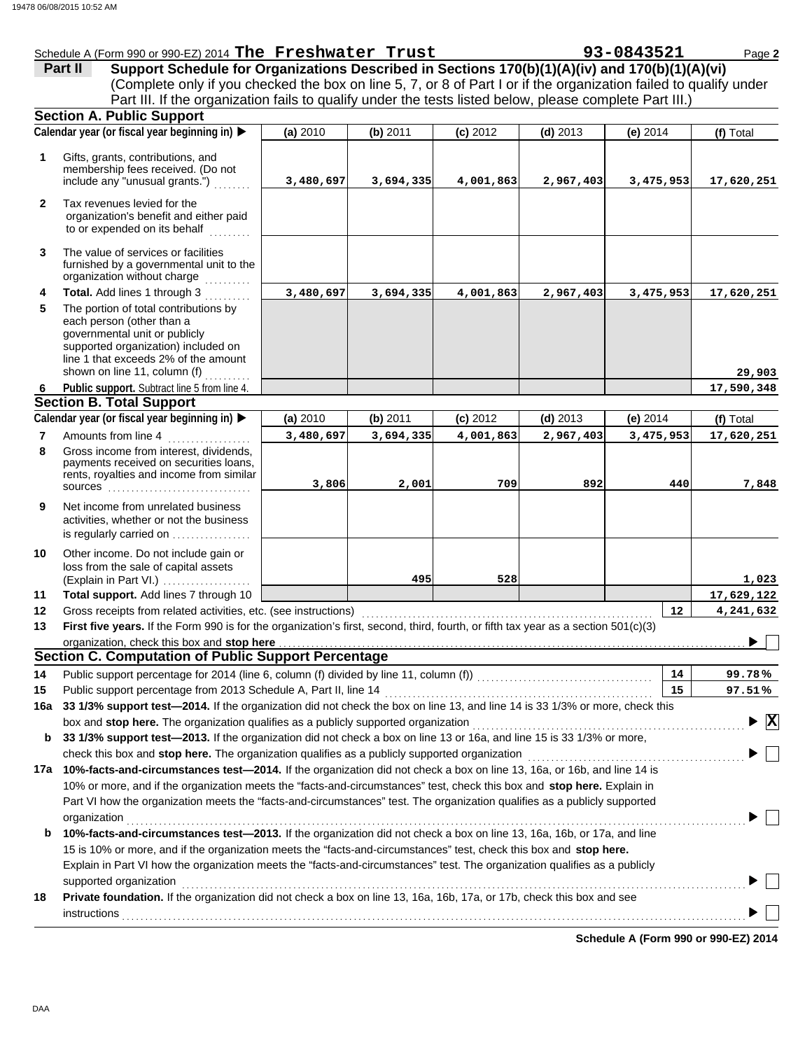Schedule A (Form 990 or 990-EZ) 2014 **The Freshwater Trust** **93-0843521** Page **2**

## Part II — Support Schedule for Organizations Described in Sections 170(b)(1)(A)(iv) and 170(b)(1)(A)(vi)

(Complete only if you checked the box on line 5, 7, or 8 of Part I or if the organization failed to qualify under Part III. If the organization fails to qualify under the tests listed below, please complete Part III.)

### Section A. Public Support

| | Calendar year (or fiscal year beginning in) ▶ | (a) 2010 | (b) 2011 | (c) 2012 | (d) 2013 | (e) 2014 | (f) Total |
|---|---|---|---|---|---|---|---|
| 1 | Gifts, grants, contributions, and membership fees received. (Do not include any "unusual grants.") | 3,480,697 | 3,694,335 | 4,001,863 | 2,967,403 | 3,475,953 | 17,620,251 |
| 2 | Tax revenues levied for the organization's benefit and either paid to or expended on its behalf | | | | | | |
| 3 | The value of services or facilities furnished by a governmental unit to the organization without charge | | | | | | |
| 4 | **Total.** Add lines 1 through 3 | 3,480,697 | 3,694,335 | 4,001,863 | 2,967,403 | 3,475,953 | 17,620,251 |
| 5 | The portion of total contributions by each person (other than a governmental unit or publicly supported organization) included on line 1 that exceeds 2% of the amount shown on line 11, column (f) | | | | | | 29,903 |
| 6 | **Public support.** Subtract line 5 from line 4. | | | | | | 17,590,348 |

### Section B. Total Support

| | Calendar year (or fiscal year beginning in) ▶ | (a) 2010 | (b) 2011 | (c) 2012 | (d) 2013 | (e) 2014 | (f) Total |
|---|---|---|---|---|---|---|---|
| 7 | Amounts from line 4 | 3,480,697 | 3,694,335 | 4,001,863 | 2,967,403 | 3,475,953 | 17,620,251 |
| 8 | Gross income from interest, dividends, payments received on securities loans, rents, royalties and income from similar sources | 3,806 | 2,001 | 709 | 892 | 440 | 7,848 |
| 9 | Net income from unrelated business activities, whether or not the business is regularly carried on | | | | | | |
| 10 | Other income. Do not include gain or loss from the sale of capital assets (Explain in Part VI.) | | 495 | 528 | | | 1,023 |
| 11 | **Total support.** Add lines 7 through 10 | | | | | | 17,629,122 |
| 12 | Gross receipts from related activities, etc. (see instructions) | | | | | 12 | 4,241,632 |

**13** **First five years.** If the Form 990 is for the organization's first, second, third, fourth, or fifth tax year as a section 501(c)(3) organization, check this box and **stop here** ▶ ☐

### Section C. Computation of Public Support Percentage

| | | | |
|---|---|---|---|
| 14 | Public support percentage for 2014 (line 6, column (f) divided by line 11, column (f)) | 14 | 99.78% |
| 15 | Public support percentage from 2013 Schedule A, Part II, line 14 | 15 | 97.51% |

**16a** **33 1/3% support test—2014.** If the organization did not check the box on line 13, and line 14 is 33 1/3% or more, check this box and **stop here.** The organization qualifies as a publicly supported organization ▶ ☒

**b** **33 1/3% support test—2013.** If the organization did not check a box on line 13 or 16a, and line 15 is 33 1/3% or more, check this box and **stop here.** The organization qualifies as a publicly supported organization ▶ ☐

**17a** **10%-facts-and-circumstances test—2014.** If the organization did not check a box on line 13, 16a, or 16b, and line 14 is 10% or more, and if the organization meets the "facts-and-circumstances" test, check this box and **stop here.** Explain in Part VI how the organization meets the "facts-and-circumstances" test. The organization qualifies as a publicly supported organization ▶ ☐

**b** **10%-facts-and-circumstances test—2013.** If the organization did not check a box on line 13, 16a, 16b, or 17a, and line 15 is 10% or more, and if the organization meets the "facts-and-circumstances" test, check this box and **stop here.** Explain in Part VI how the organization meets the "facts-and-circumstances" test. The organization qualifies as a publicly supported organization ▶ ☐

**18** **Private foundation.** If the organization did not check a box on line 13, 16a, 16b, 17a, or 17b, check this box and see instructions ▶ ☐

**Schedule A (Form 990 or 990-EZ) 2014**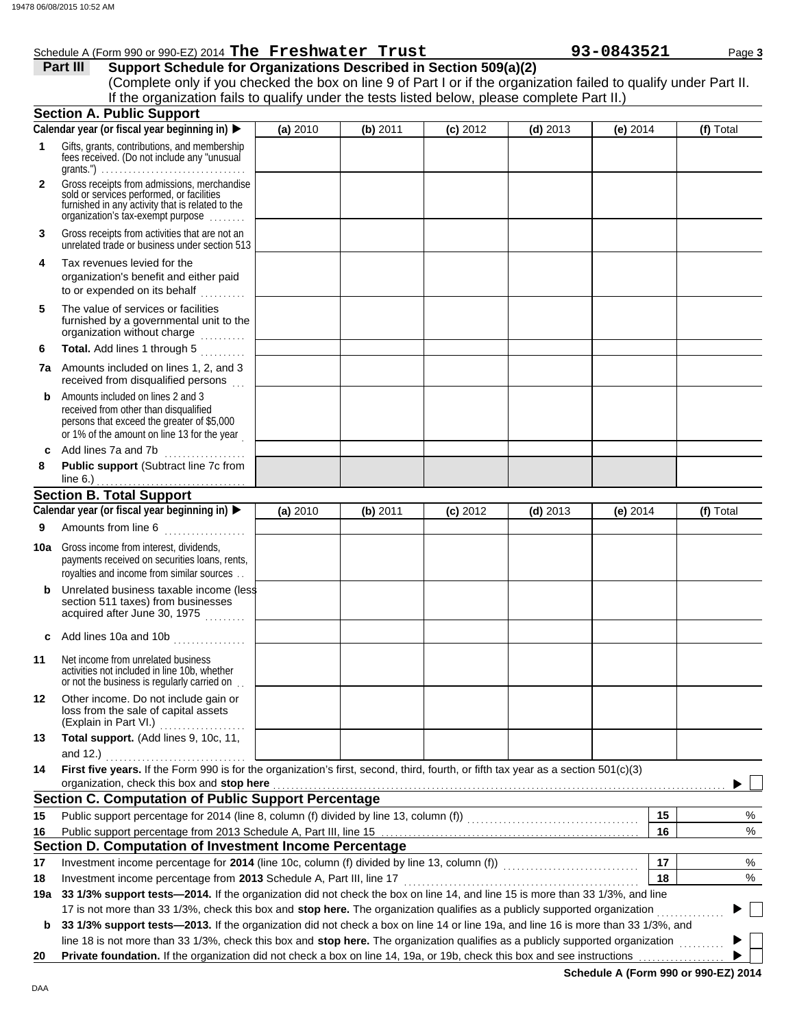Schedule A (Form 990 or 990-EZ) 2014 **The Freshwater Trust** **93-0843521**

## Part III Support Schedule for Organizations Described in Section 509(a)(2)

(Complete only if you checked the box on line 9 of Part I or if the organization failed to qualify under Part II. If the organization fails to qualify under the tests listed below, please complete Part II.)

### Section A. Public Support

| Calendar year (or fiscal year beginning in) ▶ | (a) 2010 | (b) 2011 | (c) 2012 | (d) 2013 | (e) 2014 | (f) Total |
|---|---|---|---|---|---|---|
| **1** Gifts, grants, contributions, and membership fees received. (Do not include any "unusual grants.") | | | | | | |
| **2** Gross receipts from admissions, merchandise sold or services performed, or facilities furnished in any activity that is related to the organization's tax-exempt purpose | | | | | | |
| **3** Gross receipts from activities that are not an unrelated trade or business under section 513 | | | | | | |
| **4** Tax revenues levied for the organization's benefit and either paid to or expended on its behalf | | | | | | |
| **5** The value of services or facilities furnished by a governmental unit to the organization without charge | | | | | | |
| **6** **Total.** Add lines 1 through 5 | | | | | | |
| **7a** Amounts included on lines 1, 2, and 3 received from disqualified persons | | | | | | |
| **b** Amounts included on lines 2 and 3 received from other than disqualified persons that exceed the greater of $5,000 or 1% of the amount on line 13 for the year | | | | | | |
| **c** Add lines 7a and 7b | | | | | | |
| **8** **Public support** (Subtract line 7c from line 6.) | | | | | | |

### Section B. Total Support

| Calendar year (or fiscal year beginning in) ▶ | (a) 2010 | (b) 2011 | (c) 2012 | (d) 2013 | (e) 2014 | (f) Total |
|---|---|---|---|---|---|---|
| **9** Amounts from line 6 | | | | | | |
| **10a** Gross income from interest, dividends, payments received on securities loans, rents, royalties and income from similar sources | | | | | | |
| **b** Unrelated business taxable income (less section 511 taxes) from businesses acquired after June 30, 1975 | | | | | | |
| **c** Add lines 10a and 10b | | | | | | |
| **11** Net income from unrelated business activities not included in line 10b, whether or not the business is regularly carried on | | | | | | |
| **12** Other income. Do not include gain or loss from the sale of capital assets (Explain in Part VI.) | | | | | | |
| **13** **Total support.** (Add lines 9, 10c, 11, and 12.) | | | | | | |

**14** **First five years.** If the Form 990 is for the organization's first, second, third, fourth, or fifth tax year as a section 501(c)(3) organization, check this box and **stop here** ▶ ☐

### Section C. Computation of Public Support Percentage

| | | | |
|---|---|---|---|
| **15** | Public support percentage for 2014 (line 8, column (f) divided by line 13, column (f)) | 15 | % |
| **16** | Public support percentage from 2013 Schedule A, Part III, line 15 | 16 | % |

### Section D. Computation of Investment Income Percentage

| | | | |
|---|---|---|---|
| **17** | Investment income percentage for **2014** (line 10c, column (f) divided by line 13, column (f)) | 17 | % |
| **18** | Investment income percentage from **2013** Schedule A, Part III, line 17 | 18 | % |

**19a** **33 1/3% support tests—2014.** If the organization did not check the box on line 14, and line 15 is more than 33 1/3%, and line 17 is not more than 33 1/3%, check this box and **stop here.** The organization qualifies as a publicly supported organization ▶ ☐

**b** **33 1/3% support tests—2013.** If the organization did not check the box on line 14 or line 19a, and line 16 is more than 33 1/3%, and line 18 is not more than 33 1/3%, check this box and **stop here.** The organization qualifies as a publicly supported organization ▶ ☐

**20** **Private foundation.** If the organization did not check a box on line 14, 19a, or 19b, check this box and see instructions ▶ ☐

**Schedule A (Form 990 or 990-EZ) 2014**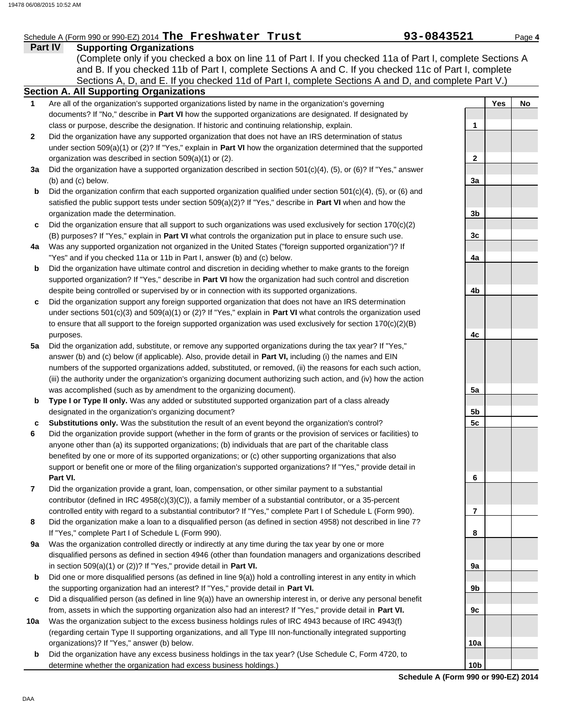Schedule A (Form 990 or 990-EZ) 2014 **The Freshwater Trust** **93-0843521** Page **4**

## Part IV Supporting Organizations

(Complete only if you checked a box on line 11 of Part I. If you checked 11a of Part I, complete Sections A and B. If you checked 11b of Part I, complete Sections A and C. If you checked 11c of Part I, complete Sections A, D, and E. If you checked 11d of Part I, complete Sections A and D, and complete Part V.)

### Section A. All Supporting Organizations

| | | | Yes | No |
|---|---|---|---|---|
| **1** | Are all of the organization's supported organizations listed by name in the organization's governing documents? If "No," describe in **Part VI** how the supported organizations are designated. If designated by class or purpose, describe the designation. If historic and continuing relationship, explain. | 1 | | |
| **2** | Did the organization have any supported organization that does not have an IRS determination of status under section 509(a)(1) or (2)? If "Yes," explain in **Part VI** how the organization determined that the supported organization was described in section 509(a)(1) or (2). | 2 | | |
| **3a** | Did the organization have a supported organization described in section 501(c)(4), (5), or (6)? If "Yes," answer (b) and (c) below. | 3a | | |
| **b** | Did the organization confirm that each supported organization qualified under section 501(c)(4), (5), or (6) and satisfied the public support tests under section 509(a)(2)? If "Yes," describe in **Part VI** when and how the organization made the determination. | 3b | | |
| **c** | Did the organization ensure that all support to such organizations was used exclusively for section 170(c)(2)(B) purposes? If "Yes," explain in **Part VI** what controls the organization put in place to ensure such use. | 3c | | |
| **4a** | Was any supported organization not organized in the United States ("foreign supported organization")? If "Yes" and if you checked 11a or 11b in Part I, answer (b) and (c) below. | 4a | | |
| **b** | Did the organization have ultimate control and discretion in deciding whether to make grants to the foreign supported organization? If "Yes," describe in **Part VI** how the organization had such control and discretion despite being controlled or supervised by or in connection with its supported organizations. | 4b | | |
| **c** | Did the organization support any foreign supported organization that does not have an IRS determination under sections 501(c)(3) and 509(a)(1) or (2)? If "Yes," explain in **Part VI** what controls the organization used to ensure that all support to the foreign supported organization was used exclusively for section 170(c)(2)(B) purposes. | 4c | | |
| **5a** | Did the organization add, substitute, or remove any supported organizations during the tax year? If "Yes," answer (b) and (c) below (if applicable). Also, provide detail in **Part VI,** including (i) the names and EIN numbers of the supported organizations added, substituted, or removed, (ii) the reasons for each such action, (iii) the authority under the organization's organizing document authorizing such action, and (iv) how the action was accomplished (such as by amendment to the organizing document). | 5a | | |
| **b** | **Type I or Type II only.** Was any added or substituted supported organization part of a class already designated in the organization's organizing document? | 5b | | |
| **c** | **Substitutions only.** Was the substitution the result of an event beyond the organization's control? | 5c | | |
| **6** | Did the organization provide support (whether in the form of grants or the provision of services or facilities) to anyone other than (a) its supported organizations; (b) individuals that are part of the charitable class benefited by one or more of its supported organizations; or (c) other supporting organizations that also support or benefit one or more of the filing organization's supported organizations? If "Yes," provide detail in **Part VI.** | 6 | | |
| **7** | Did the organization provide a grant, loan, compensation, or other similar payment to a substantial contributor (defined in IRC 4958(c)(3)(C)), a family member of a substantial contributor, or a 35-percent controlled entity with regard to a substantial contributor? If "Yes," complete Part I of Schedule L (Form 990). | 7 | | |
| **8** | Did the organization make a loan to a disqualified person (as defined in section 4958) not described in line 7? If "Yes," complete Part I of Schedule L (Form 990). | 8 | | |
| **9a** | Was the organization controlled directly or indirectly at any time during the tax year by one or more disqualified persons as defined in section 4946 (other than foundation managers and organizations described in section 509(a)(1) or (2))? If "Yes," provide detail in **Part VI.** | 9a | | |
| **b** | Did one or more disqualified persons (as defined in line 9(a)) hold a controlling interest in any entity in which the supporting organization had an interest? If "Yes," provide detail in **Part VI.** | 9b | | |
| **c** | Did a disqualified person (as defined in line 9(a)) have an ownership interest in, or derive any personal benefit from, assets in which the supporting organization also had an interest? If "Yes," provide detail in **Part VI.** | 9c | | |
| **10a** | Was the organization subject to the excess business holdings rules of IRC 4943 because of IRC 4943(f) (regarding certain Type II supporting organizations, and all Type III non-functionally integrated supporting organizations)? If "Yes," answer (b) below. | 10a | | |
| **b** | Did the organization have any excess business holdings in the tax year? (Use Schedule C, Form 4720, to determine whether the organization had excess business holdings.) | 10b | | |

**Schedule A (Form 990 or 990-EZ) 2014**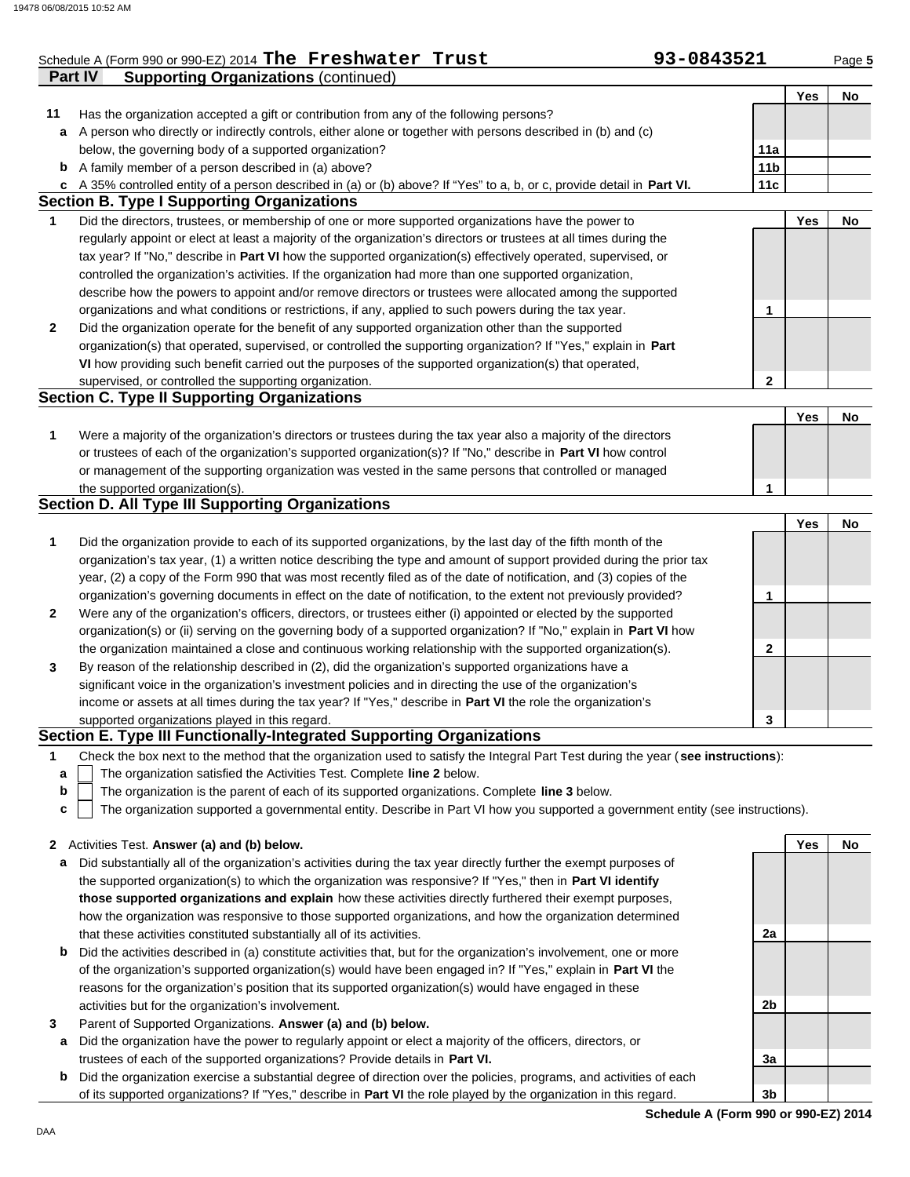Schedule A (Form 990 or 990-EZ) 2014 **The Freshwater Trust** **93-0843521** Page **5**

## Part IV Supporting Organizations (continued)

| | | | Yes | No |
|---|---|---|---|---|
| **11** | Has the organization accepted a gift or contribution from any of the following persons? | | | |
| **a** | A person who directly or indirectly controls, either alone or together with persons described in (b) and (c) below, the governing body of a supported organization? | **11a** | | |
| **b** | A family member of a person described in (a) above? | **11b** | | |
| **c** | A 35% controlled entity of a person described in (a) or (b) above? If "Yes" to a, b, or c, provide detail in **Part VI.** | **11c** | | |

### Section B. Type I Supporting Organizations

| | | | Yes | No |
|---|---|---|---|---|
| **1** | Did the directors, trustees, or membership of one or more supported organizations have the power to regularly appoint or elect at least a majority of the organization's directors or trustees at all times during the tax year? If "No," describe in **Part VI** how the supported organization(s) effectively operated, supervised, or controlled the organization's activities. If the organization had more than one supported organization, describe how the powers to appoint and/or remove directors or trustees were allocated among the supported organizations and what conditions or restrictions, if any, applied to such powers during the tax year. | **1** | | |
| **2** | Did the organization operate for the benefit of any supported organization other than the supported organization(s) that operated, supervised, or controlled the supporting organization? If "Yes," explain in **Part VI** how providing such benefit carried out the purposes of the supported organization(s) that operated, supervised, or controlled the supporting organization. | **2** | | |

### Section C. Type II Supporting Organizations

| | | | Yes | No |
|---|---|---|---|---|
| **1** | Were a majority of the organization's directors or trustees during the tax year also a majority of the directors or trustees of each of the organization's supported organization(s)? If "No," describe in **Part VI** how control or management of the supporting organization was vested in the same persons that controlled or managed the supported organization(s). | **1** | | |

### Section D. All Type III Supporting Organizations

| | | | Yes | No |
|---|---|---|---|---|
| **1** | Did the organization provide to each of its supported organizations, by the last day of the fifth month of the organization's tax year, (1) a written notice describing the type and amount of support provided during the prior tax year, (2) a copy of the Form 990 that was most recently filed as of the date of notification, and (3) copies of the organization's governing documents in effect on the date of notification, to the extent not previously provided? | **1** | | |
| **2** | Were any of the organization's officers, directors, or trustees either (i) appointed or elected by the supported organization(s) or (ii) serving on the governing body of a supported organization? If "No," explain in **Part VI** how the organization maintained a close and continuous working relationship with the supported organization(s). | **2** | | |
| **3** | By reason of the relationship described in (2), did the organization's supported organizations have a significant voice in the organization's investment policies and in directing the use of the organization's income or assets at all times during the tax year? If "Yes," describe in **Part VI** the role the organization's supported organizations played in this regard. | **3** | | |

### Section E. Type III Functionally-Integrated Supporting Organizations

**1** Check the box next to the method that the organization used to satisfy the Integral Part Test during the year (**see instructions**):

- **a** ☐ The organization satisfied the Activities Test. Complete **line 2** below.
- **b** ☐ The organization is the parent of each of its supported organizations. Complete **line 3** below.
- **c** ☐ The organization supported a governmental entity. Describe in Part VI how you supported a government entity (see instructions).

| | | | Yes | No |
|---|---|---|---|---|
| **2** | Activities Test. **Answer (a) and (b) below.** | | | |
| **a** | Did substantially all of the organization's activities during the tax year directly further the exempt purposes of the supported organization(s) to which the organization was responsive? If "Yes," then in **Part VI identify those supported organizations and explain** how these activities directly furthered their exempt purposes, how the organization was responsive to those supported organizations, and how the organization determined that these activities constituted substantially all of its activities. | **2a** | | |
| **b** | Did the activities described in (a) constitute activities that, but for the organization's involvement, one or more of the organization's supported organization(s) would have been engaged in? If "Yes," explain in **Part VI** the reasons for the organization's position that its supported organization(s) would have engaged in these activities but for the organization's involvement. | **2b** | | |
| **3** | Parent of Supported Organizations. **Answer (a) and (b) below.** | | | |
| **a** | Did the organization have the power to regularly appoint or elect a majority of the officers, directors, or trustees of each of the supported organizations? Provide details in **Part VI.** | **3a** | | |
| **b** | Did the organization exercise a substantial degree of direction over the policies, programs, and activities of each of its supported organizations? If "Yes," describe in **Part VI** the role played by the organization in this regard. | **3b** | | |

**Schedule A (Form 990 or 990-EZ) 2014**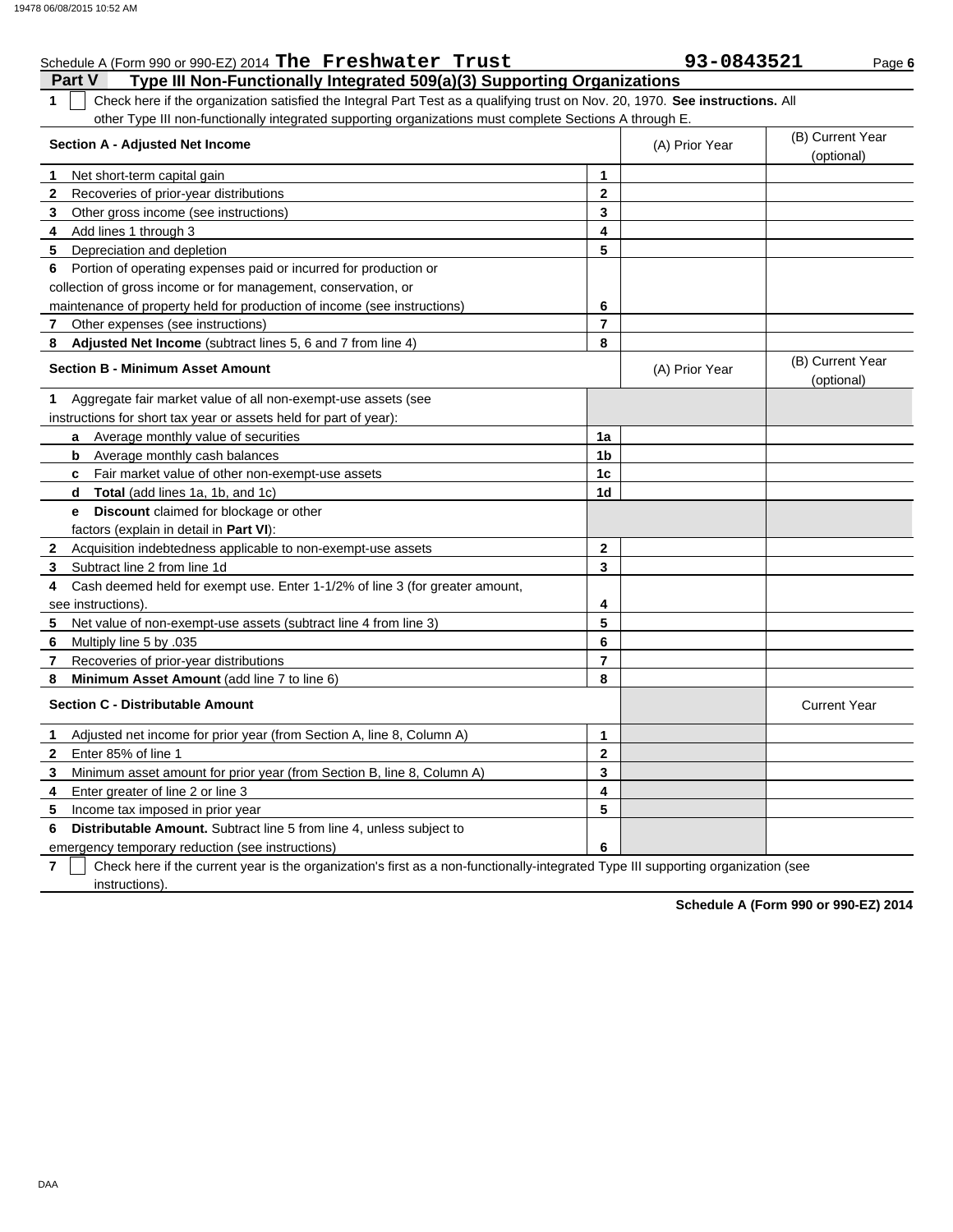Schedule A (Form 990 or 990-EZ) 2014 **The Freshwater Trust** **93-0843521** Page **6**

## Part V Type III Non-Functionally Integrated 509(a)(3) Supporting Organizations

**1** ☐ Check here if the organization satisfied the Integral Part Test as a qualifying trust on Nov. 20, 1970. **See instructions.** All other Type III non-functionally integrated supporting organizations must complete Sections A through E.

| **Section A - Adjusted Net Income** | | (A) Prior Year | (B) Current Year (optional) |
|---|---|---|---|
| **1** Net short-term capital gain | **1** | | |
| **2** Recoveries of prior-year distributions | **2** | | |
| **3** Other gross income (see instructions) | **3** | | |
| **4** Add lines 1 through 3 | **4** | | |
| **5** Depreciation and depletion | **5** | | |
| **6** Portion of operating expenses paid or incurred for production or collection of gross income or for management, conservation, or maintenance of property held for production of income (see instructions) | **6** | | |
| **7** Other expenses (see instructions) | **7** | | |
| **8** **Adjusted Net Income** (subtract lines 5, 6 and 7 from line 4) | **8** | | |

| **Section B - Minimum Asset Amount** | | (A) Prior Year | (B) Current Year (optional) |
|---|---|---|---|
| **1** Aggregate fair market value of all non-exempt-use assets (see instructions for short tax year or assets held for part of year): | | | |
| **a** Average monthly value of securities | **1a** | | |
| **b** Average monthly cash balances | **1b** | | |
| **c** Fair market value of other non-exempt-use assets | **1c** | | |
| **d** **Total** (add lines 1a, 1b, and 1c) | **1d** | | |
| **e** **Discount** claimed for blockage or other factors (explain in detail in **Part VI**): | | | |
| **2** Acquisition indebtedness applicable to non-exempt-use assets | **2** | | |
| **3** Subtract line 2 from line 1d | **3** | | |
| **4** Cash deemed held for exempt use. Enter 1-1/2% of line 3 (for greater amount, see instructions). | **4** | | |
| **5** Net value of non-exempt-use assets (subtract line 4 from line 3) | **5** | | |
| **6** Multiply line 5 by .035 | **6** | | |
| **7** Recoveries of prior-year distributions | **7** | | |
| **8** **Minimum Asset Amount** (add line 7 to line 6) | **8** | | |

| **Section C - Distributable Amount** | | | Current Year |
|---|---|---|---|
| **1** Adjusted net income for prior year (from Section A, line 8, Column A) | **1** | | |
| **2** Enter 85% of line 1 | **2** | | |
| **3** Minimum asset amount for prior year (from Section B, line 8, Column A) | **3** | | |
| **4** Enter greater of line 2 or line 3 | **4** | | |
| **5** Income tax imposed in prior year | **5** | | |
| **6** **Distributable Amount.** Subtract line 5 from line 4, unless subject to emergency temporary reduction (see instructions) | **6** | | |

**7** ☐ Check here if the current year is the organization's first as a non-functionally-integrated Type III supporting organization (see instructions).

**Schedule A (Form 990 or 990-EZ) 2014**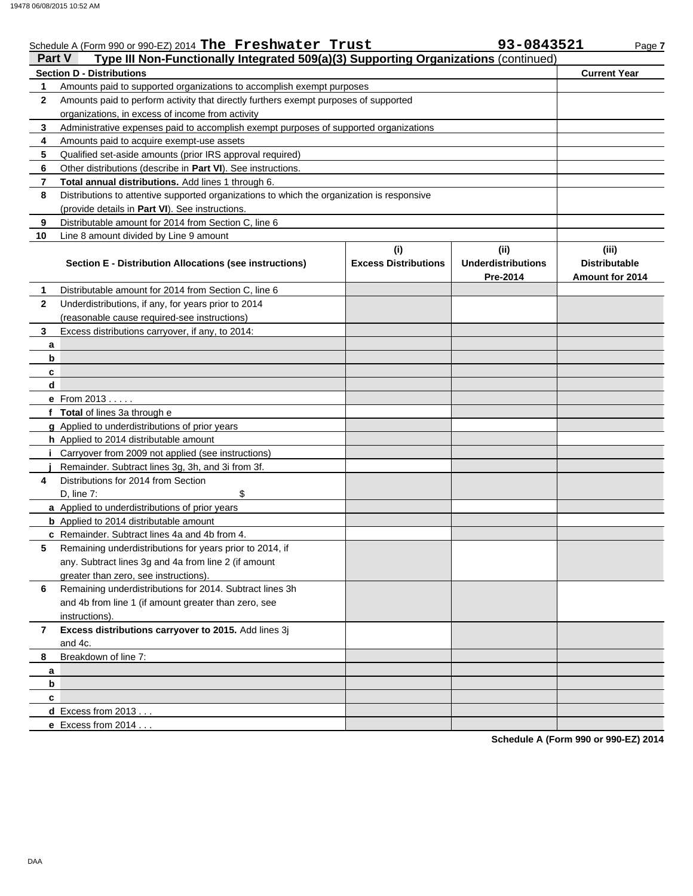Schedule A (Form 990 or 990-EZ) 2014 **The Freshwater Trust** **93-0843521**

## Part V Type III Non-Functionally Integrated 509(a)(3) Supporting Organizations (continued)

| Section D - Distributions | | Current Year |
|---|---|---|
| 1 | Amounts paid to supported organizations to accomplish exempt purposes | |
| 2 | Amounts paid to perform activity that directly furthers exempt purposes of supported organizations, in excess of income from activity | |
| 3 | Administrative expenses paid to accomplish exempt purposes of supported organizations | |
| 4 | Amounts paid to acquire exempt-use assets | |
| 5 | Qualified set-aside amounts (prior IRS approval required) | |
| 6 | Other distributions (describe in **Part VI**). See instructions. | |
| 7 | **Total annual distributions.** Add lines 1 through 6. | |
| 8 | Distributions to attentive supported organizations to which the organization is responsive (provide details in **Part VI**). See instructions. | |
| 9 | Distributable amount for 2014 from Section C, line 6 | |
| 10 | Line 8 amount divided by Line 9 amount | |

| | Section E - Distribution Allocations (see instructions) | (i) Excess Distributions | (ii) Underdistributions Pre-2014 | (iii) Distributable Amount for 2014 |
|---|---|---|---|---|
| 1 | Distributable amount for 2014 from Section C, line 6 | | | |
| 2 | Underdistributions, if any, for years prior to 2014 (reasonable cause required-see instructions) | | | |
| 3 | Excess distributions carryover, if any, to 2014: | | | |
| a | | | | |
| b | | | | |
| c | | | | |
| d | | | | |
| e | From 2013 . . . . . | | | |
| f | **Total** of lines 3a through e | | | |
| g | Applied to underdistributions of prior years | | | |
| h | Applied to 2014 distributable amount | | | |
| i | Carryover from 2009 not applied (see instructions) | | | |
| j | Remainder. Subtract lines 3g, 3h, and 3i from 3f. | | | |
| 4 | Distributions for 2014 from Section D, line 7: $ | | | |
| a | Applied to underdistributions of prior years | | | |
| b | Applied to 2014 distributable amount | | | |
| c | Remainder. Subtract lines 4a and 4b from 4. | | | |
| 5 | Remaining underdistributions for years prior to 2014, if any. Subtract lines 3g and 4a from line 2 (if amount greater than zero, see instructions). | | | |
| 6 | Remaining underdistributions for 2014. Subtract lines 3h and 4b from line 1 (if amount greater than zero, see instructions). | | | |
| 7 | **Excess distributions carryover to 2015.** Add lines 3j and 4c. | | | |
| 8 | Breakdown of line 7: | | | |
| a | | | | |
| b | | | | |
| c | | | | |
| d | Excess from 2013 . . . | | | |
| e | Excess from 2014 . . . | | | |

**Schedule A (Form 990 or 990-EZ) 2014**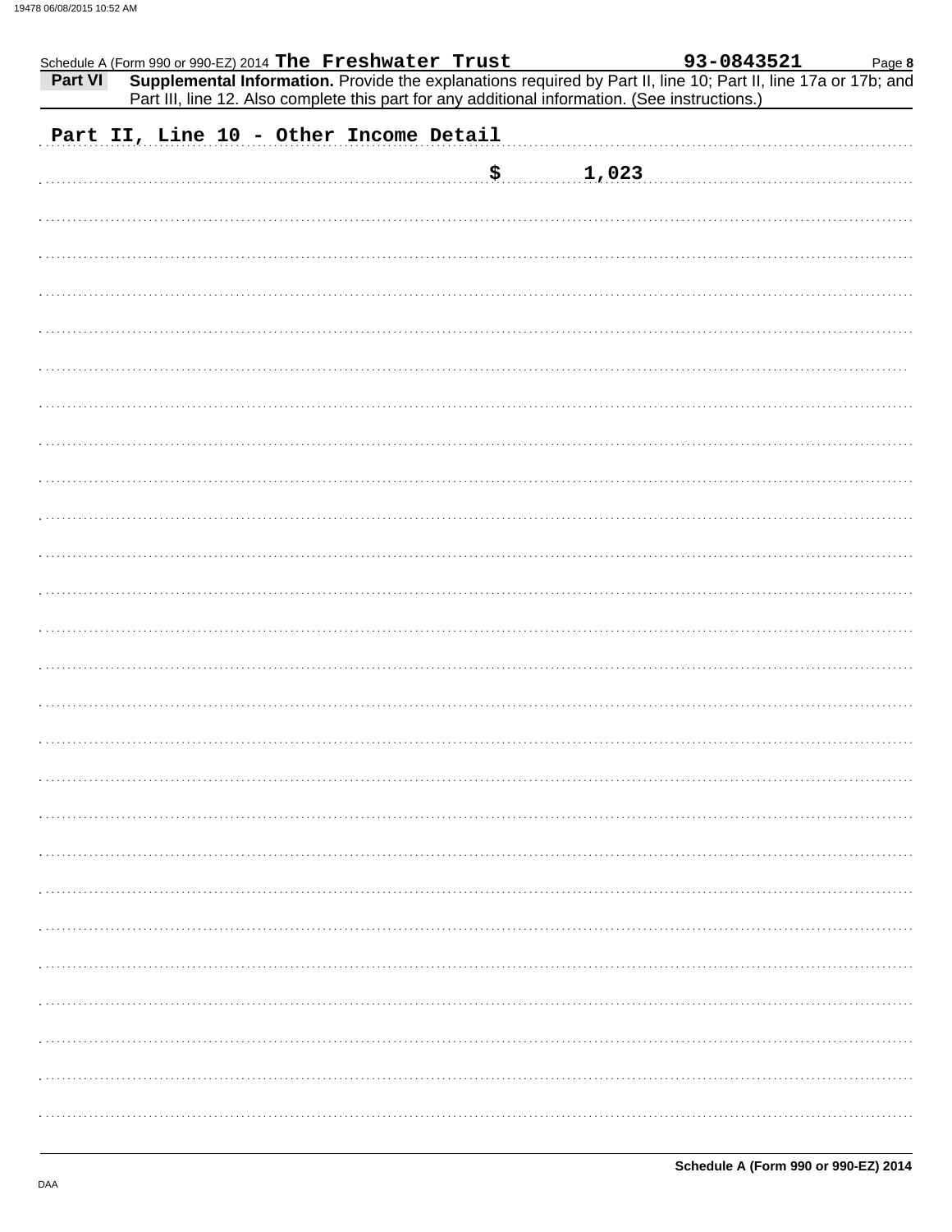Schedule A (Form 990 or 990-EZ) 2014 The Freshwater Trust 93-0843521

**Part VI** **Supplemental Information.** Provide the explanations required by Part II, line 10; Part II, line 17a or 17b; and Part III, line 12. Also complete this part for any additional information. (See instructions.)

Part II, Line 10 - Other Income Detail

$ 1,023

**Schedule A (Form 990 or 990-EZ) 2014**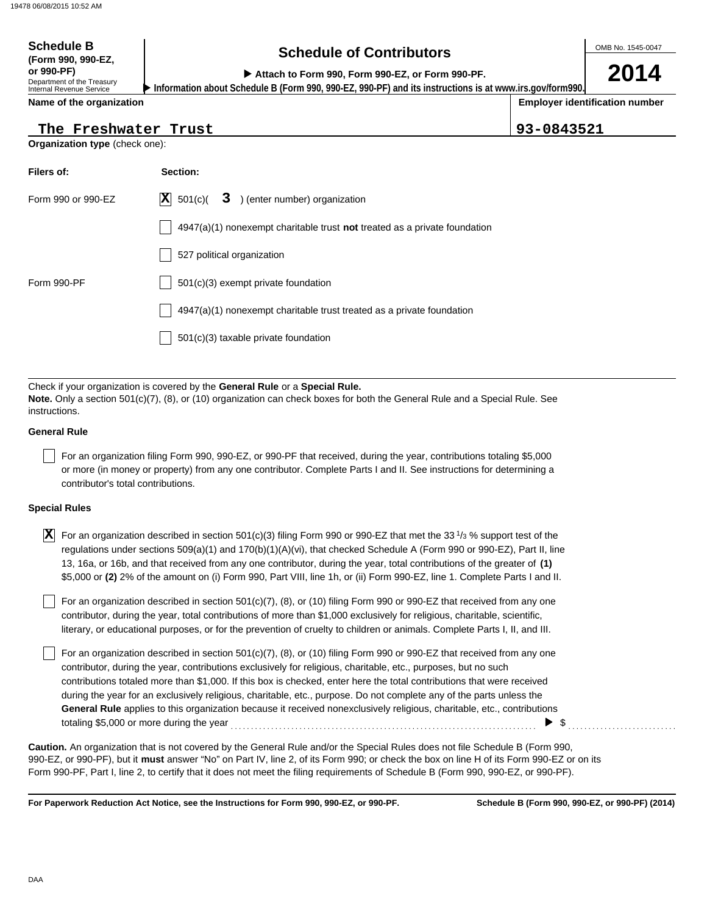**Schedule B** (Form 990, 990-EZ, or 990-PF)
Department of the Treasury
Internal Revenue Service

# Schedule of Contributors

▶ Attach to Form 990, Form 990-EZ, or Form 990-PF.

▶ Information about Schedule B (Form 990, 990-EZ, 990-PF) and its instructions is at www.irs.gov/form990.

OMB No. 1545-0047

**2014**

**Name of the organization**

The Freshwater Trust

**Employer identification number**

93-0843521

**Organization type** (check one):

| **Filers of:** | **Section:** |
|---|---|
| Form 990 or 990-EZ | [X] 501(c)( 3 ) (enter number) organization |
| | [ ] 4947(a)(1) nonexempt charitable trust **not** treated as a private foundation |
| | [ ] 527 political organization |
| Form 990-PF | [ ] 501(c)(3) exempt private foundation |
| | [ ] 4947(a)(1) nonexempt charitable trust treated as a private foundation |
| | [ ] 501(c)(3) taxable private foundation |

Check if your organization is covered by the **General Rule** or a **Special Rule.**

**Note.** Only a section 501(c)(7), (8), or (10) organization can check boxes for both the General Rule and a Special Rule. See instructions.

**General Rule**

[ ] For an organization filing Form 990, 990-EZ, or 990-PF that received, during the year, contributions totaling $5,000 or more (in money or property) from any one contributor. Complete Parts I and II. See instructions for determining a contributor's total contributions.

**Special Rules**

[X] For an organization described in section 501(c)(3) filing Form 990 or 990-EZ that met the 33 1/3 % support test of the regulations under sections 509(a)(1) and 170(b)(1)(A)(vi), that checked Schedule A (Form 990 or 990-EZ), Part II, line 13, 16a, or 16b, and that received from any one contributor, during the year, total contributions of the greater of **(1)** $5,000 or **(2)** 2% of the amount on (i) Form 990, Part VIII, line 1h, or (ii) Form 990-EZ, line 1. Complete Parts I and II.

[ ] For an organization described in section 501(c)(7), (8), or (10) filing Form 990 or 990-EZ that received from any one contributor, during the year, total contributions of more than $1,000 exclusively for religious, charitable, scientific, literary, or educational purposes, or for the prevention of cruelty to children or animals. Complete Parts I, II, and III.

[ ] For an organization described in section 501(c)(7), (8), or (10) filing Form 990 or 990-EZ that received from any one contributor, during the year, contributions exclusively for religious, charitable, etc., purposes, but no such contributions totaled more than $1,000. If this box is checked, enter here the total contributions that were received during the year for an exclusively religious, charitable, etc., purpose. Do not complete any of the parts unless the **General Rule** applies to this organization because it received nonexclusively religious, charitable, etc., contributions totaling $5,000 or more during the year ▶ $

**Caution.** An organization that is not covered by the General Rule and/or the Special Rules does not file Schedule B (Form 990, 990-EZ, or 990-PF), but it **must** answer "No" on Part IV, line 2, of its Form 990; or check the box on line H of its Form 990-EZ or on its Form 990-PF, Part I, line 2, to certify that it does not meet the filing requirements of Schedule B (Form 990, 990-EZ, or 990-PF).

**For Paperwork Reduction Act Notice, see the Instructions for Form 990, 990-EZ, or 990-PF.**

**Schedule B (Form 990, 990-EZ, or 990-PF) (2014)**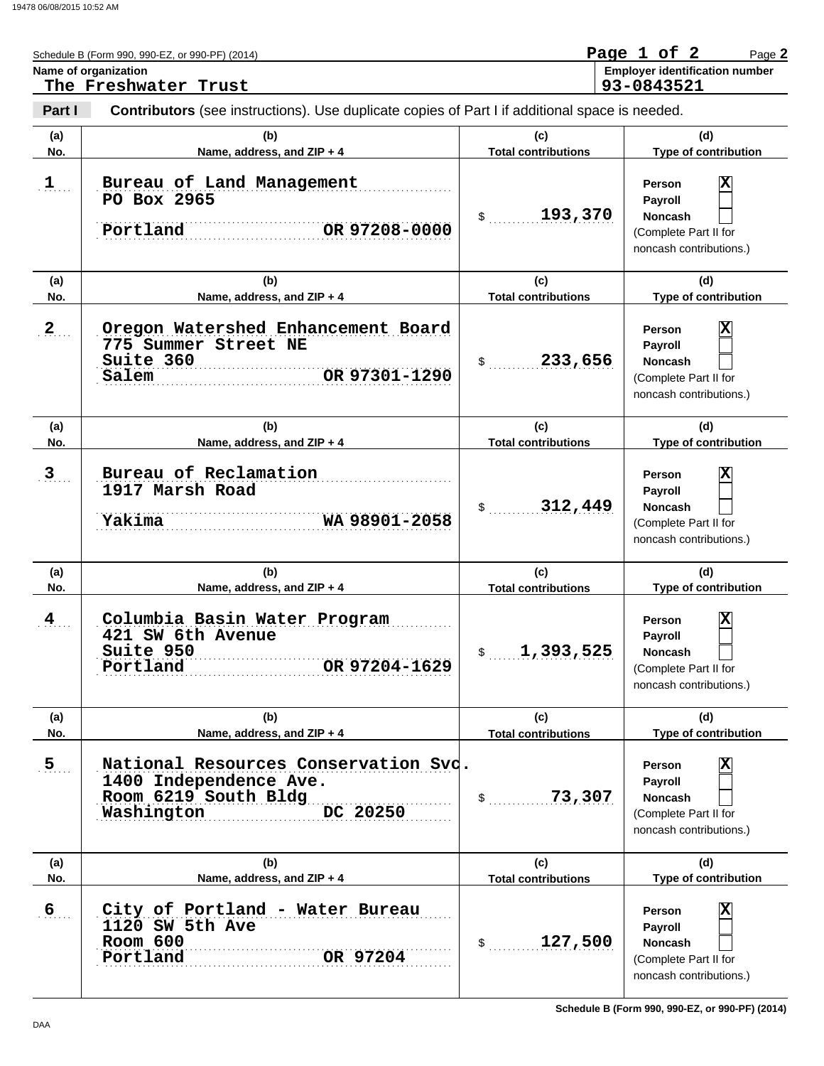Schedule B (Form 990, 990-EZ, or 990-PF) (2014)

**Name of organization**
The Freshwater Trust

**Employer identification number**
93-0843521

**Part I** **Contributors** (see instructions). Use duplicate copies of Part I if additional space is needed.

| (a) No. | (b) Name, address, and ZIP + 4 | (c) Total contributions | (d) Type of contribution |
|---|---|---|---|
| 1 | Bureau of Land Management<br>PO Box 2965<br>Portland OR 97208-0000 | $ 193,370 | Person [X]<br>Payroll [ ]<br>Noncash [ ]<br>(Complete Part II for noncash contributions.) |
| 2 | Oregon Watershed Enhancement Board<br>775 Summer Street NE<br>Suite 360<br>Salem OR 97301-1290 | $ 233,656 | Person [X]<br>Payroll [ ]<br>Noncash [ ]<br>(Complete Part II for noncash contributions.) |
| 3 | Bureau of Reclamation<br>1917 Marsh Road<br>Yakima WA 98901-2058 | $ 312,449 | Person [X]<br>Payroll [ ]<br>Noncash [ ]<br>(Complete Part II for noncash contributions.) |
| 4 | Columbia Basin Water Program<br>421 SW 6th Avenue<br>Suite 950<br>Portland OR 97204-1629 | $ 1,393,525 | Person [X]<br>Payroll [ ]<br>Noncash [ ]<br>(Complete Part II for noncash contributions.) |
| 5 | National Resources Conservation Svc.<br>1400 Independence Ave.<br>Room 6219 South Bldg<br>Washington DC 20250 | $ 73,307 | Person [X]<br>Payroll [ ]<br>Noncash [ ]<br>(Complete Part II for noncash contributions.) |
| 6 | City of Portland - Water Bureau<br>1120 SW 5th Ave<br>Room 600<br>Portland OR 97204 | $ 127,500 | Person [X]<br>Payroll [ ]<br>Noncash [ ]<br>(Complete Part II for noncash contributions.) |

Schedule B (Form 990, 990-EZ, or 990-PF) (2014)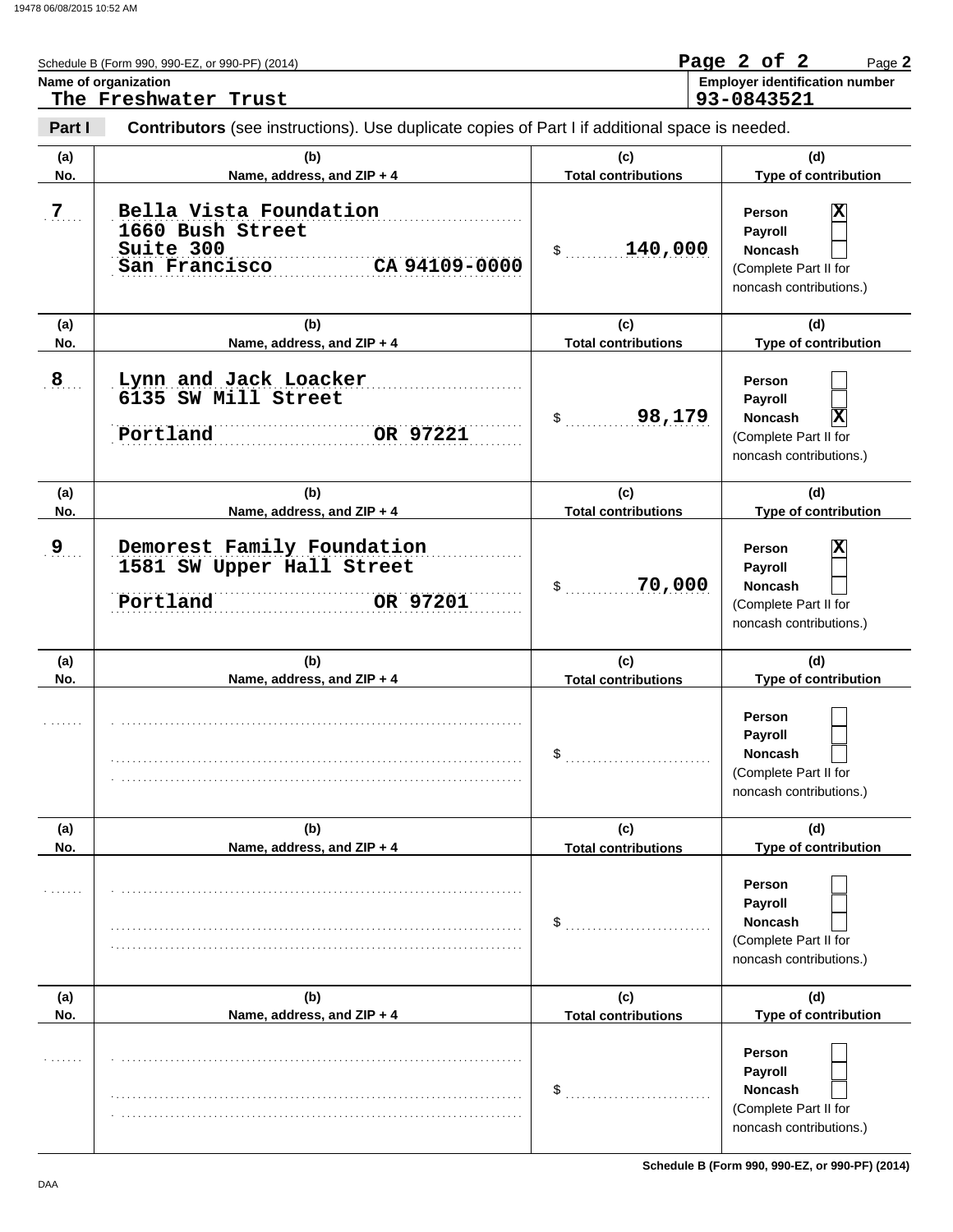Schedule B (Form 990, 990-EZ, or 990-PF) (2014)

**Name of organization**
The Freshwater Trust

**Employer identification number**
93-0843521

**Part I** **Contributors** (see instructions). Use duplicate copies of Part I if additional space is needed.

| (a) No. | (b) Name, address, and ZIP + 4 | (c) Total contributions | (d) Type of contribution |
|---|---|---|---|
| 7 | Bella Vista Foundation<br>1660 Bush Street<br>Suite 300<br>San Francisco CA 94109-0000 | $ 140,000 | Person [X]<br>Payroll [ ]<br>Noncash [ ]<br>(Complete Part II for noncash contributions.) |
| 8 | Lynn and Jack Loacker<br>6135 SW Mill Street<br>Portland OR 97221 | $ 98,179 | Person [ ]<br>Payroll [ ]<br>Noncash [X]<br>(Complete Part II for noncash contributions.) |
| 9 | Demorest Family Foundation<br>1581 SW Upper Hall Street<br>Portland OR 97201 | $ 70,000 | Person [X]<br>Payroll [ ]<br>Noncash [ ]<br>(Complete Part II for noncash contributions.) |
| | | $ | Person [ ]<br>Payroll [ ]<br>Noncash [ ]<br>(Complete Part II for noncash contributions.) |
| | | $ | Person [ ]<br>Payroll [ ]<br>Noncash [ ]<br>(Complete Part II for noncash contributions.) |
| | | $ | Person [ ]<br>Payroll [ ]<br>Noncash [ ]<br>(Complete Part II for noncash contributions.) |

Schedule B (Form 990, 990-EZ, or 990-PF) (2014)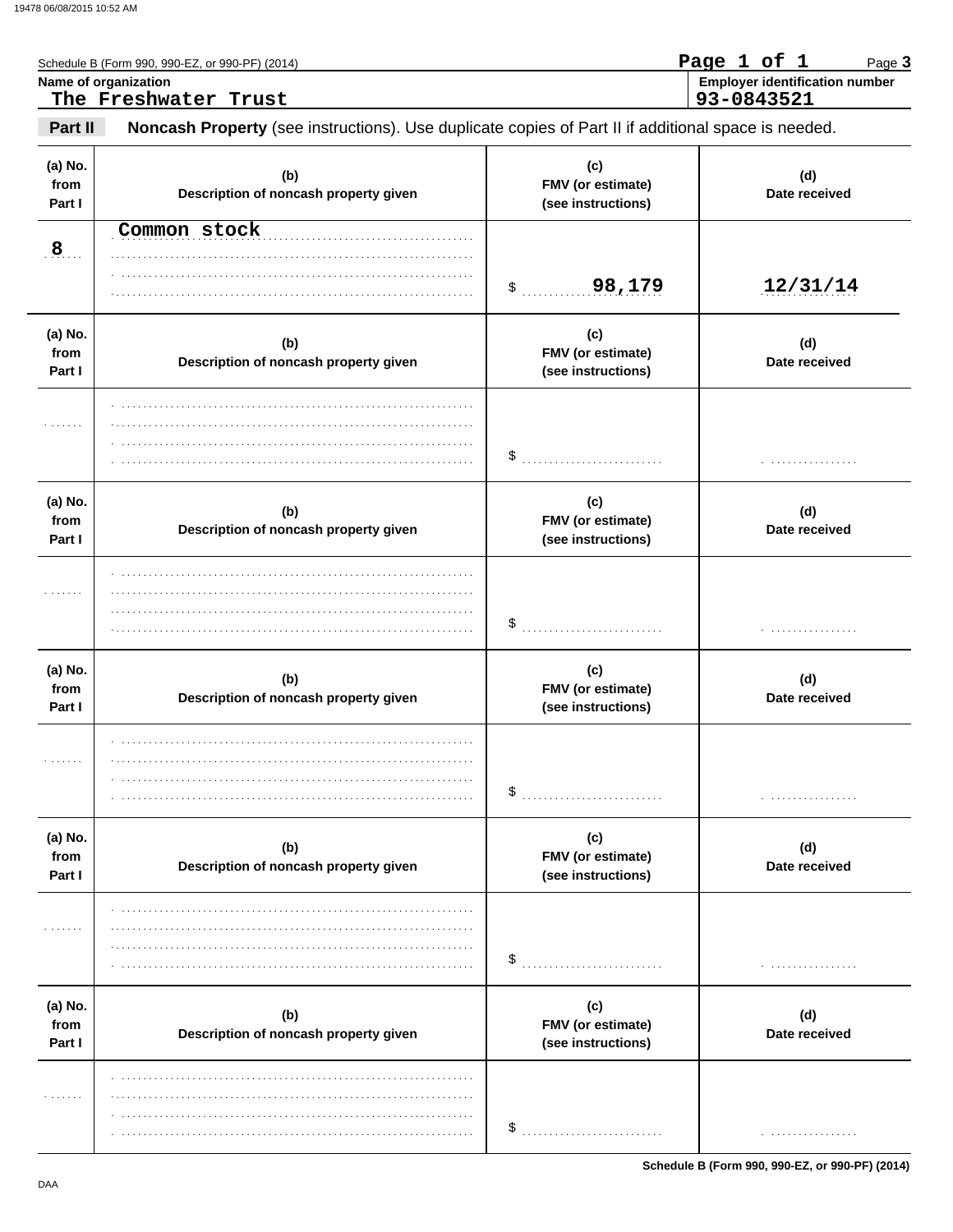Schedule B (Form 990, 990-EZ, or 990-PF) (2014)

Page 1 of 1

**Name of organization**
The Freshwater Trust

**Employer identification number**
93-0843521

**Part II** **Noncash Property** (see instructions). Use duplicate copies of Part II if additional space is needed.

| (a) No. from Part I | (b) Description of noncash property given | (c) FMV (or estimate) (see instructions) | (d) Date received |
|---|---|---|---|
| 8 | Common stock | $ 98,179 | 12/31/14 |

| (a) No. from Part I | (b) Description of noncash property given | (c) FMV (or estimate) (see instructions) | (d) Date received |
|---|---|---|---|
| | | $ | |

| (a) No. from Part I | (b) Description of noncash property given | (c) FMV (or estimate) (see instructions) | (d) Date received |
|---|---|---|---|
| | | $ | |

| (a) No. from Part I | (b) Description of noncash property given | (c) FMV (or estimate) (see instructions) | (d) Date received |
|---|---|---|---|
| | | $ | |

| (a) No. from Part I | (b) Description of noncash property given | (c) FMV (or estimate) (see instructions) | (d) Date received |
|---|---|---|---|
| | | $ | |

| (a) No. from Part I | (b) Description of noncash property given | (c) FMV (or estimate) (see instructions) | (d) Date received |
|---|---|---|---|
| | | $ | |

Schedule B (Form 990, 990-EZ, or 990-PF) (2014)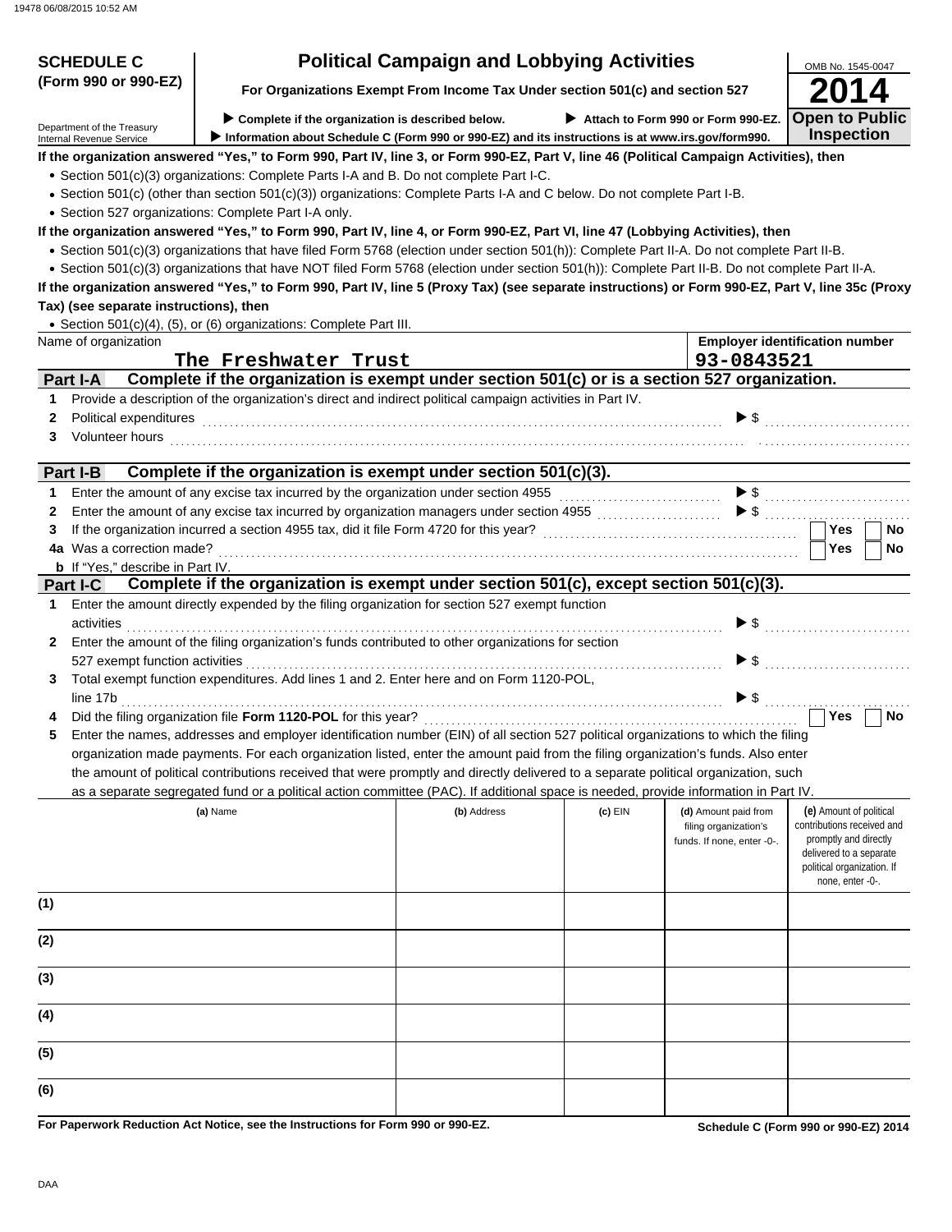# SCHEDULE C (Form 990 or 990-EZ)

Department of the Treasury
Internal Revenue Service

## Political Campaign and Lobbying Activities

**For Organizations Exempt From Income Tax Under section 501(c) and section 527**

▶ **Complete if the organization is described below.** ▶ **Attach to Form 990 or Form 990-EZ.**
▶ **Information about Schedule C (Form 990 or 990-EZ) and its instructions is at www.irs.gov/form990.**

OMB No. 1545-0047

**2014**

**Open to Public Inspection**

**If the organization answered "Yes," to Form 990, Part IV, line 3, or Form 990-EZ, Part V, line 46 (Political Campaign Activities), then**

- Section 501(c)(3) organizations: Complete Parts I-A and B. Do not complete Part I-C.
- Section 501(c) (other than section 501(c)(3)) organizations: Complete Parts I-A and C below. Do not complete Part I-B.
- Section 527 organizations: Complete Part I-A only.

**If the organization answered "Yes," to Form 990, Part IV, line 4, or Form 990-EZ, Part VI, line 47 (Lobbying Activities), then**

- Section 501(c)(3) organizations that have filed Form 5768 (election under section 501(h)): Complete Part II-A. Do not complete Part II-B.
- Section 501(c)(3) organizations that have NOT filed Form 5768 (election under section 501(h)): Complete Part II-B. Do not complete Part II-A.

**If the organization answered "Yes," to Form 990, Part IV, line 5 (Proxy Tax) (see separate instructions) or Form 990-EZ, Part V, line 35c (Proxy Tax) (see separate instructions), then**

- Section 501(c)(4), (5), or (6) organizations: Complete Part III.

Name of organization: The Freshwater Trust
Employer identification number: 93-0843521

## Part I-A Complete if the organization is exempt under section 501(c) or is a section 527 organization.

1 Provide a description of the organization's direct and indirect political campaign activities in Part IV.
2 Political expenditures ▶ $
3 Volunteer hours

## Part I-B Complete if the organization is exempt under section 501(c)(3).

1 Enter the amount of any excise tax incurred by the organization under section 4955 ▶ $
2 Enter the amount of any excise tax incurred by organization managers under section 4955 ▶ $
3 If the organization incurred a section 4955 tax, did it file Form 4720 for this year? ☐ Yes ☐ No
4a Was a correction made? ☐ Yes ☐ No
b If "Yes," describe in Part IV.

## Part I-C Complete if the organization is exempt under section 501(c), except section 501(c)(3).

1 Enter the amount directly expended by the filing organization for section 527 exempt function activities ▶ $
2 Enter the amount of the filing organization's funds contributed to other organizations for section 527 exempt function activities ▶ $
3 Total exempt function expenditures. Add lines 1 and 2. Enter here and on Form 1120-POL, line 17b ▶ $
4 Did the filing organization file **Form 1120-POL** for this year? ☐ Yes ☐ No
5 Enter the names, addresses and employer identification number (EIN) of all section 527 political organizations to which the filing organization made payments. For each organization listed, enter the amount paid from the filing organization's funds. Also enter the amount of political contributions received that were promptly and directly delivered to a separate political organization, such as a separate segregated fund or a political action committee (PAC). If additional space is needed, provide information in Part IV.

| | (a) Name | (b) Address | (c) EIN | (d) Amount paid from filing organization's funds. If none, enter -0-. | (e) Amount of political contributions received and promptly and directly delivered to a separate political organization. If none, enter -0-. |
|---|---|---|---|---|---|
| (1) | | | | | |
| (2) | | | | | |
| (3) | | | | | |
| (4) | | | | | |
| (5) | | | | | |
| (6) | | | | | |

**For Paperwork Reduction Act Notice, see the Instructions for Form 990 or 990-EZ.**

Schedule C (Form 990 or 990-EZ) 2014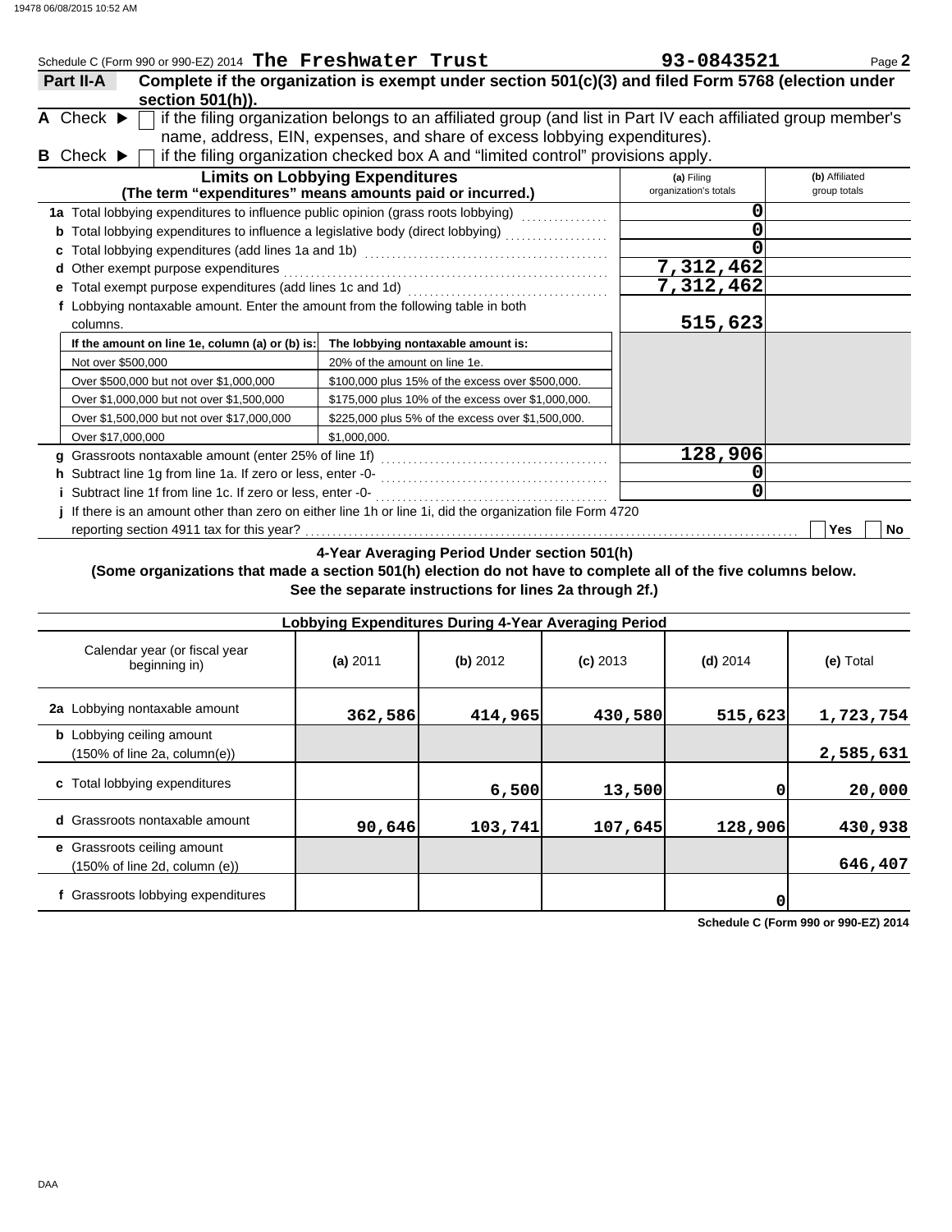Schedule C (Form 990 or 990-EZ) 2014 **The Freshwater Trust** **93-0843521** Page **2**

## Part II-A Complete if the organization is exempt under section 501(c)(3) and filed Form 5768 (election under section 501(h)).

**A** Check ▶ ☐ if the filing organization belongs to an affiliated group (and list in Part IV each affiliated group member's name, address, EIN, expenses, and share of excess lobbying expenditures).

**B** Check ▶ ☐ if the filing organization checked box A and "limited control" provisions apply.

| **Limits on Lobbying Expenditures** (The term "expenditures" means amounts paid or incurred.) | (a) Filing organization's totals | (b) Affiliated group totals |
|---|---|---|
| **1a** Total lobbying expenditures to influence public opinion (grass roots lobbying) | 0 | |
| **b** Total lobbying expenditures to influence a legislative body (direct lobbying) | 0 | |
| **c** Total lobbying expenditures (add lines 1a and 1b) | 0 | |
| **d** Other exempt purpose expenditures | 7,312,462 | |
| **e** Total exempt purpose expenditures (add lines 1c and 1d) | 7,312,462 | |
| **f** Lobbying nontaxable amount. Enter the amount from the following table in both columns. | 515,623 | |

| If the amount on line 1e, column (a) or (b) is: | The lobbying nontaxable amount is: |
|---|---|
| Not over $500,000 | 20% of the amount on line 1e. |
| Over $500,000 but not over $1,000,000 | $100,000 plus 15% of the excess over $500,000. |
| Over $1,000,000 but not over $1,500,000 | $175,000 plus 10% of the excess over $1,000,000. |
| Over $1,500,000 but not over $17,000,000 | $225,000 plus 5% of the excess over $1,500,000. |
| Over $17,000,000 | $1,000,000. |

| | (a) Filing organization's totals | (b) Affiliated group totals |
|---|---|---|
| **g** Grassroots nontaxable amount (enter 25% of line 1f) | 128,906 | |
| **h** Subtract line 1g from line 1a. If zero or less, enter -0- | 0 | |
| **i** Subtract line 1f from line 1c. If zero or less, enter -0- | 0 | |

**j** If there is an amount other than zero on either line 1h or line 1i, did the organization file Form 4720 reporting section 4911 tax for this year? ☐ Yes ☐ No

### 4-Year Averaging Period Under section 501(h)

**(Some organizations that made a section 501(h) election do not have to complete all of the five columns below. See the separate instructions for lines 2a through 2f.)**

| Lobbying Expenditures During 4-Year Averaging Period | | | | | |
|---|---|---|---|---|---|
| Calendar year (or fiscal year beginning in) | (a) 2011 | (b) 2012 | (c) 2013 | (d) 2014 | (e) Total |
| **2a** Lobbying nontaxable amount | 362,586 | 414,965 | 430,580 | 515,623 | 1,723,754 |
| **b** Lobbying ceiling amount (150% of line 2a, column(e)) | | | | | 2,585,631 |
| **c** Total lobbying expenditures | | 6,500 | 13,500 | 0 | 20,000 |
| **d** Grassroots nontaxable amount | 90,646 | 103,741 | 107,645 | 128,906 | 430,938 |
| **e** Grassroots ceiling amount (150% of line 2d, column (e)) | | | | | 646,407 |
| **f** Grassroots lobbying expenditures | | | | 0 | |

**Schedule C (Form 990 or 990-EZ) 2014**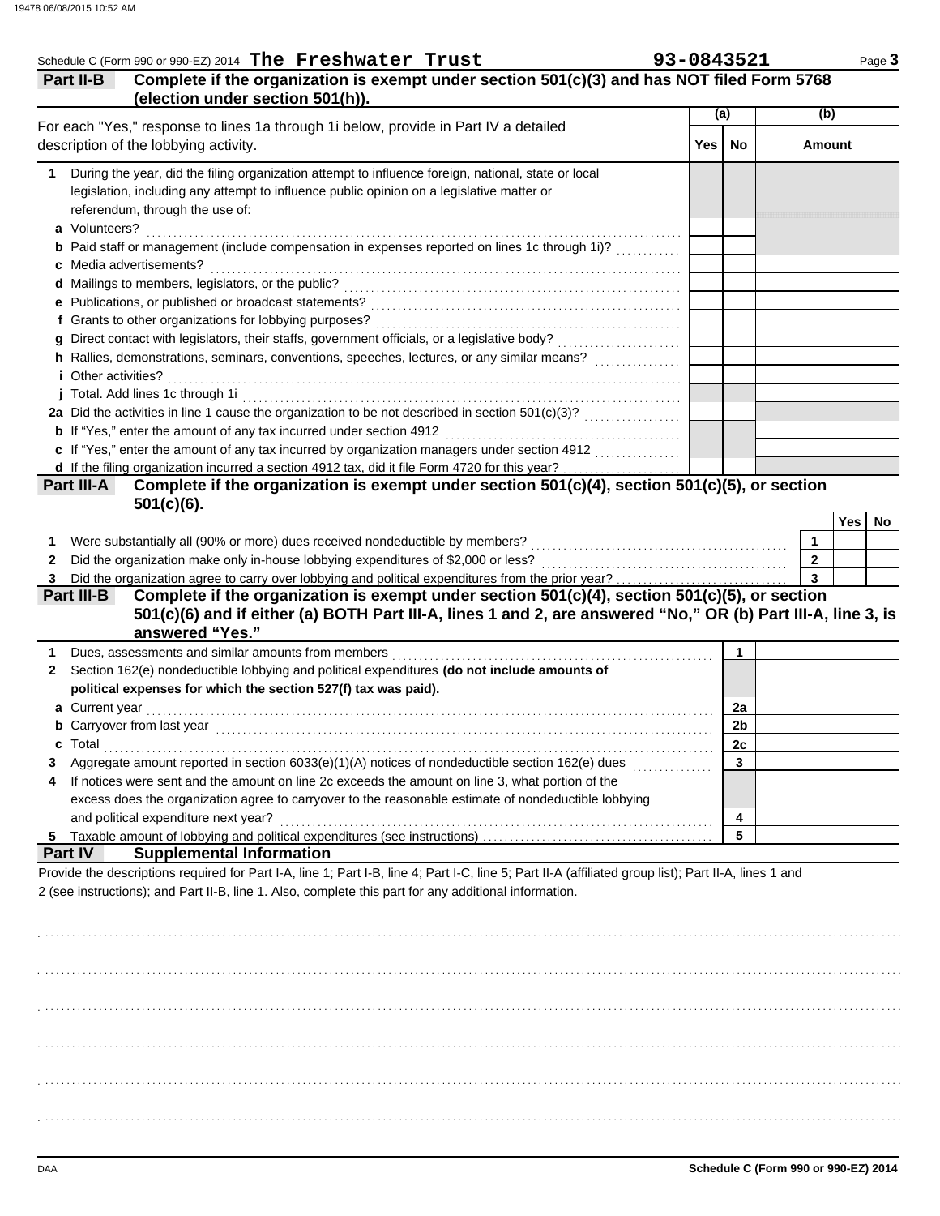Schedule C (Form 990 or 990-EZ) 2014 **The Freshwater Trust** **93-0843521** Page **3**

## Part II-B Complete if the organization is exempt under section 501(c)(3) and has NOT filed Form 5768 (election under section 501(h)).

| For each "Yes," response to lines 1a through 1i below, provide in Part IV a detailed description of the lobbying activity. | (a) Yes | (a) No | (b) Amount |
|---|---|---|---|
| **1** During the year, did the filing organization attempt to influence foreign, national, state or local legislation, including any attempt to influence public opinion on a legislative matter or referendum, through the use of: | | | |
| **a** Volunteers? | | | |
| **b** Paid staff or management (include compensation in expenses reported on lines 1c through 1i)? | | | |
| **c** Media advertisements? | | | |
| **d** Mailings to members, legislators, or the public? | | | |
| **e** Publications, or published or broadcast statements? | | | |
| **f** Grants to other organizations for lobbying purposes? | | | |
| **g** Direct contact with legislators, their staffs, government officials, or a legislative body? | | | |
| **h** Rallies, demonstrations, seminars, conventions, speeches, lectures, or any similar means? | | | |
| **i** Other activities? | | | |
| **j** Total. Add lines 1c through 1i | | | |
| **2a** Did the activities in line 1 cause the organization to be not described in section 501(c)(3)? | | | |
| **b** If "Yes," enter the amount of any tax incurred under section 4912 | | | |
| **c** If "Yes," enter the amount of any tax incurred by organization managers under section 4912 | | | |
| **d** If the filing organization incurred a section 4912 tax, did it file Form 4720 for this year? | | | |

## Part III-A Complete if the organization is exempt under section 501(c)(4), section 501(c)(5), or section 501(c)(6).

| | | | Yes | No |
|---|---|---|---|---|
| **1** | Were substantially all (90% or more) dues received nondeductible by members? | **1** | | |
| **2** | Did the organization make only in-house lobbying expenditures of $2,000 or less? | **2** | | |
| **3** | Did the organization agree to carry over lobbying and political expenditures from the prior year? | **3** | | |

## Part III-B Complete if the organization is exempt under section 501(c)(4), section 501(c)(5), or section 501(c)(6) and if either (a) BOTH Part III-A, lines 1 and 2, are answered "No," OR (b) Part III-A, line 3, is answered "Yes."

| | | | |
|---|---|---|---|
| **1** | Dues, assessments and similar amounts from members | **1** | |
| **2** | Section 162(e) nondeductible lobbying and political expenditures **(do not include amounts of political expenses for which the section 527(f) tax was paid).** | | |
| **a** | Current year | **2a** | |
| **b** | Carryover from last year | **2b** | |
| **c** | Total | **2c** | |
| **3** | Aggregate amount reported in section 6033(e)(1)(A) notices of nondeductible section 162(e) dues | **3** | |
| **4** | If notices were sent and the amount on line 2c exceeds the amount on line 3, what portion of the excess does the organization agree to carryover to the reasonable estimate of nondeductible lobbying and political expenditure next year? | **4** | |
| **5** | Taxable amount of lobbying and political expenditures (see instructions) | **5** | |

## Part IV Supplemental Information

Provide the descriptions required for Part I-A, line 1; Part I-B, line 4; Part I-C, line 5; Part II-A (affiliated group list); Part II-A, lines 1 and 2 (see instructions); and Part II-B, line 1. Also, complete this part for any additional information.

DAA **Schedule C (Form 990 or 990-EZ) 2014**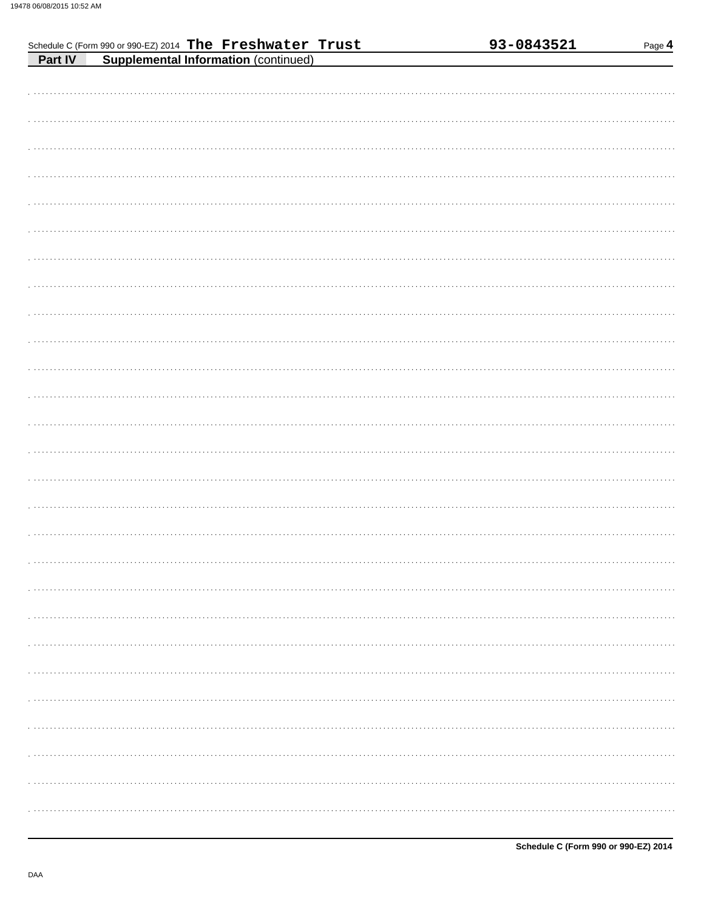Schedule C (Form 990 or 990-EZ) 2014 The Freshwater Trust 93-0843521

## Part IV Supplemental Information (continued)

**Schedule C (Form 990 or 990-EZ) 2014**

DAA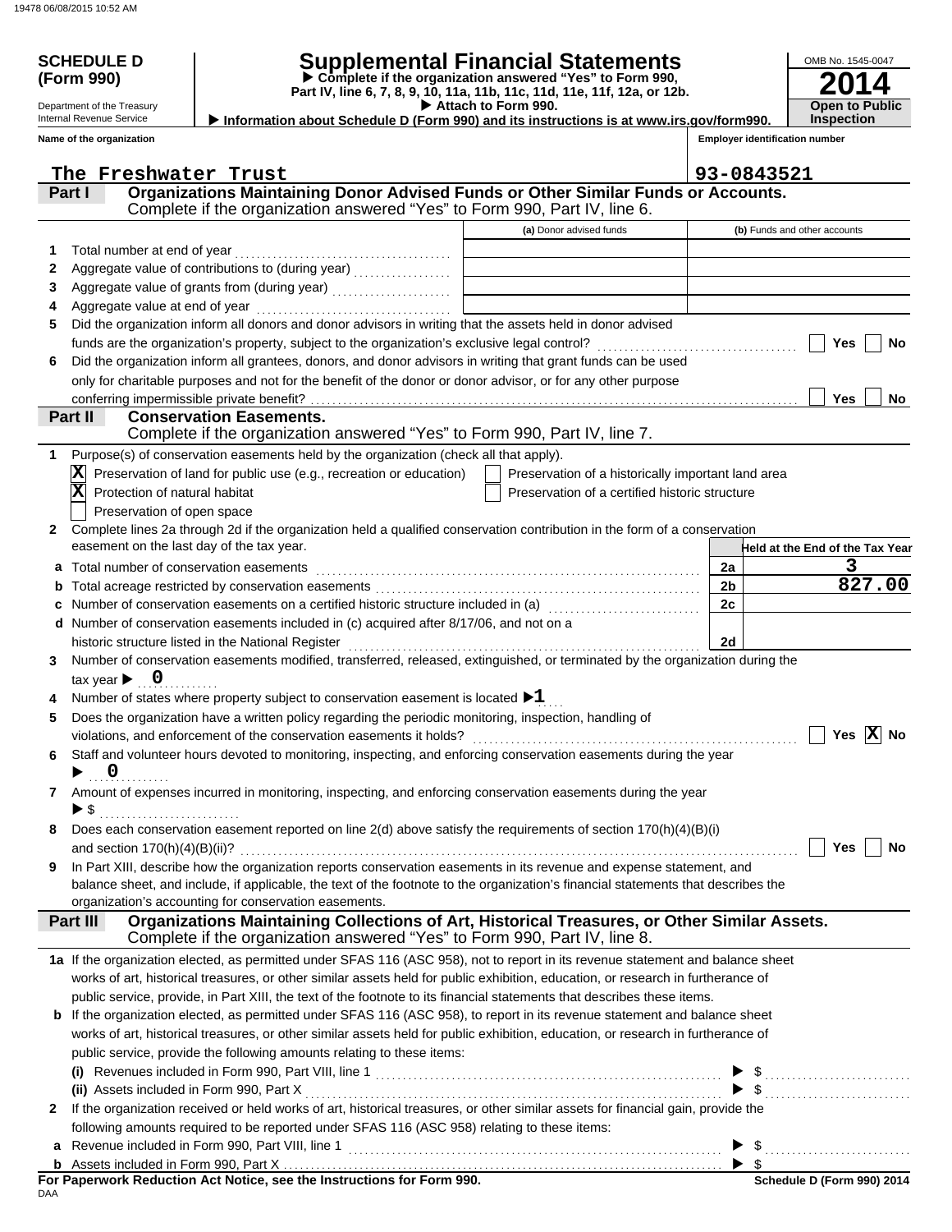**SCHEDULE D (Form 990)**

Department of the Treasury
Internal Revenue Service

# Supplemental Financial Statements

▶ Complete if the organization answered "Yes" to Form 990, Part IV, line 6, 7, 8, 9, 10, 11a, 11b, 11c, 11d, 11e, 11f, 12a, or 12b.
▶ Attach to Form 990.
▶ Information about Schedule D (Form 990) and its instructions is at www.irs.gov/form990.

OMB No. 1545-0047
**2014**
**Open to Public Inspection**

**Name of the organization:** The Freshwater Trust
**Employer identification number:** 93-0843521

## Part I Organizations Maintaining Donor Advised Funds or Other Similar Funds or Accounts.
Complete if the organization answered "Yes" to Form 990, Part IV, line 6.

| | | (a) Donor advised funds | (b) Funds and other accounts |
|---|---|---|---|
| 1 | Total number at end of year | | |
| 2 | Aggregate value of contributions to (during year) | | |
| 3 | Aggregate value of grants from (during year) | | |
| 4 | Aggregate value at end of year | | |

5 Did the organization inform all donors and donor advisors in writing that the assets held in donor advised funds are the organization's property, subject to the organization's exclusive legal control? ☐ Yes ☐ No

6 Did the organization inform all grantees, donors, and donor advisors in writing that grant funds can be used only for charitable purposes and not for the benefit of the donor or donor advisor, or for any other purpose conferring impermissible private benefit? ☐ Yes ☐ No

## Part II Conservation Easements.
Complete if the organization answered "Yes" to Form 990, Part IV, line 7.

1 Purpose(s) of conservation easements held by the organization (check all that apply).

- [X] Preservation of land for public use (e.g., recreation or education)
- [ ] Preservation of a historically important land area
- [X] Protection of natural habitat
- [ ] Preservation of a certified historic structure
- [ ] Preservation of open space

2 Complete lines 2a through 2d if the organization held a qualified conservation contribution in the form of a conservation easement on the last day of the tax year.

| | | | Held at the End of the Tax Year |
|---|---|---|---|
| a | Total number of conservation easements | 2a | 3 |
| b | Total acreage restricted by conservation easements | 2b | 827.00 |
| c | Number of conservation easements on a certified historic structure included in (a) | 2c | |
| d | Number of conservation easements included in (c) acquired after 8/17/06, and not on a historic structure listed in the National Register | 2d | |

3 Number of conservation easements modified, transferred, released, extinguished, or terminated by the organization during the tax year ▶ 0

4 Number of states where property subject to conservation easement is located ▶ 1

5 Does the organization have a written policy regarding the periodic monitoring, inspection, handling of violations, and enforcement of the conservation easements it holds? ☐ Yes ☒ No

6 Staff and volunteer hours devoted to monitoring, inspecting, and enforcing conservation easements during the year ▶ 0

7 Amount of expenses incurred in monitoring, inspecting, and enforcing conservation easements during the year ▶ $

8 Does each conservation easement reported on line 2(d) above satisfy the requirements of section 170(h)(4)(B)(i) and section 170(h)(4)(B)(ii)? ☐ Yes ☐ No

9 In Part XIII, describe how the organization reports conservation easements in its revenue and expense statement, and balance sheet, and include, if applicable, the text of the footnote to the organization's financial statements that describes the organization's accounting for conservation easements.

## Part III Organizations Maintaining Collections of Art, Historical Treasures, or Other Similar Assets.
Complete if the organization answered "Yes" to Form 990, Part IV, line 8.

1a If the organization elected, as permitted under SFAS 116 (ASC 958), not to report in its revenue statement and balance sheet works of art, historical treasures, or other similar assets held for public exhibition, education, or research in furtherance of public service, provide, in Part XIII, the text of the footnote to its financial statements that describes these items.

b If the organization elected, as permitted under SFAS 116 (ASC 958), to report in its revenue statement and balance sheet works of art, historical treasures, or other similar assets held for public exhibition, education, or research in furtherance of public service, provide the following amounts relating to these items:

(i) Revenues included in Form 990, Part VIII, line 1 ▶ $

(ii) Assets included in Form 990, Part X ▶ $

2 If the organization received or held works of art, historical treasures, or other similar assets for financial gain, provide the following amounts required to be reported under SFAS 116 (ASC 958) relating to these items:

a Revenue included in Form 990, Part VIII, line 1 ▶ $

b Assets included in Form 990, Part X ▶ $

**For Paperwork Reduction Act Notice, see the Instructions for Form 990.** **Schedule D (Form 990) 2014**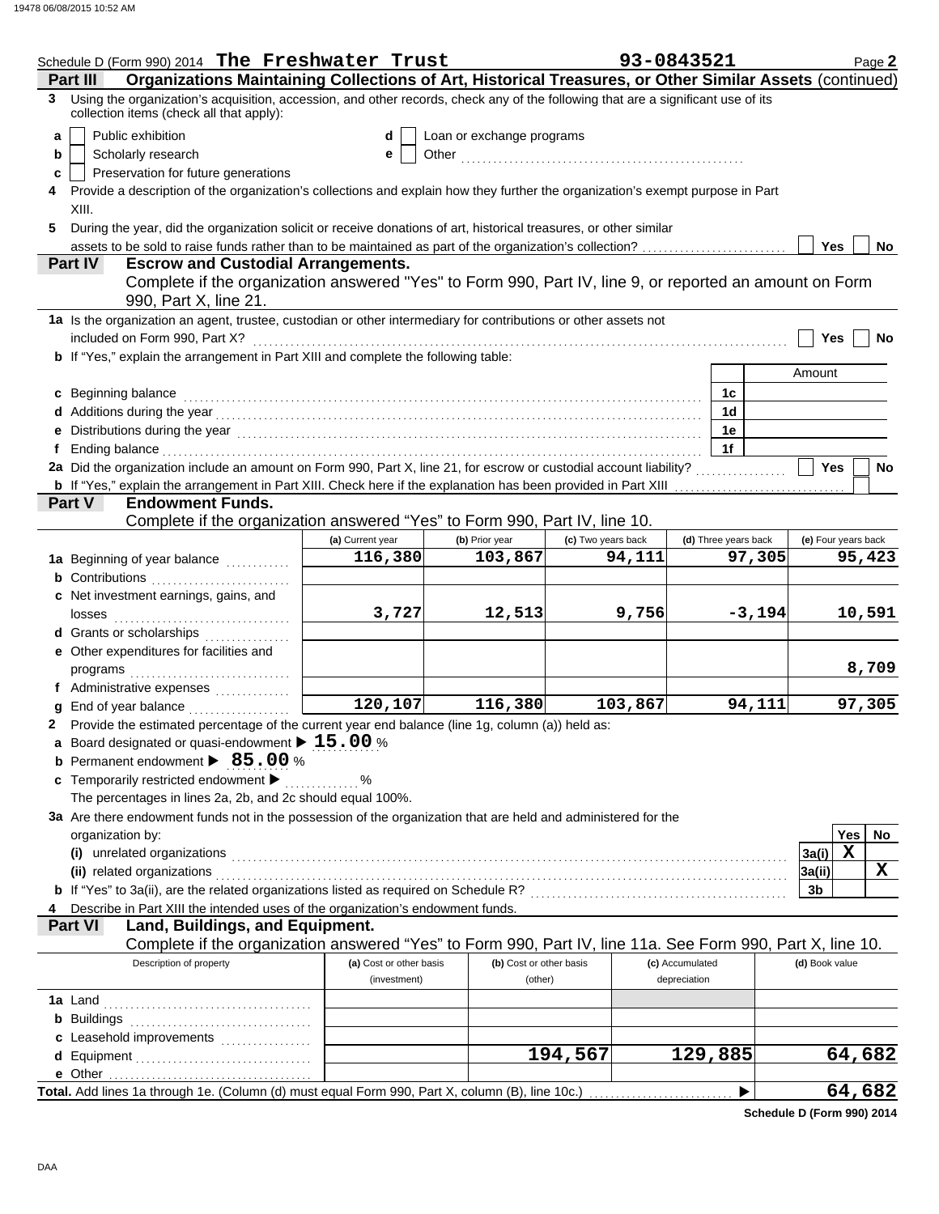Schedule D (Form 990) 2014 **The Freshwater Trust** **93-0843521** Page **2**

## Part III Organizations Maintaining Collections of Art, Historical Treasures, or Other Similar Assets (continued)

**3** Using the organization's acquisition, accession, and other records, check any of the following that are a significant use of its collection items (check all that apply):

- **a** ☐ Public exhibition
- **b** ☐ Scholarly research
- **c** ☐ Preservation for future generations
- **d** ☐ Loan or exchange programs
- **e** ☐ Other

**4** Provide a description of the organization's collections and explain how they further the organization's exempt purpose in Part XIII.

**5** During the year, did the organization solicit or receive donations of art, historical treasures, or other similar assets to be sold to raise funds rather than to be maintained as part of the organization's collection? ☐ Yes ☐ No

## Part IV Escrow and Custodial Arrangements.

Complete if the organization answered "Yes" to Form 990, Part IV, line 9, or reported an amount on Form 990, Part X, line 21.

**1a** Is the organization an agent, trustee, custodian or other intermediary for contributions or other assets not included on Form 990, Part X? ☐ Yes ☐ No

**b** If "Yes," explain the arrangement in Part XIII and complete the following table:

| | | Amount |
|---|---|---|
| **c** Beginning balance | 1c | |
| **d** Additions during the year | 1d | |
| **e** Distributions during the year | 1e | |
| **f** Ending balance | 1f | |

**2a** Did the organization include an amount on Form 990, Part X, line 21, for escrow or custodial account liability? ☐ Yes ☐ No

**b** If "Yes," explain the arrangement in Part XIII. Check here if the explanation has been provided in Part XIII ☐

## Part V Endowment Funds.

Complete if the organization answered "Yes" to Form 990, Part IV, line 10.

| | (a) Current year | (b) Prior year | (c) Two years back | (d) Three years back | (e) Four years back |
|---|---|---|---|---|---|
| **1a** Beginning of year balance | 116,380 | 103,867 | 94,111 | 97,305 | 95,423 |
| **b** Contributions | | | | | |
| **c** Net investment earnings, gains, and losses | 3,727 | 12,513 | 9,756 | -3,194 | 10,591 |
| **d** Grants or scholarships | | | | | |
| **e** Other expenditures for facilities and programs | | | | | 8,709 |
| **f** Administrative expenses | | | | | |
| **g** End of year balance | 120,107 | 116,380 | 103,867 | 94,111 | 97,305 |

**2** Provide the estimated percentage of the current year end balance (line 1g, column (a)) held as:

- **a** Board designated or quasi-endowment ▶ **15.00** %
- **b** Permanent endowment ▶ **85.00** %
- **c** Temporarily restricted endowment ▶ %

The percentages in lines 2a, 2b, and 2c should equal 100%.

**3a** Are there endowment funds not in the possession of the organization that are held and administered for the organization by:

| | | Yes | No |
|---|---|---|---|
| **(i)** unrelated organizations | 3a(i) | X | |
| **(ii)** related organizations | 3a(ii) | | X |
| **b** If "Yes" to 3a(ii), are the related organizations listed as required on Schedule R? | 3b | | |

**4** Describe in Part XIII the intended uses of the organization's endowment funds.

## Part VI Land, Buildings, and Equipment.

Complete if the organization answered "Yes" to Form 990, Part IV, line 11a. See Form 990, Part X, line 10.

| Description of property | (a) Cost or other basis (investment) | (b) Cost or other basis (other) | (c) Accumulated depreciation | (d) Book value |
|---|---|---|---|---|
| **1a** Land | | | | |
| **b** Buildings | | | | |
| **c** Leasehold improvements | | | | |
| **d** Equipment | | 194,567 | 129,885 | 64,682 |
| **e** Other | | | | |
| **Total.** Add lines 1a through 1e. (Column (d) must equal Form 990, Part X, column (B), line 10c.) ▶ | | | | 64,682 |

**Schedule D (Form 990) 2014**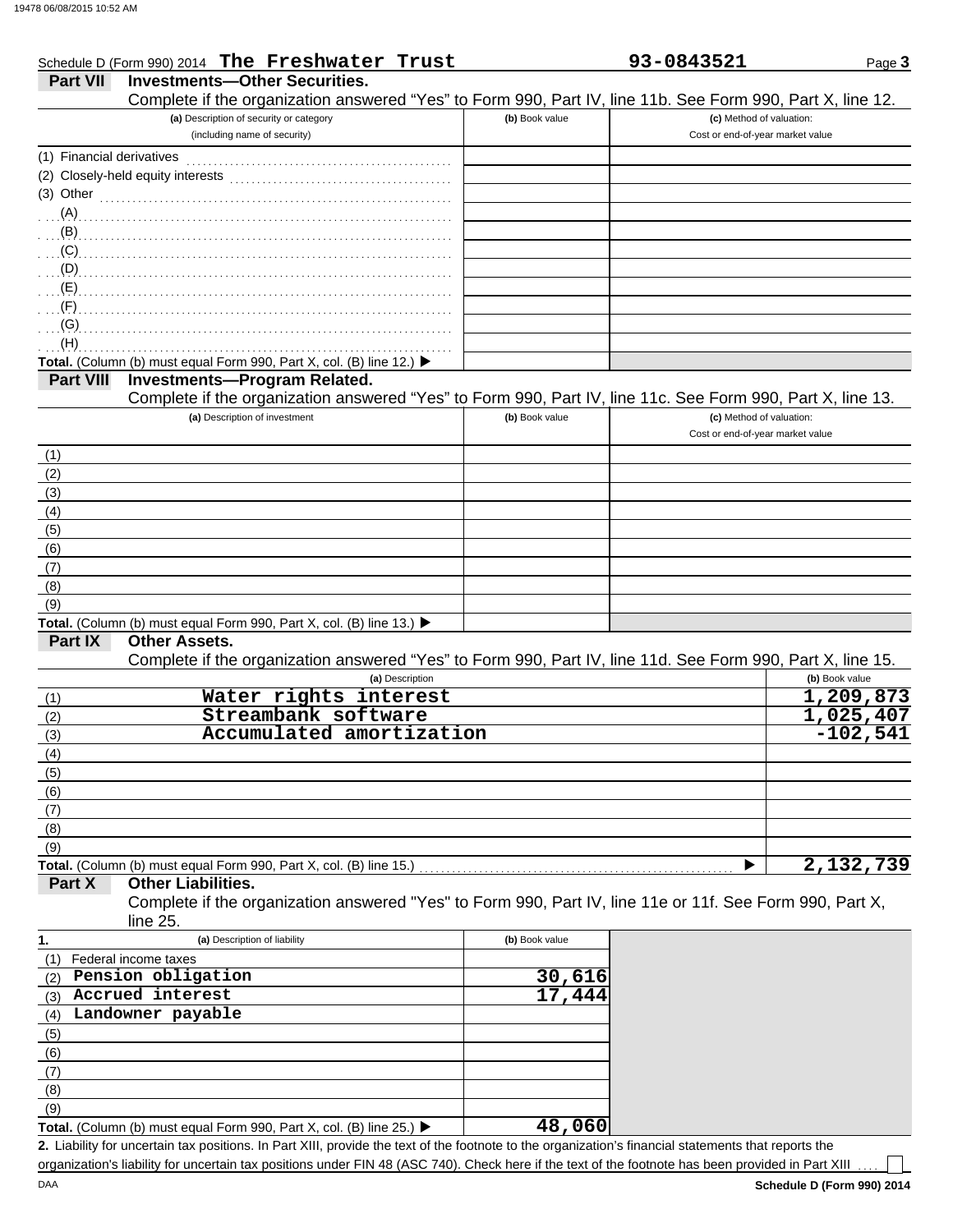Schedule D (Form 990) 2014 **The Freshwater Trust** **93-0843521** Page **3**

**Part VII Investments—Other Securities.**

Complete if the organization answered "Yes" to Form 990, Part IV, line 11b. See Form 990, Part X, line 12.

| (a) Description of security or category (including name of security) | (b) Book value | (c) Method of valuation: Cost or end-of-year market value |
|---|---|---|
| (1) Financial derivatives | | |
| (2) Closely-held equity interests | | |
| (3) Other | | |
| (A) | | |
| (B) | | |
| (C) | | |
| (D) | | |
| (E) | | |
| (F) | | |
| (G) | | |
| (H) | | |
| **Total.** (Column (b) must equal Form 990, Part X, col. (B) line 12.) ▶ | | |

**Part VIII Investments—Program Related.**

Complete if the organization answered "Yes" to Form 990, Part IV, line 11c. See Form 990, Part X, line 13.

| (a) Description of investment | (b) Book value | (c) Method of valuation: Cost or end-of-year market value |
|---|---|---|
| (1) | | |
| (2) | | |
| (3) | | |
| (4) | | |
| (5) | | |
| (6) | | |
| (7) | | |
| (8) | | |
| (9) | | |
| **Total.** (Column (b) must equal Form 990, Part X, col. (B) line 13.) ▶ | | |

**Part IX Other Assets.**

Complete if the organization answered "Yes" to Form 990, Part IV, line 11d. See Form 990, Part X, line 15.

| (a) Description | (b) Book value |
|---|---|
| (1) Water rights interest | 1,209,873 |
| (2) Streambank software | 1,025,407 |
| (3) Accumulated amortization | -102,541 |
| (4) | |
| (5) | |
| (6) | |
| (7) | |
| (8) | |
| (9) | |
| **Total.** (Column (b) must equal Form 990, Part X, col. (B) line 15.) ▶ | 2,132,739 |

**Part X Other Liabilities.**

Complete if the organization answered "Yes" to Form 990, Part IV, line 11e or 11f. See Form 990, Part X, line 25.

| 1. (a) Description of liability | (b) Book value |
|---|---|
| (1) Federal income taxes | |
| (2) Pension obligation | 30,616 |
| (3) Accrued interest | 17,444 |
| (4) Landowner payable | |
| (5) | |
| (6) | |
| (7) | |
| (8) | |
| (9) | |
| **Total.** (Column (b) must equal Form 990, Part X, col. (B) line 25.) ▶ | 48,060 |

**2.** Liability for uncertain tax positions. In Part XIII, provide the text of the footnote to the organization's financial statements that reports the organization's liability for uncertain tax positions under FIN 48 (ASC 740). Check here if the text of the footnote has been provided in Part XIII ☐

DAA **Schedule D (Form 990) 2014**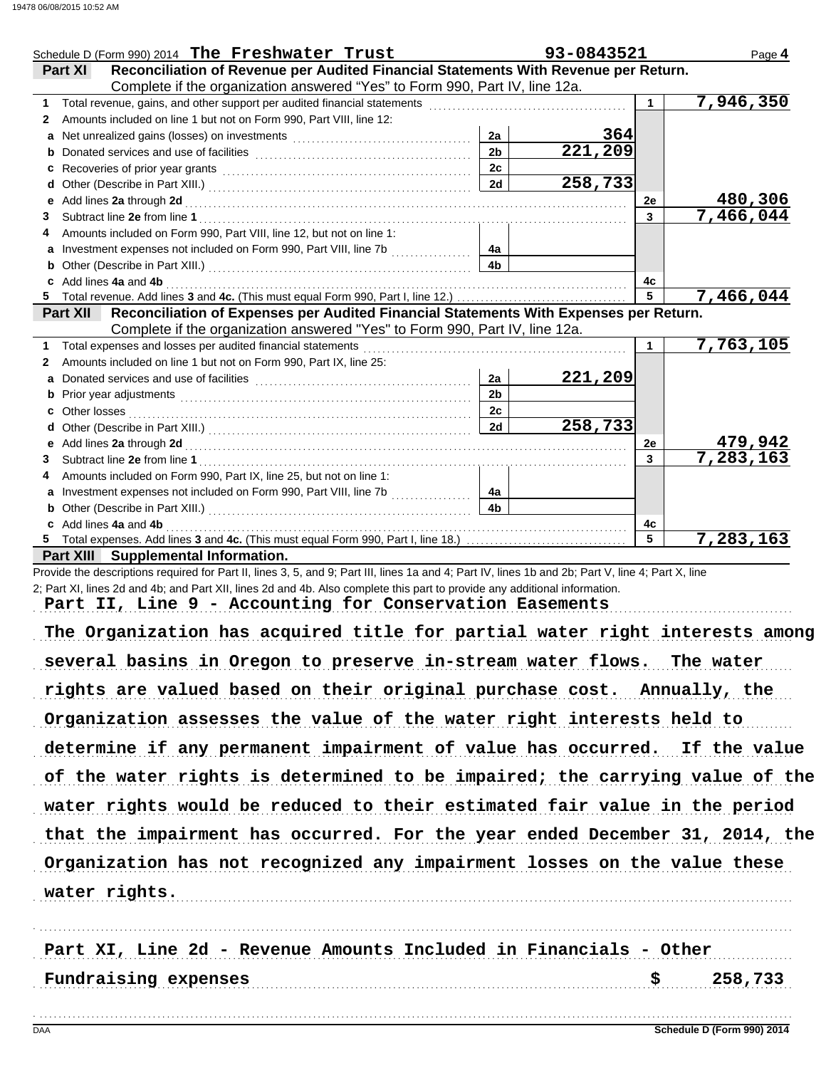Schedule D (Form 990) 2014 **The Freshwater Trust** **93-0843521** Page **4**

**Part XI** **Reconciliation of Revenue per Audited Financial Statements With Revenue per Return.**
Complete if the organization answered "Yes" to Form 990, Part IV, line 12a.

| | | | | | |
|---|---|---|---|---|---|
| **1** | Total revenue, gains, and other support per audited financial statements | | | 1 | 7,946,350 |
| **2** | Amounts included on line 1 but not on Form 990, Part VIII, line 12: | | | | |
| **a** | Net unrealized gains (losses) on investments | 2a | 364 | | |
| **b** | Donated services and use of facilities | 2b | 221,209 | | |
| **c** | Recoveries of prior year grants | 2c | | | |
| **d** | Other (Describe in Part XIII.) | 2d | 258,733 | | |
| **e** | Add lines **2a** through **2d** | | | 2e | 480,306 |
| **3** | Subtract line **2e** from line **1** | | | 3 | 7,466,044 |
| **4** | Amounts included on Form 990, Part VIII, line 12, but not on line 1: | | | | |
| **a** | Investment expenses not included on Form 990, Part VIII, line 7b | 4a | | | |
| **b** | Other (Describe in Part XIII.) | 4b | | | |
| **c** | Add lines **4a** and **4b** | | | 4c | |
| **5** | Total revenue. Add lines **3** and **4c.** (This must equal Form 990, Part I, line 12.) | | | 5 | 7,466,044 |

**Part XII** **Reconciliation of Expenses per Audited Financial Statements With Expenses per Return.**
Complete if the organization answered "Yes" to Form 990, Part IV, line 12a.

| | | | | | |
|---|---|---|---|---|---|
| **1** | Total expenses and losses per audited financial statements | | | 1 | 7,763,105 |
| **2** | Amounts included on line 1 but not on Form 990, Part IX, line 25: | | | | |
| **a** | Donated services and use of facilities | 2a | 221,209 | | |
| **b** | Prior year adjustments | 2b | | | |
| **c** | Other losses | 2c | | | |
| **d** | Other (Describe in Part XIII.) | 2d | 258,733 | | |
| **e** | Add lines **2a** through **2d** | | | 2e | 479,942 |
| **3** | Subtract line **2e** from line **1** | | | 3 | 7,283,163 |
| **4** | Amounts included on Form 990, Part IX, line 25, but not on line 1: | | | | |
| **a** | Investment expenses not included on Form 990, Part VIII, line 7b | 4a | | | |
| **b** | Other (Describe in Part XIII.) | 4b | | | |
| **c** | Add lines **4a** and **4b** | | | 4c | |
| **5** | Total expenses. Add lines **3** and **4c.** (This must equal Form 990, Part I, line 18.) | | | 5 | 7,283,163 |

**Part XIII** **Supplemental Information.**

Provide the descriptions required for Part II, lines 3, 5, and 9; Part III, lines 1a and 4; Part IV, lines 1b and 2b; Part V, line 4; Part X, line 2; Part XI, lines 2d and 4b; and Part XII, lines 2d and 4b. Also complete this part to provide any additional information.

Part II, Line 9 - Accounting for Conservation Easements

The Organization has acquired title for partial water right interests among several basins in Oregon to preserve in-stream water flows. The water rights are valued based on their original purchase cost. Annually, the Organization assesses the value of the water right interests held to determine if any permanent impairment of value has occurred. If the value of the water rights is determined to be impaired; the carrying value of the water rights would be reduced to their estimated fair value in the period that the impairment has occurred. For the year ended December 31, 2014, the Organization has not recognized any impairment losses on the value these water rights.

Part XI, Line 2d - Revenue Amounts Included in Financials - Other

Fundraising expenses $ 258,733

Schedule D (Form 990) 2014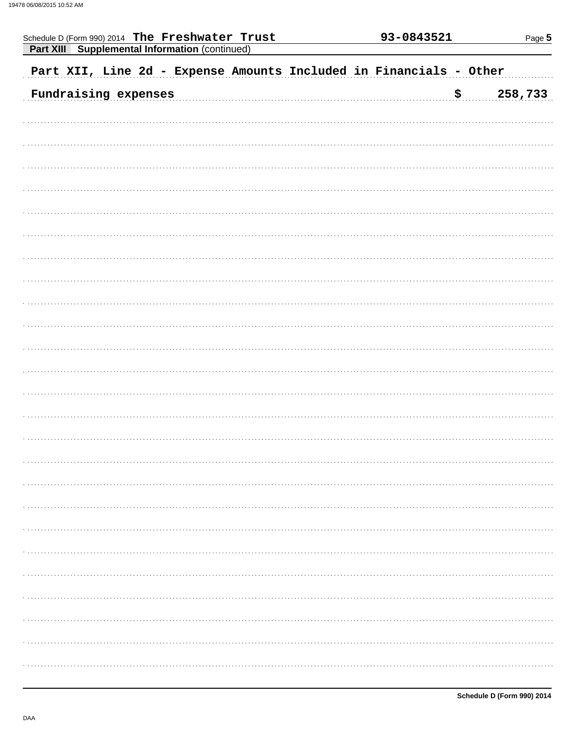Schedule D (Form 990) 2014 The Freshwater Trust 93-0843521 Page 5

**Part XIII Supplemental Information** (continued)

Part XII, Line 2d - Expense Amounts Included in Financials - Other

| | |
|---|---|
| Fundraising expenses | $ 258,733 |

Schedule D (Form 990) 2014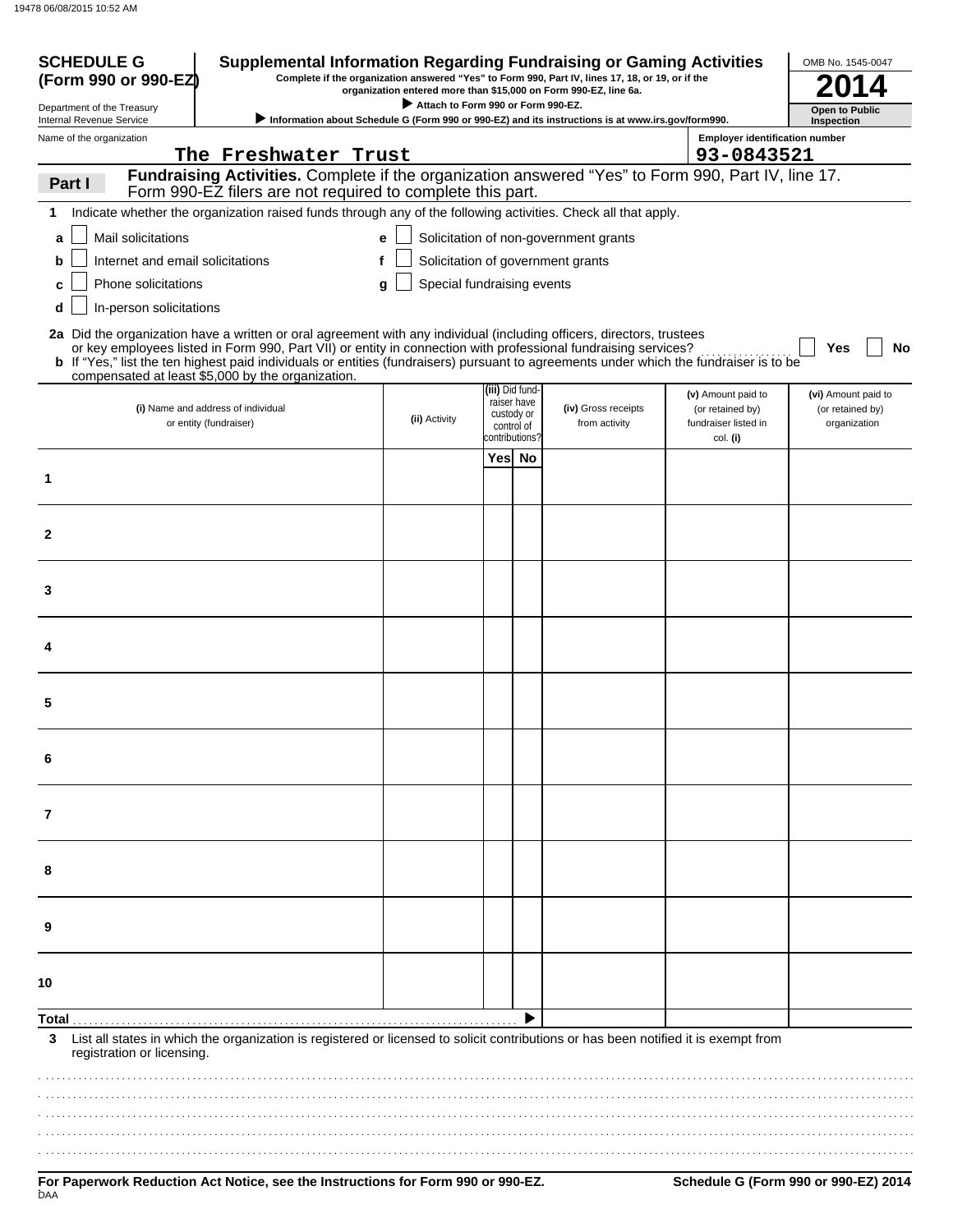**SCHEDULE G (Form 990 or 990-EZ)**

Department of the Treasury
Internal Revenue Service

# Supplemental Information Regarding Fundraising or Gaming Activities

**Complete if the organization answered "Yes" to Form 990, Part IV, lines 17, 18, or 19, or if the organization entered more than $15,000 on Form 990-EZ, line 6a.**

▶ **Attach to Form 990 or Form 990-EZ.**

▶ **Information about Schedule G (Form 990 or 990-EZ) and its instructions is at www.irs.gov/form990.**

OMB No. 1545-0047

**2014**

**Open to Public Inspection**

Name of the organization: The Freshwater Trust

Employer identification number: 93-0843521

## Part I Fundraising Activities.

Complete if the organization answered "Yes" to Form 990, Part IV, line 17. Form 990-EZ filers are not required to complete this part.

**1** Indicate whether the organization raised funds through any of the following activities. Check all that apply.

- **a** ☐ Mail solicitations
- **b** ☐ Internet and email solicitations
- **c** ☐ Phone solicitations
- **d** ☐ In-person solicitations
- **e** ☐ Solicitation of non-government grants
- **f** ☐ Solicitation of government grants
- **g** ☐ Special fundraising events

**2a** Did the organization have a written or oral agreement with any individual (including officers, directors, trustees or key employees listed in Form 990, Part VII) or entity in connection with professional fundraising services? ☐ Yes ☐ No

**b** If "Yes," list the ten highest paid individuals or entities (fundraisers) pursuant to agreements under which the fundraiser is to be compensated at least $5,000 by the organization.

| | (i) Name and address of individual or entity (fundraiser) | (ii) Activity | (iii) Did fundraiser have custody or control of contributions? Yes | No | (iv) Gross receipts from activity | (v) Amount paid to (or retained by) fundraiser listed in col. (i) | (vi) Amount paid to (or retained by) organization |
|---|---|---|---|---|---|---|---|
| 1 | | | | | | | |
| 2 | | | | | | | |
| 3 | | | | | | | |
| 4 | | | | | | | |
| 5 | | | | | | | |
| 6 | | | | | | | |
| 7 | | | | | | | |
| 8 | | | | | | | |
| 9 | | | | | | | |
| 10 | | | | | | | |
| **Total** | | | | ▶ | | | |

**3** List all states in which the organization is registered or licensed to solicit contributions or has been notified it is exempt from registration or licensing.

**For Paperwork Reduction Act Notice, see the Instructions for Form 990 or 990-EZ.**

**Schedule G (Form 990 or 990-EZ) 2014**

DAA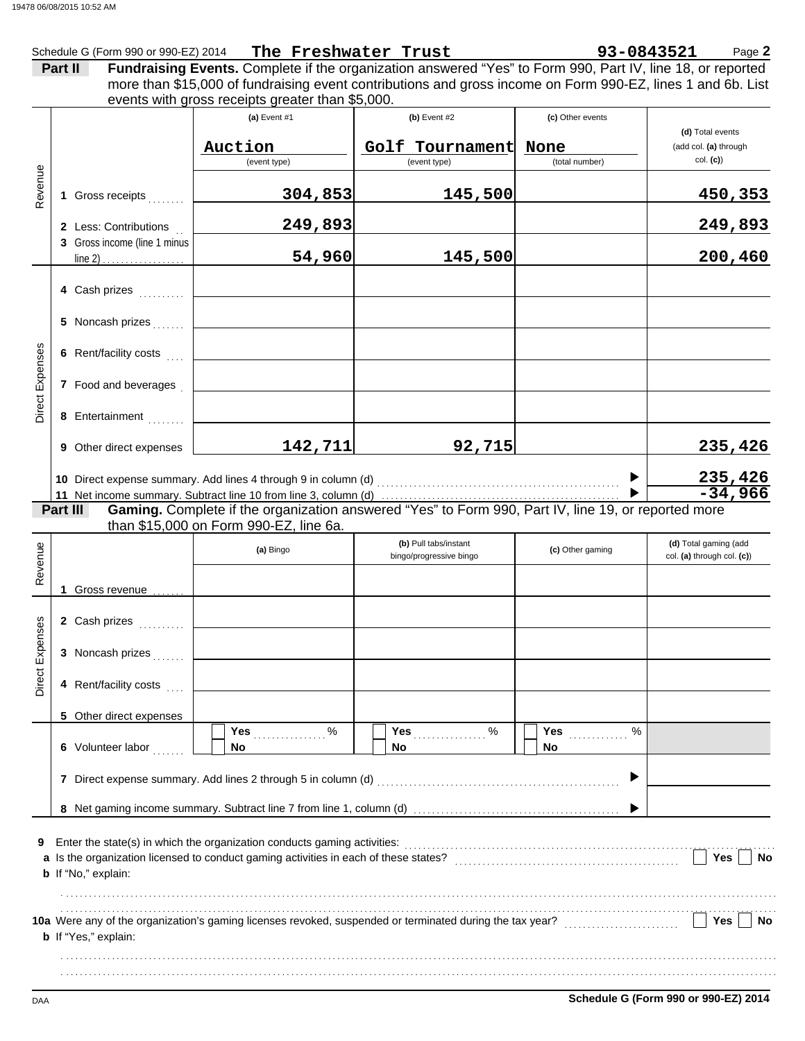Schedule G (Form 990 or 990-EZ) 2014 **The Freshwater Trust** **93-0843521** Page **2**

**Part II** **Fundraising Events.** Complete if the organization answered "Yes" to Form 990, Part IV, line 18, or reported more than $15,000 of fundraising event contributions and gross income on Form 990-EZ, lines 1 and 6b. List events with gross receipts greater than $5,000.

| | | (a) Event #1 | (b) Event #2 | (c) Other events | (d) Total events (add col. (a) through col. (c)) |
|---|---|---|---|---|---|
| | | Auction (event type) | Golf Tournament (event type) | None (total number) | |
| Revenue | 1 Gross receipts | 304,853 | 145,500 | | 450,353 |
| | 2 Less: Contributions | 249,893 | | | 249,893 |
| | 3 Gross income (line 1 minus line 2) | 54,960 | 145,500 | | 200,460 |
| Direct Expenses | 4 Cash prizes | | | | |
| | 5 Noncash prizes | | | | |
| | 6 Rent/facility costs | | | | |
| | 7 Food and beverages | | | | |
| | 8 Entertainment | | | | |
| | 9 Other direct expenses | 142,711 | 92,715 | | 235,426 |
| | 10 Direct expense summary. Add lines 4 through 9 in column (d) | | | | 235,426 |
| | 11 Net income summary. Subtract line 10 from line 3, column (d) | | | | -34,966 |

**Part III** **Gaming.** Complete if the organization answered "Yes" to Form 990, Part IV, line 19, or reported more than $15,000 on Form 990-EZ, line 6a.

| | | (a) Bingo | (b) Pull tabs/instant bingo/progressive bingo | (c) Other gaming | (d) Total gaming (add col. (a) through col. (c)) |
|---|---|---|---|---|---|
| Revenue | 1 Gross revenue | | | | |
| Direct Expenses | 2 Cash prizes | | | | |
| | 3 Noncash prizes | | | | |
| | 4 Rent/facility costs | | | | |
| | 5 Other direct expenses | | | | |
| | 6 Volunteer labor | Yes ....% No | Yes ....% No | Yes ....% No | |
| | 7 Direct expense summary. Add lines 2 through 5 in column (d) | | | | |
| | 8 Net gaming income summary. Subtract line 7 from line 1, column (d) | | | | |

**9** Enter the state(s) in which the organization conducts gaming activities: ...

**a** Is the organization licensed to conduct gaming activities in each of these states? ☐ Yes ☐ No

**b** If "No," explain:

**10a** Were any of the organization's gaming licenses revoked, suspended or terminated during the tax year? ☐ Yes ☐ No

**b** If "Yes," explain:

DAA **Schedule G (Form 990 or 990-EZ) 2014**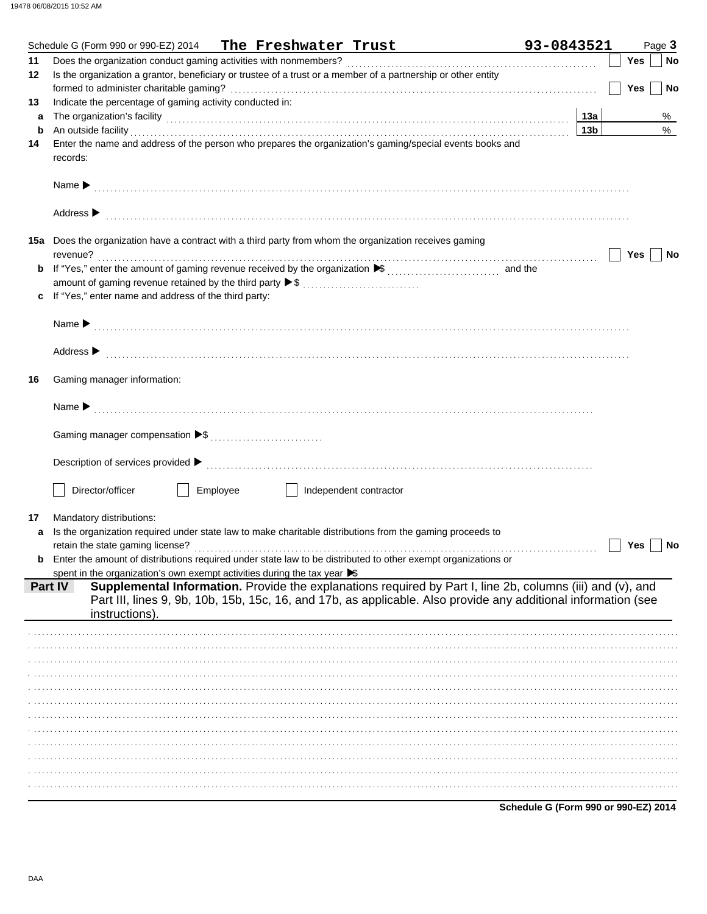Schedule G (Form 990 or 990-EZ) 2014 **The Freshwater Trust** **93-0843521** Page **3**

**11** Does the organization conduct gaming activities with nonmembers? ☐ Yes ☐ No

**12** Is the organization a grantor, beneficiary or trustee of a trust or a member of a partnership or other entity formed to administer charitable gaming? ☐ Yes ☐ No

**13** Indicate the percentage of gaming activity conducted in:

**a** The organization's facility **13a** %

**b** An outside facility **13b** %

**14** Enter the name and address of the person who prepares the organization's gaming/special events books and records:

Name ▶

Address ▶

**15a** Does the organization have a contract with a third party from whom the organization receives gaming revenue? ☐ Yes ☐ No

**b** If "Yes," enter the amount of gaming revenue received by the organization ▶$ and the amount of gaming revenue retained by the third party ▶$

**c** If "Yes," enter name and address of the third party:

Name ▶

Address ▶

**16** Gaming manager information:

Name ▶

Gaming manager compensation ▶$

Description of services provided ▶

☐ Director/officer ☐ Employee ☐ Independent contractor

**17** Mandatory distributions:

**a** Is the organization required under state law to make charitable distributions from the gaming proceeds to retain the state gaming license? ☐ Yes ☐ No

**b** Enter the amount of distributions required under state law to be distributed to other exempt organizations or spent in the organization's own exempt activities during the tax year ▶$

**Part IV** **Supplemental Information.** Provide the explanations required by Part I, line 2b, columns (iii) and (v), and Part III, lines 9, 9b, 10b, 15b, 15c, 16, and 17b, as applicable. Also provide any additional information (see instructions).

**Schedule G (Form 990 or 990-EZ) 2014**

DAA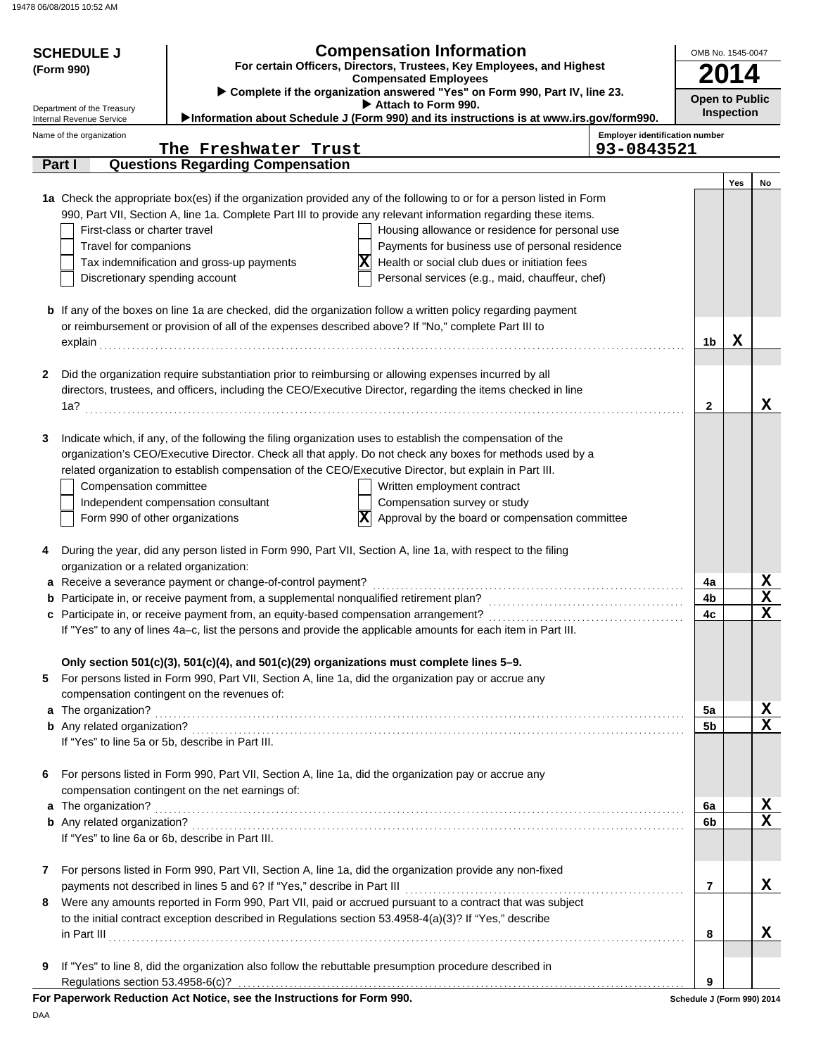**SCHEDULE J (Form 990)**

Department of the Treasury
Internal Revenue Service

# Compensation Information

**For certain Officers, Directors, Trustees, Key Employees, and Highest Compensated Employees**

▶ Complete if the organization answered "Yes" on Form 990, Part IV, line 23.

▶ Attach to Form 990.

▶ Information about Schedule J (Form 990) and its instructions is at www.irs.gov/form990.

OMB No. 1545-0047

**2014**

**Open to Public Inspection**

Name of the organization: The Freshwater Trust

Employer identification number: 93-0843521

## Part I — Questions Regarding Compensation

| | | | Yes | No |
|---|---|---|---|---|
| **1a** | Check the appropriate box(es) if the organization provided any of the following to or for a person listed in Form 990, Part VII, Section A, line 1a. Complete Part III to provide any relevant information regarding these items.<br>☐ First-class or charter travel<br>☐ Travel for companions<br>☐ Tax indemnification and gross-up payments<br>☐ Discretionary spending account<br>☐ Housing allowance or residence for personal use<br>☐ Payments for business use of personal residence<br>☒ Health or social club dues or initiation fees<br>☐ Personal services (e.g., maid, chauffeur, chef) | | | |
| **b** | If any of the boxes on line 1a are checked, did the organization follow a written policy regarding payment or reimbursement or provision of all of the expenses described above? If "No," complete Part III to explain | 1b | X | |
| **2** | Did the organization require substantiation prior to reimbursing or allowing expenses incurred by all directors, trustees, and officers, including the CEO/Executive Director, regarding the items checked in line 1a? | 2 | | X |
| **3** | Indicate which, if any, of the following the filing organization uses to establish the compensation of the organization's CEO/Executive Director. Check all that apply. Do not check any boxes for methods used by a related organization to establish compensation of the CEO/Executive Director, but explain in Part III.<br>☐ Compensation committee<br>☐ Independent compensation consultant<br>☐ Form 990 of other organizations<br>☐ Written employment contract<br>☐ Compensation survey or study<br>☒ Approval by the board or compensation committee | | | |
| **4** | During the year, did any person listed in Form 990, Part VII, Section A, line 1a, with respect to the filing organization or a related organization: | | | |
| **a** | Receive a severance payment or change-of-control payment? | 4a | | X |
| **b** | Participate in, or receive payment from, a supplemental nonqualified retirement plan? | 4b | | X |
| **c** | Participate in, or receive payment from, an equity-based compensation arrangement?<br>If "Yes" to any of lines 4a–c, list the persons and provide the applicable amounts for each item in Part III. | 4c | | X |
| | **Only section 501(c)(3), 501(c)(4), and 501(c)(29) organizations must complete lines 5–9.** | | | |
| **5** | For persons listed in Form 990, Part VII, Section A, line 1a, did the organization pay or accrue any compensation contingent on the revenues of: | | | |
| **a** | The organization? | 5a | | X |
| **b** | Any related organization?<br>If "Yes" to line 5a or 5b, describe in Part III. | 5b | | X |
| **6** | For persons listed in Form 990, Part VII, Section A, line 1a, did the organization pay or accrue any compensation contingent on the net earnings of: | | | |
| **a** | The organization? | 6a | | X |
| **b** | Any related organization?<br>If "Yes" to line 6a or 6b, describe in Part III. | 6b | | X |
| **7** | For persons listed in Form 990, Part VII, Section A, line 1a, did the organization provide any non-fixed payments not described in lines 5 and 6? If "Yes," describe in Part III | 7 | | X |
| **8** | Were any amounts reported in Form 990, Part VII, paid or accrued pursuant to a contract that was subject to the initial contract exception described in Regulations section 53.4958-4(a)(3)? If "Yes," describe in Part III | 8 | | X |
| **9** | If "Yes" to line 8, did the organization also follow the rebuttable presumption procedure described in Regulations section 53.4958-6(c)? | 9 | | |

**For Paperwork Reduction Act Notice, see the Instructions for Form 990.** Schedule J (Form 990) 2014

DAA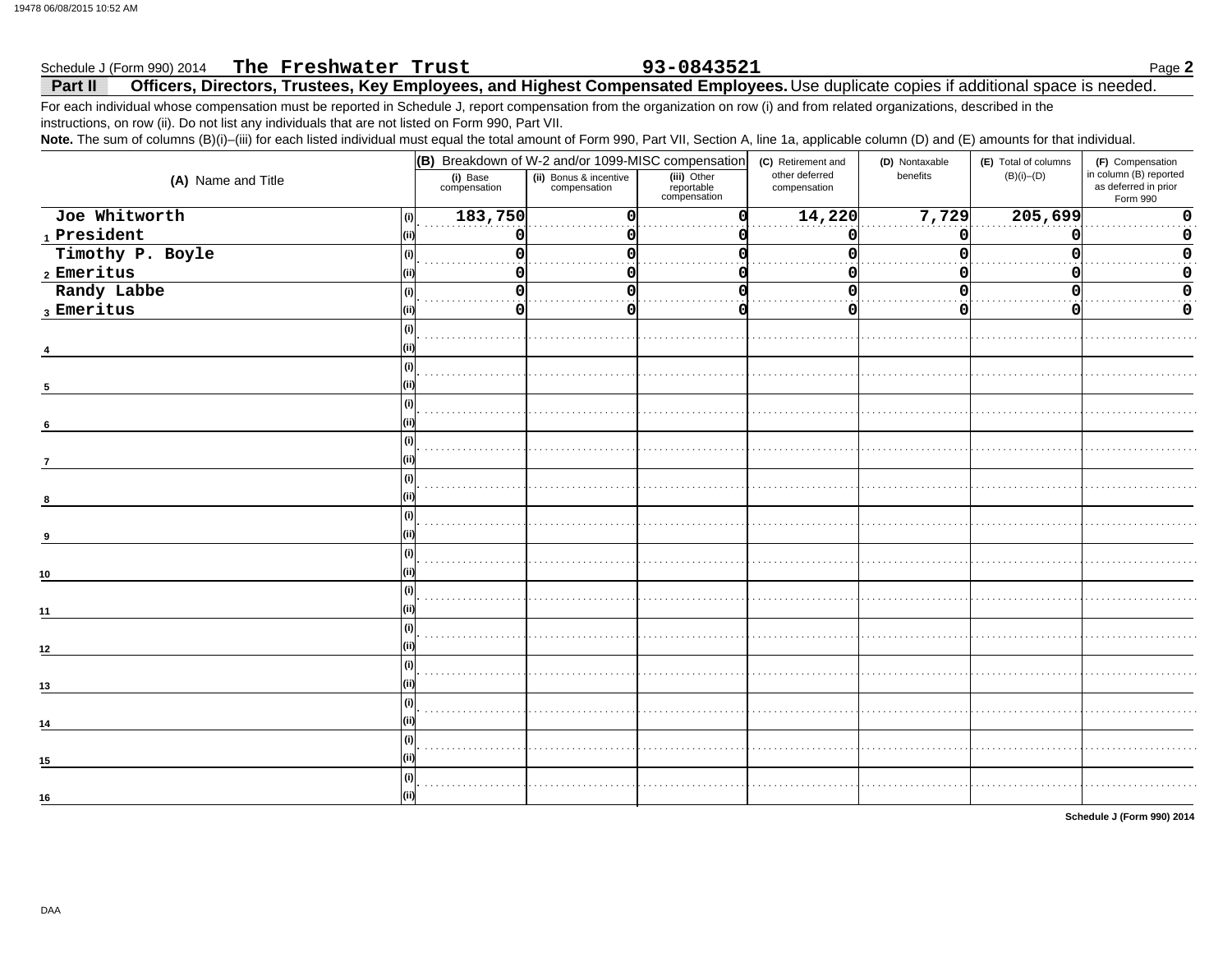Schedule J (Form 990) 2014 **The Freshwater Trust** **93-0843521** Page **2**

## Part II Officers, Directors, Trustees, Key Employees, and Highest Compensated Employees. Use duplicate copies if additional space is needed.

For each individual whose compensation must be reported in Schedule J, report compensation from the organization on row (i) and from related organizations, described in the instructions, on row (ii). Do not list any individuals that are not listed on Form 990, Part VII.

**Note.** The sum of columns (B)(i)–(iii) for each listed individual must equal the total amount of Form 990, Part VII, Section A, line 1a, applicable column (D) and (E) amounts for that individual.

| (A) Name and Title | | (B) Breakdown of W-2 and/or 1099-MISC compensation | | | (C) Retirement and other deferred compensation | (D) Nontaxable benefits | (E) Total of columns (B)(i)–(D) | (F) Compensation in column (B) reported as deferred in prior Form 990 |
|---|---|---|---|---|---|---|---|---|
| | | (i) Base compensation | (ii) Bonus & incentive compensation | (iii) Other reportable compensation | | | | |
| 1 Joe Whitworth | (i) | 183,750 | 0 | 0 | 14,220 | 7,729 | 205,699 | 0 |
| President | (ii) | 0 | 0 | 0 | 0 | 0 | 0 | 0 |
| 2 Timothy P. Boyle | (i) | 0 | 0 | 0 | 0 | 0 | 0 | 0 |
| Emeritus | (ii) | 0 | 0 | 0 | 0 | 0 | 0 | 0 |
| 3 Randy Labbe | (i) | 0 | 0 | 0 | 0 | 0 | 0 | 0 |
| Emeritus | (ii) | 0 | 0 | 0 | 0 | 0 | 0 | 0 |
| 4 | (i) | | | | | | | |
| | (ii) | | | | | | | |
| 5 | (i) | | | | | | | |
| | (ii) | | | | | | | |
| 6 | (i) | | | | | | | |
| | (ii) | | | | | | | |
| 7 | (i) | | | | | | | |
| | (ii) | | | | | | | |
| 8 | (i) | | | | | | | |
| | (ii) | | | | | | | |
| 9 | (i) | | | | | | | |
| | (ii) | | | | | | | |
| 10 | (i) | | | | | | | |
| | (ii) | | | | | | | |
| 11 | (i) | | | | | | | |
| | (ii) | | | | | | | |
| 12 | (i) | | | | | | | |
| | (ii) | | | | | | | |
| 13 | (i) | | | | | | | |
| | (ii) | | | | | | | |
| 14 | (i) | | | | | | | |
| | (ii) | | | | | | | |
| 15 | (i) | | | | | | | |
| | (ii) | | | | | | | |
| 16 | (i) | | | | | | | |
| | (ii) | | | | | | | |

**Schedule J (Form 990) 2014**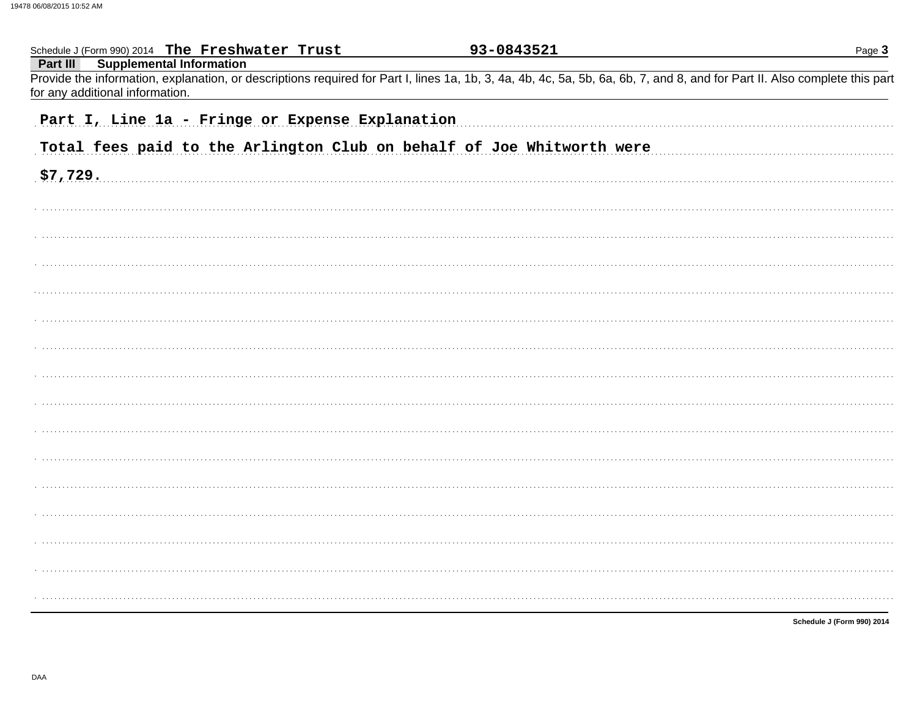Schedule J (Form 990) 2014 **The Freshwater Trust** **93-0843521** Page **3**

**Part III** **Supplemental Information**

Provide the information, explanation, or descriptions required for Part I, lines 1a, 1b, 3, 4a, 4b, 4c, 5a, 5b, 6a, 6b, 7, and 8, and for Part II. Also complete this part for any additional information.

Part I, Line 1a - Fringe or Expense Explanation

Total fees paid to the Arlington Club on behalf of Joe Whitworth were $7,729.

**Schedule J (Form 990) 2014**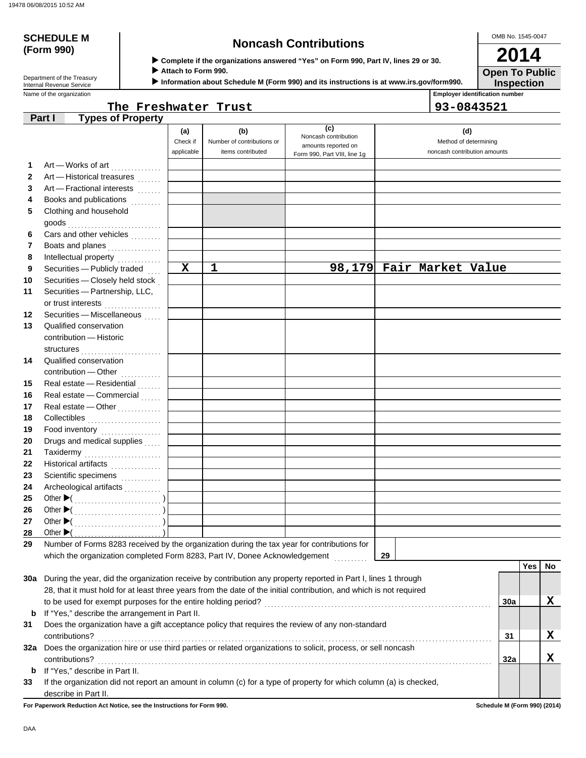19478 06/08/2015 10:52 AM

# SCHEDULE M (Form 990)

Department of the Treasury
Internal Revenue Service

## Noncash Contributions

▶ Complete if the organizations answered "Yes" on Form 990, Part IV, lines 29 or 30.
▶ Attach to Form 990.
▶ Information about Schedule M (Form 990) and its instructions is at www.irs.gov/form990.

OMB No. 1545-0047
**2014**
**Open To Public Inspection**

Name of the organization: **The Freshwater Trust**
Employer identification number: **93-0843521**

### Part I Types of Property

| | | (a) Check if applicable | (b) Number of contributions or items contributed | (c) Noncash contribution amounts reported on Form 990, Part VIII, line 1g | (d) Method of determining noncash contribution amounts |
|---|---|---|---|---|---|
| 1 | Art — Works of art | | | | |
| 2 | Art — Historical treasures | | | | |
| 3 | Art — Fractional interests | | | | |
| 4 | Books and publications | | | | |
| 5 | Clothing and household goods | | | | |
| 6 | Cars and other vehicles | | | | |
| 7 | Boats and planes | | | | |
| 8 | Intellectual property | | | | |
| 9 | Securities — Publicly traded | X | 1 | 98,179 | Fair Market Value |
| 10 | Securities — Closely held stock | | | | |
| 11 | Securities — Partnership, LLC, or trust interests | | | | |
| 12 | Securities — Miscellaneous | | | | |
| 13 | Qualified conservation contribution — Historic structures | | | | |
| 14 | Qualified conservation contribution — Other | | | | |
| 15 | Real estate — Residential | | | | |
| 16 | Real estate — Commercial | | | | |
| 17 | Real estate — Other | | | | |
| 18 | Collectibles | | | | |
| 19 | Food inventory | | | | |
| 20 | Drugs and medical supplies | | | | |
| 21 | Taxidermy | | | | |
| 22 | Historical artifacts | | | | |
| 23 | Scientific specimens | | | | |
| 24 | Archeological artifacts | | | | |
| 25 | Other ▶( ) | | | | |
| 26 | Other ▶( ) | | | | |
| 27 | Other ▶( ) | | | | |
| 28 | Other ▶( ) | | | | |

29 Number of Forms 8283 received by the organization during the tax year for contributions for which the organization completed Form 8283, Part IV, Donee Acknowledgement ..... 29

| | | | Yes | No |
|---|---|---|---|---|
| 30a | During the year, did the organization receive by contribution any property reported in Part I, lines 1 through 28, that it must hold for at least three years from the date of the initial contribution, and which is not required to be used for exempt purposes for the entire holding period? | 30a | | X |
| b | If "Yes," describe the arrangement in Part II. | | | |
| 31 | Does the organization have a gift acceptance policy that requires the review of any non-standard contributions? | 31 | | X |
| 32a | Does the organization hire or use third parties or related organizations to solicit, process, or sell noncash contributions? | 32a | | X |
| b | If "Yes," describe in Part II. | | | |
| 33 | If the organization did not report an amount in column (c) for a type of property for which column (a) is checked, describe in Part II. | | | |

**For Paperwork Reduction Act Notice, see the Instructions for Form 990.** Schedule M (Form 990) (2014)

DAA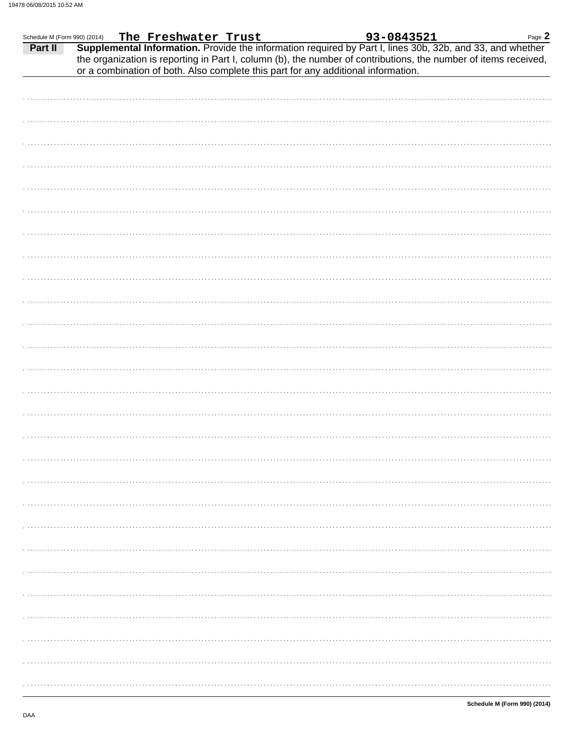Schedule M (Form 990) (2014) **The Freshwater Trust** **93-0843521**

**Part II** **Supplemental Information.** Provide the information required by Part I, lines 30b, 32b, and 33, and whether the organization is reporting in Part I, column (b), the number of contributions, the number of items received, or a combination of both. Also complete this part for any additional information.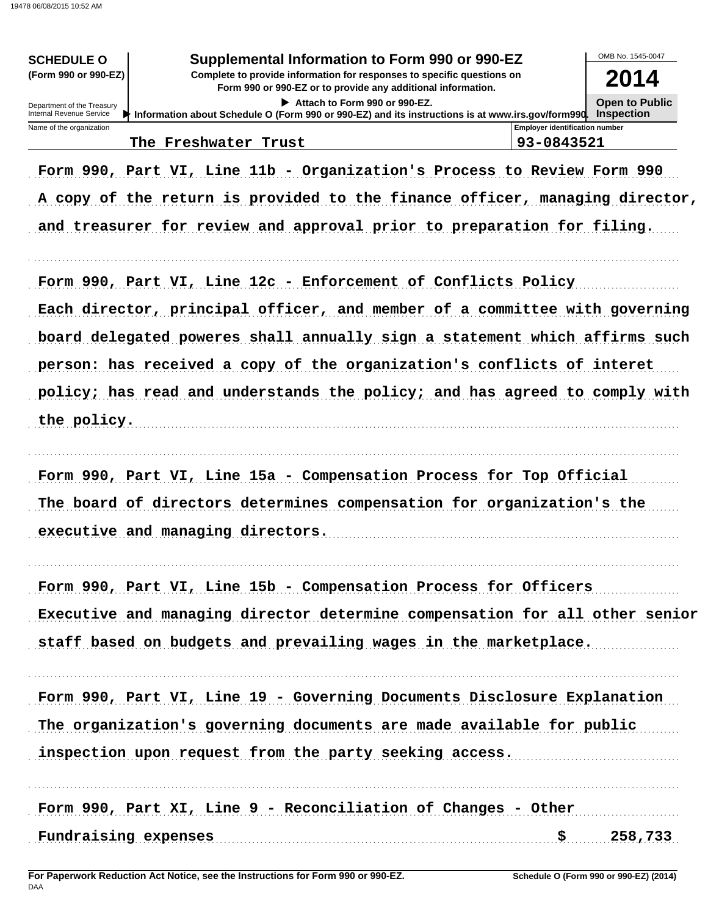**SCHEDULE O** (Form 990 or 990-EZ)

Department of the Treasury
Internal Revenue Service

# Supplemental Information to Form 990 or 990-EZ

**Complete to provide information for responses to specific questions on Form 990 or 990-EZ or to provide any additional information.**

▶ Attach to Form 990 or 990-EZ.

▶ Information about Schedule O (Form 990 or 990-EZ) and its instructions is at www.irs.gov/form990.

OMB No. 1545-0047

**2014**

**Open to Public Inspection**

| Name of the organization | Employer identification number |
|---|---|
| The Freshwater Trust | 93-0843521 |

Form 990, Part VI, Line 11b - Organization's Process to Review Form 990

A copy of the return is provided to the finance officer, managing director, and treasurer for review and approval prior to preparation for filing.

Form 990, Part VI, Line 12c - Enforcement of Conflicts Policy

Each director, principal officer, and member of a committee with governing board delegated poweres shall annually sign a statement which affirms such person: has received a copy of the organization's conflicts of interet policy; has read and understands the policy; and has agreed to comply with the policy.

Form 990, Part VI, Line 15a - Compensation Process for Top Official

The board of directors determines compensation for organization's the executive and managing directors.

Form 990, Part VI, Line 15b - Compensation Process for Officers

Executive and managing director determine compensation for all other senior staff based on budgets and prevailing wages in the marketplace.

Form 990, Part VI, Line 19 - Governing Documents Disclosure Explanation

The organization's governing documents are made available for public inspection upon request from the party seeking access.

Form 990, Part XI, Line 9 - Reconciliation of Changes - Other

Fundraising expenses $ 258,733

**For Paperwork Reduction Act Notice, see the Instructions for Form 990 or 990-EZ.**

**Schedule O (Form 990 or 990-EZ) (2014)**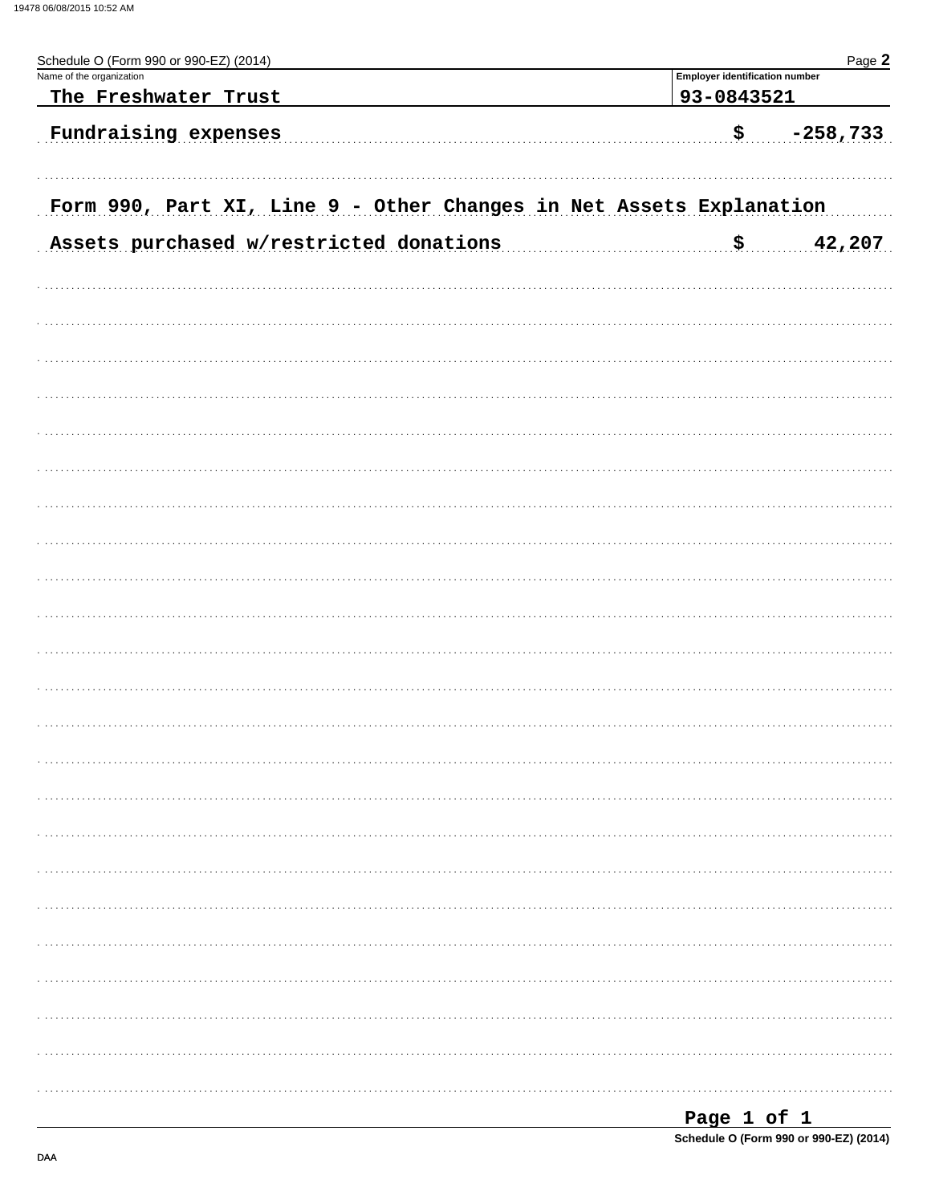Schedule O (Form 990 or 990-EZ) (2014)

| Name of the organization | Employer identification number |
| --- | --- |
| The Freshwater Trust | 93-0843521 |

Fundraising expenses $ -258,733

Form 990, Part XI, Line 9 - Other Changes in Net Assets Explanation

Assets purchased w/restricted donations $ 42,207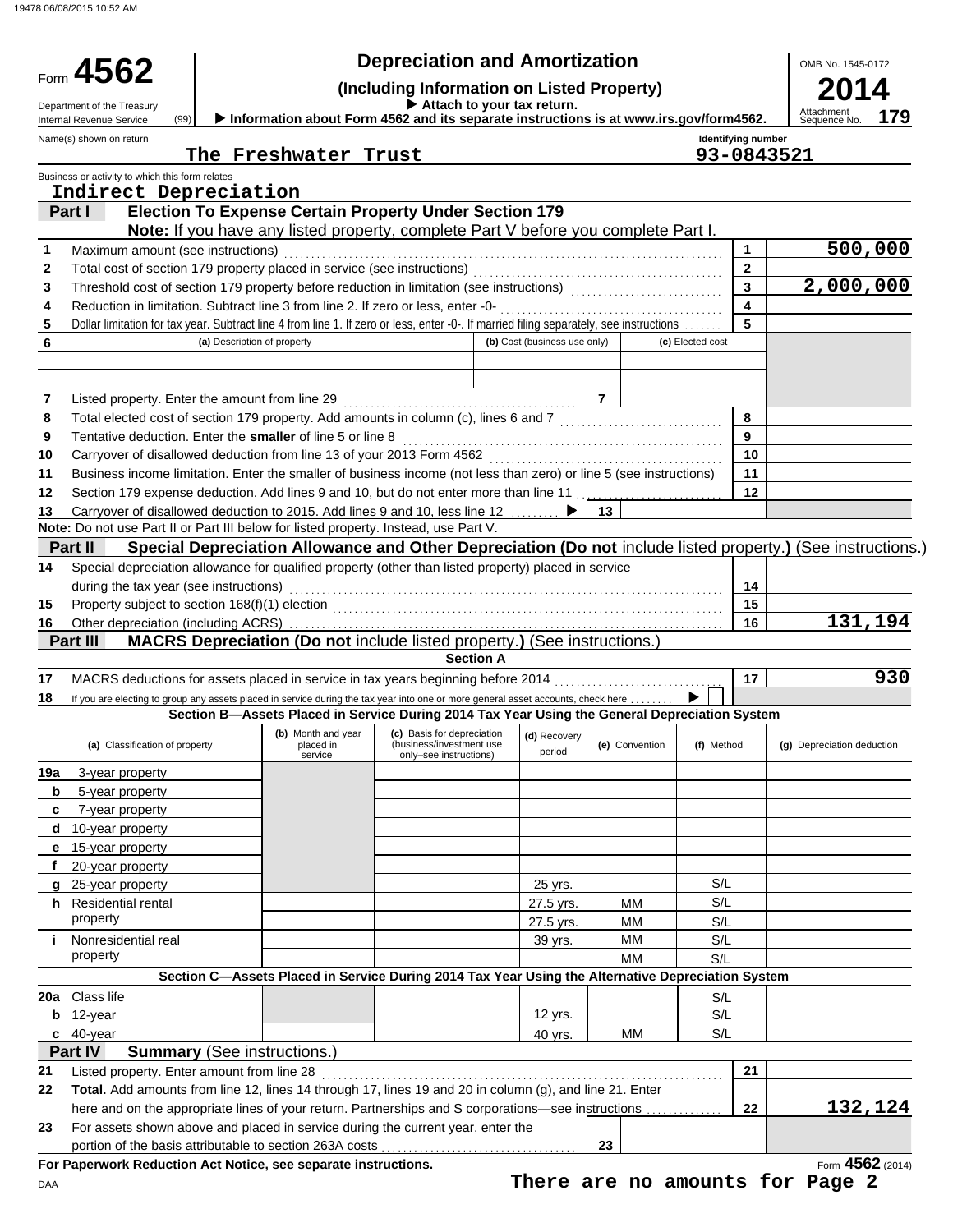19478 06/08/2015 10:52 AM

Form **4562**

Department of the Treasury
Internal Revenue Service (99)

# Depreciation and Amortization

**(Including Information on Listed Property)**

▶ **Attach to your tax return.**

▶ **Information about Form 4562 and its separate instructions is at www.irs.gov/form4562.**

OMB No. 1545-0172

**2014**

Attachment Sequence No. **179**

Name(s) shown on return: **The Freshwater Trust**

Identifying number: **93-0843521**

Business or activity to which this form relates: **Indirect Depreciation**

## Part I Election To Expense Certain Property Under Section 179

**Note:** If you have any listed property, complete Part V before you complete Part I.

| | | | |
|---|---|---|---|
| 1 | Maximum amount (see instructions) | 1 | 500,000 |
| 2 | Total cost of section 179 property placed in service (see instructions) | 2 | |
| 3 | Threshold cost of section 179 property before reduction in limitation (see instructions) | 3 | 2,000,000 |
| 4 | Reduction in limitation. Subtract line 3 from line 2. If zero or less, enter -0- | 4 | |
| 5 | Dollar limitation for tax year. Subtract line 4 from line 1. If zero or less, enter -0-. If married filing separately, see instructions | 5 | |

| 6 | (a) Description of property | (b) Cost (business use only) | (c) Elected cost |
|---|---|---|---|
| | | | |
| | | | |

| | | | |
|---|---|---|---|
| 7 | Listed property. Enter the amount from line 29 | 7 | |
| 8 | Total elected cost of section 179 property. Add amounts in column (c), lines 6 and 7 | 8 | |
| 9 | Tentative deduction. Enter the **smaller** of line 5 or line 8 | 9 | |
| 10 | Carryover of disallowed deduction from line 13 of your 2013 Form 4562 | 10 | |
| 11 | Business income limitation. Enter the smaller of business income (not less than zero) or line 5 (see instructions) | 11 | |
| 12 | Section 179 expense deduction. Add lines 9 and 10, but do not enter more than line 11 | 12 | |
| 13 | Carryover of disallowed deduction to 2015. Add lines 9 and 10, less line 12 ▶ | 13 | |

**Note:** Do not use Part II or Part III below for listed property. Instead, use Part V.

## Part II Special Depreciation Allowance and Other Depreciation (Do not include listed property.) (See instructions.)

| | | | |
|---|---|---|---|
| 14 | Special depreciation allowance for qualified property (other than listed property) placed in service during the tax year (see instructions) | 14 | |
| 15 | Property subject to section 168(f)(1) election | 15 | |
| 16 | Other depreciation (including ACRS) | 16 | 131,194 |

## Part III MACRS Depreciation (Do not include listed property.) (See instructions.)

### Section A

| | | | |
|---|---|---|---|
| 17 | MACRS deductions for assets placed in service in tax years beginning before 2014 | 17 | 930 |
| 18 | If you are electing to group any assets placed in service during the tax year into one or more general asset accounts, check here ▶ ☐ | | |

### Section B—Assets Placed in Service During 2014 Tax Year Using the General Depreciation System

| (a) Classification of property | (b) Month and year placed in service | (c) Basis for depreciation (business/investment use only–see instructions) | (d) Recovery period | (e) Convention | (f) Method | (g) Depreciation deduction |
|---|---|---|---|---|---|---|
| 19a 3-year property | | | | | | |
| b 5-year property | | | | | | |
| c 7-year property | | | | | | |
| d 10-year property | | | | | | |
| e 15-year property | | | | | | |
| f 20-year property | | | | | | |
| g 25-year property | | | 25 yrs. | | S/L | |
| h Residential rental property | | | 27.5 yrs. | MM | S/L | |
| | | | 27.5 yrs. | MM | S/L | |
| i Nonresidential real property | | | 39 yrs. | MM | S/L | |
| | | | | MM | S/L | |

### Section C—Assets Placed in Service During 2014 Tax Year Using the Alternative Depreciation System

| (a) Classification of property | (b) Month and year placed in service | (c) Basis for depreciation | (d) Recovery period | (e) Convention | (f) Method | (g) Depreciation deduction |
|---|---|---|---|---|---|---|
| 20a Class life | | | | | S/L | |
| b 12-year | | | 12 yrs. | | S/L | |
| c 40-year | | | 40 yrs. | MM | S/L | |

## Part IV Summary (See instructions.)

| | | | |
|---|---|---|---|
| 21 | Listed property. Enter amount from line 28 | 21 | |
| 22 | **Total.** Add amounts from line 12, lines 14 through 17, lines 19 and 20 in column (g), and line 21. Enter here and on the appropriate lines of your return. Partnerships and S corporations—see instructions | 22 | 132,124 |
| 23 | For assets shown above and placed in service during the current year, enter the portion of the basis attributable to section 263A costs | 23 | |

**For Paperwork Reduction Act Notice, see separate instructions.**

DAA

Form **4562** (2014)

**There are no amounts for Page 2**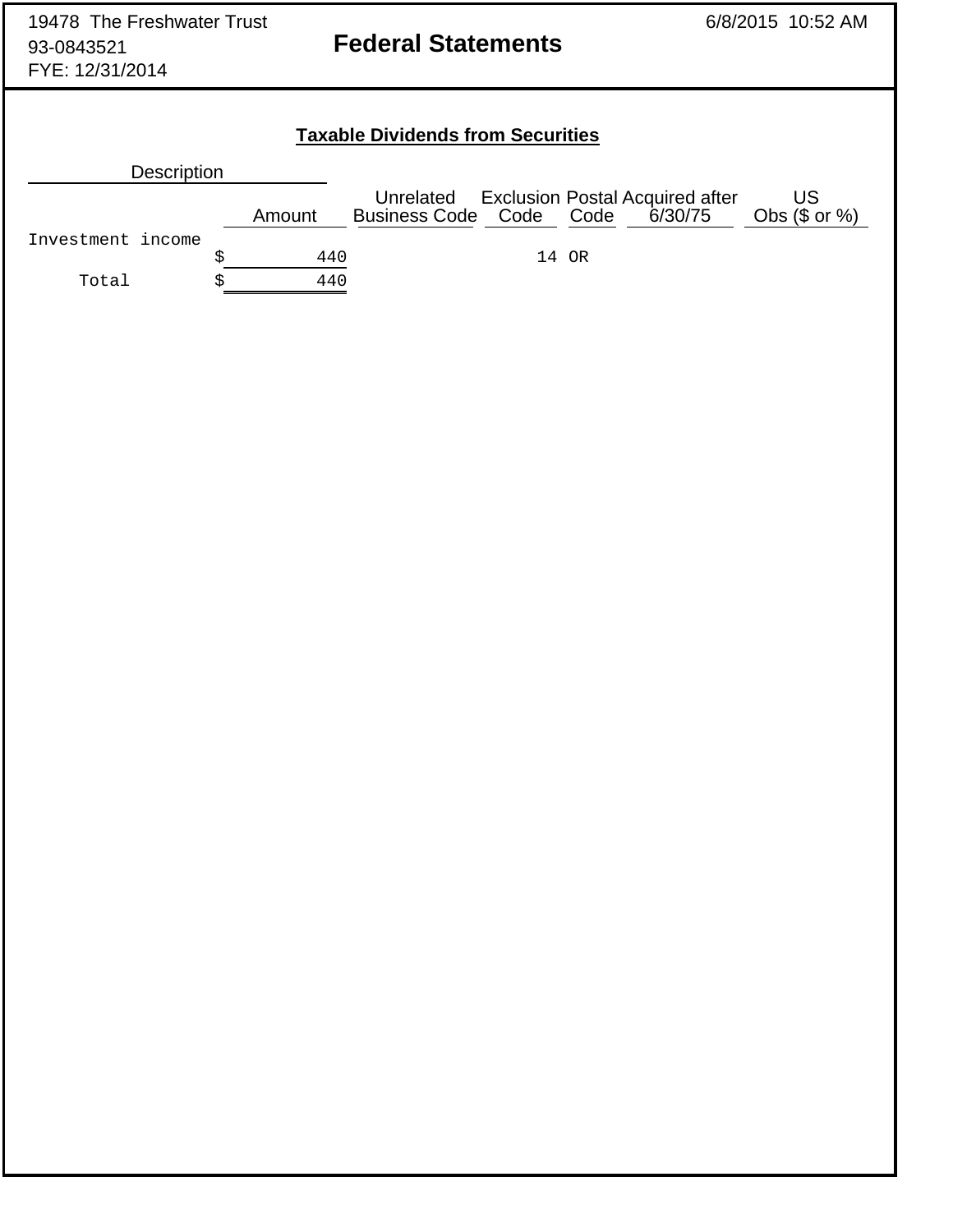19478 The Freshwater Trust
93-0843521
FYE: 12/31/2014

6/8/2015 10:52 AM

# Federal Statements

## Taxable Dividends from Securities

| Description | Amount | Unrelated Business Code | Exclusion Code | Postal Code | Acquired after 6/30/75 | US Obs ($ or %) |
|---|---|---|---|---|---|---|
| Investment income | $ 440 | | 14 | OR | | |
| Total | $ 440 | | | | | |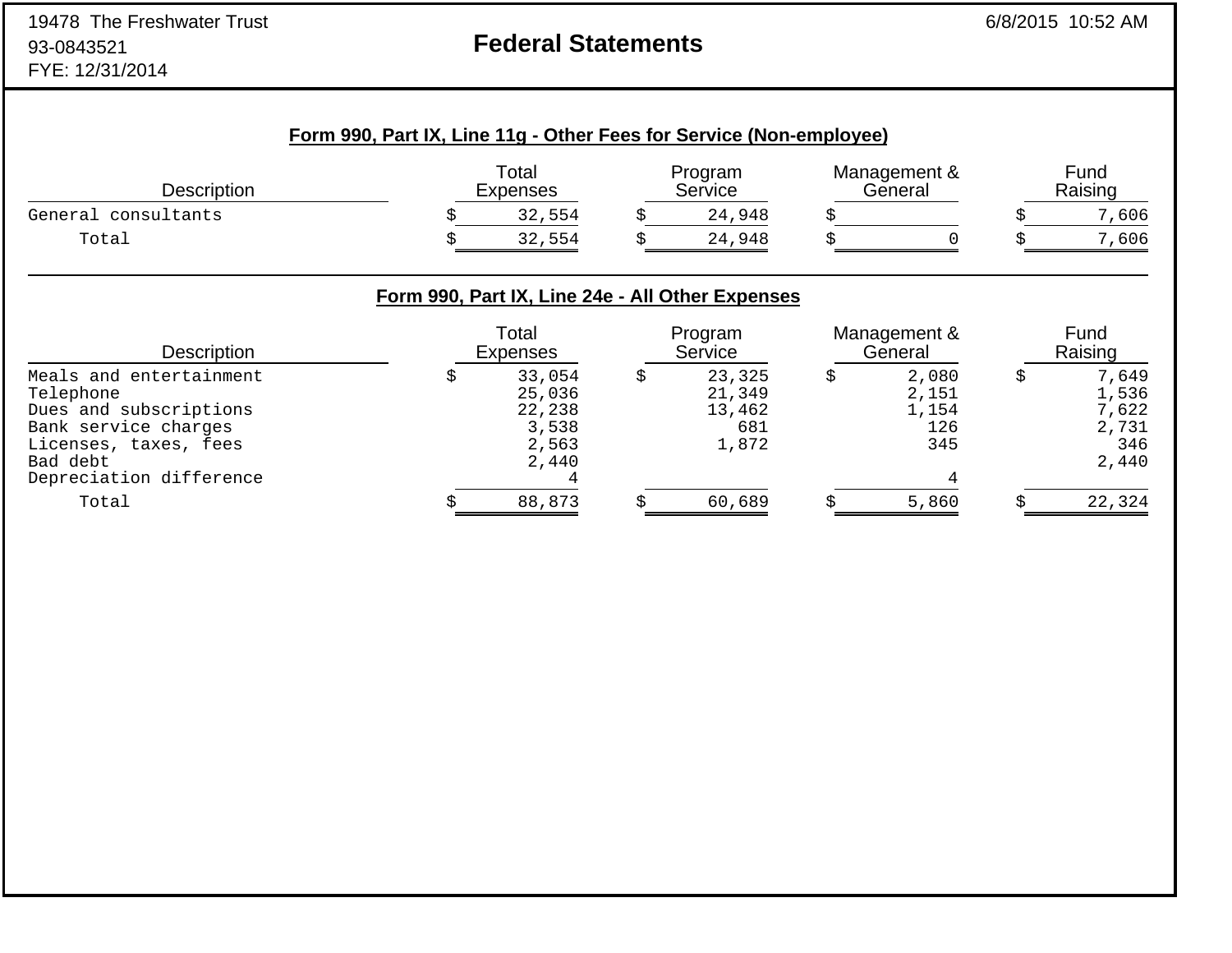19478 The Freshwater Trust
93-0843521
FYE: 12/31/2014

# Federal Statements

6/8/2015 10:52 AM

## Form 990, Part IX, Line 11g - Other Fees for Service (Non-employee)

| Description | Total Expenses | Program Service | Management & General | Fund Raising |
|---|---|---|---|---|
| General consultants | $ 32,554 | $ 24,948 | $ | $ 7,606 |
| Total | $ 32,554 | $ 24,948 | $ 0 | $ 7,606 |

## Form 990, Part IX, Line 24e - All Other Expenses

| Description | Total Expenses | Program Service | Management & General | Fund Raising |
|---|---|---|---|---|
| Meals and entertainment | $ 33,054 | $ 23,325 | $ 2,080 | $ 7,649 |
| Telephone | 25,036 | 21,349 | 2,151 | 1,536 |
| Dues and subscriptions | 22,238 | 13,462 | 1,154 | 7,622 |
| Bank service charges | 3,538 | 681 | 126 | 2,731 |
| Licenses, taxes, fees | 2,563 | 1,872 | 345 | 346 |
| Bad debt | 2,440 | | | 2,440 |
| Depreciation difference | 4 | | 4 | |
| Total | $ 88,873 | $ 60,689 | $ 5,860 | $ 22,324 |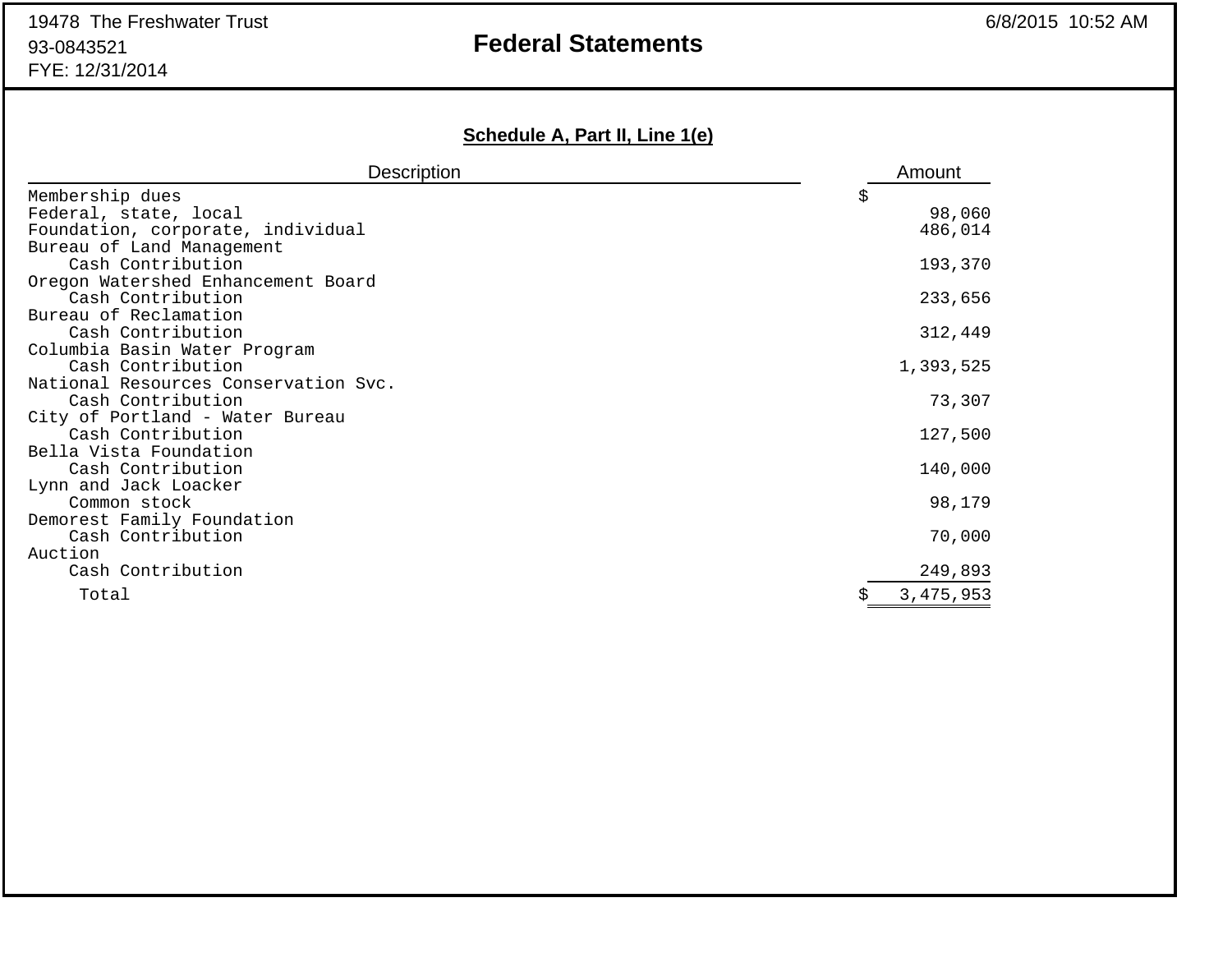19478 The Freshwater Trust
93-0843521
FYE: 12/31/2014

# Federal Statements

6/8/2015 10:52 AM

## Schedule A, Part II, Line 1(e)

| Description | Amount |
|---|---|
| Membership dues | $ |
| Federal, state, local | 98,060 |
| Foundation, corporate, individual | 486,014 |
| Bureau of Land Management | |
| Cash Contribution | 193,370 |
| Oregon Watershed Enhancement Board | |
| Cash Contribution | 233,656 |
| Bureau of Reclamation | |
| Cash Contribution | 312,449 |
| Columbia Basin Water Program | |
| Cash Contribution | 1,393,525 |
| National Resources Conservation Svc. | |
| Cash Contribution | 73,307 |
| City of Portland - Water Bureau | |
| Cash Contribution | 127,500 |
| Bella Vista Foundation | |
| Cash Contribution | 140,000 |
| Lynn and Jack Loacker | |
| Common stock | 98,179 |
| Demorest Family Foundation | |
| Cash Contribution | 70,000 |
| Auction | |
| Cash Contribution | 249,893 |
| Total | $ 3,475,953 |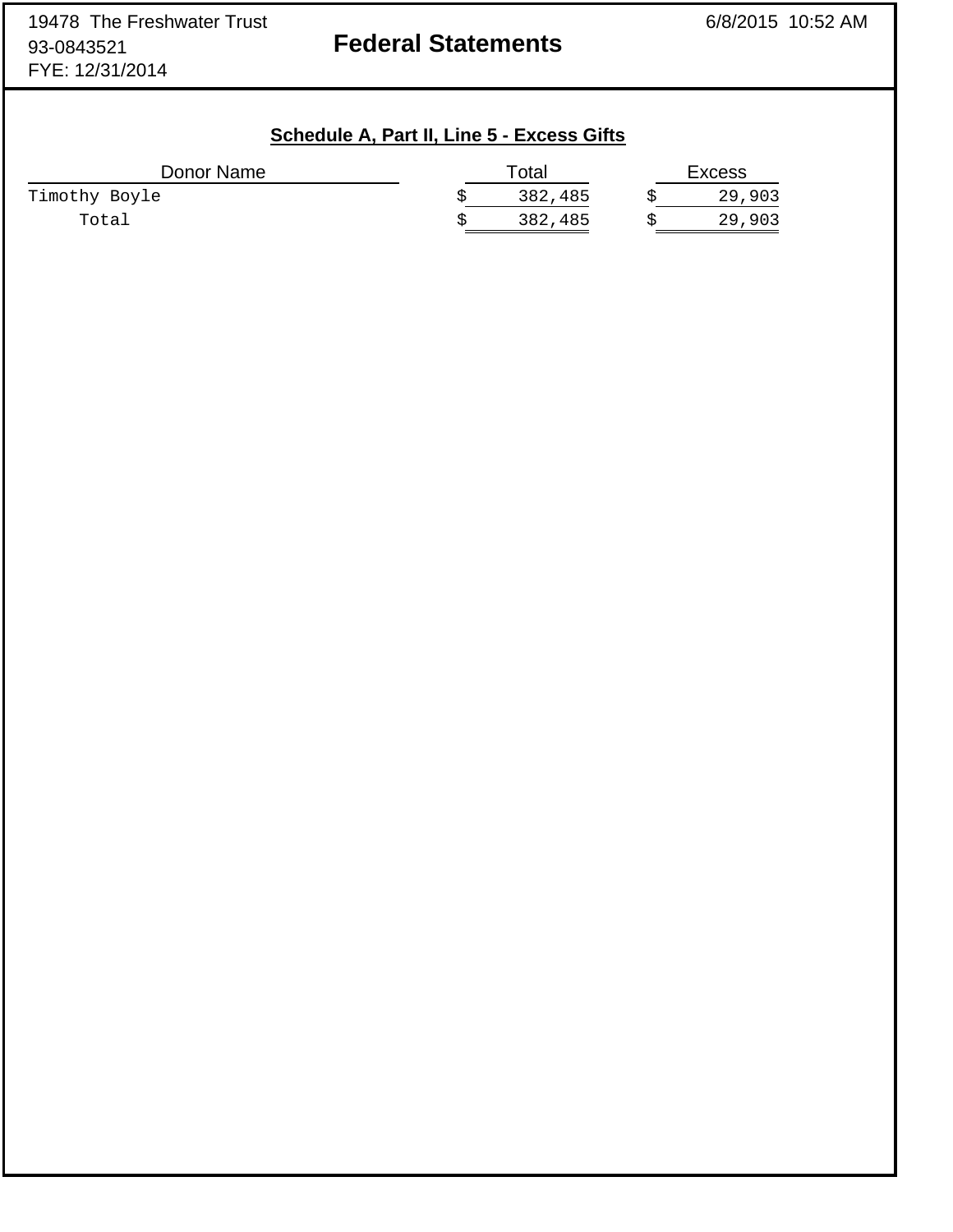19478 The Freshwater Trust
93-0843521
FYE: 12/31/2014

# Federal Statements

6/8/2015 10:52 AM

## Schedule A, Part II, Line 5 - Excess Gifts

| Donor Name | Total | Excess |
|---|---|---|
| Timothy Boyle | $ 382,485 | $ 29,903 |
| Total | $ 382,485 | $ 29,903 |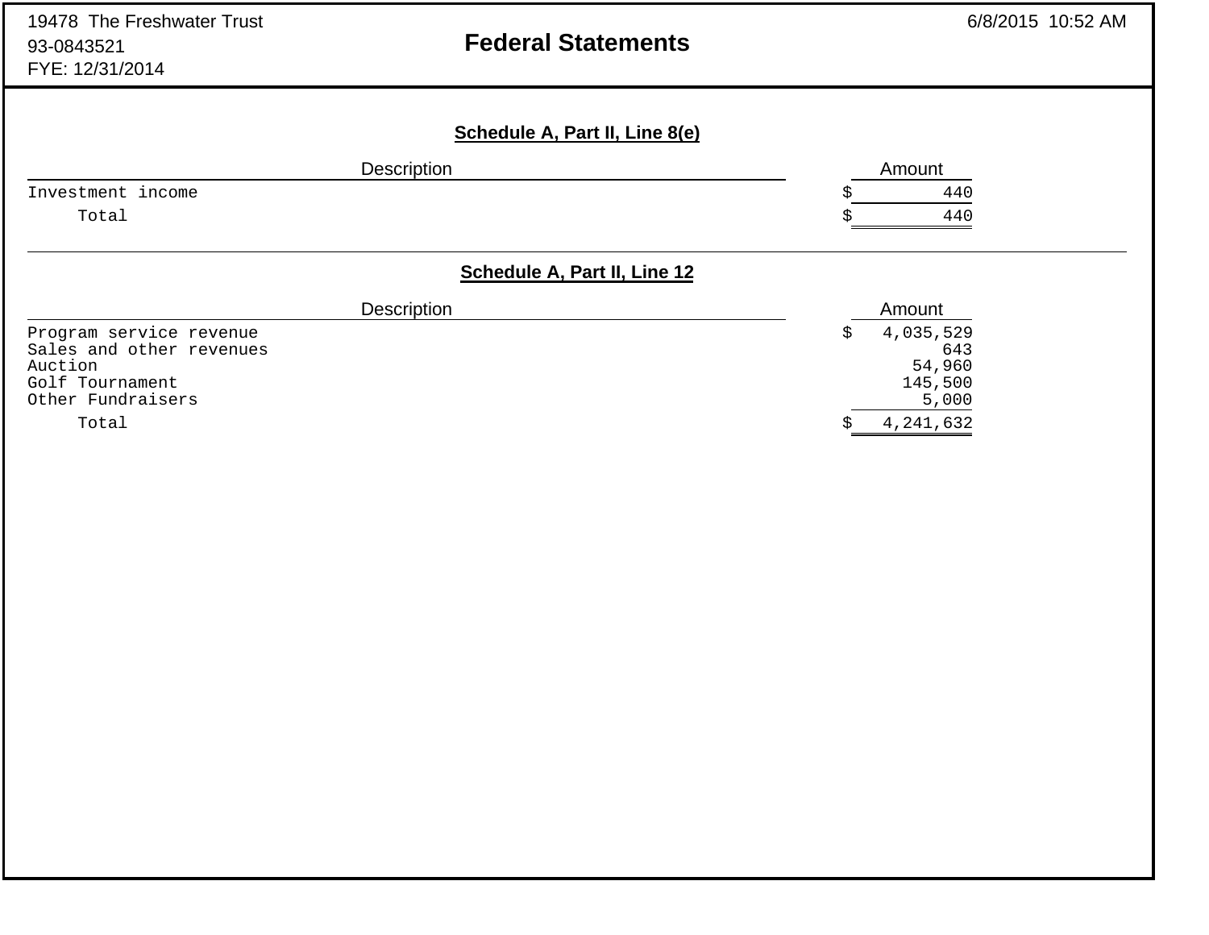19478 The Freshwater Trust
93-0843521
FYE: 12/31/2014

# Federal Statements

6/8/2015 10:52 AM

## Schedule A, Part II, Line 8(e)

| Description | Amount |
|---|---|
| Investment income | $ 440 |
| Total | $ 440 |

## Schedule A, Part II, Line 12

| Description | Amount |
|---|---|
| Program service revenue | $ 4,035,529 |
| Sales and other revenues | 643 |
| Auction | 54,960 |
| Golf Tournament | 145,500 |
| Other Fundraisers | 5,000 |
| Total | $ 4,241,632 |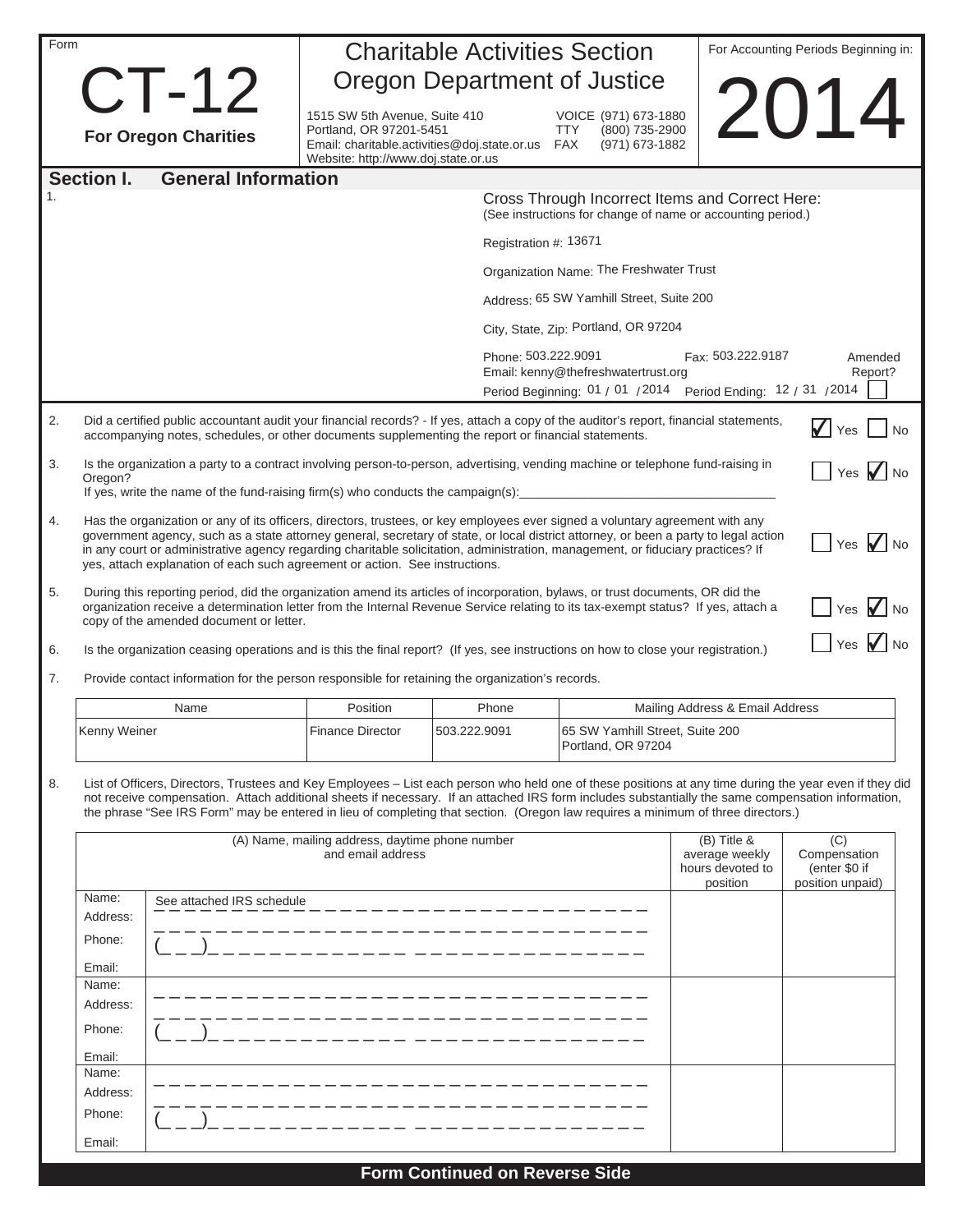Form

# CT-12

**For Oregon Charities**

## Charitable Activities Section
## Oregon Department of Justice

1515 SW 5th Avenue, Suite 410
Portland, OR 97201-5451
Email: charitable.activities@doj.state.or.us
Website: http://www.doj.state.or.us

VOICE (971) 673-1880
TTY (800) 735-2900
FAX (971) 673-1882

For Accounting Periods Beginning in:

# 2014

## Section I. General Information

1.

Cross Through Incorrect Items and Correct Here:
(See instructions for change of name or accounting period.)

Registration #: 13671

Organization Name: The Freshwater Trust

Address: 65 SW Yamhill Street, Suite 200

City, State, Zip: Portland, OR 97204

Phone: 503.222.9091 Fax: 503.222.9187
Email: kenny@thefreshwatertrust.org

Period Beginning: 01 / 01 / 2014 Period Ending: 12 / 31 / 2014

Amended Report? ☐

2. Did a certified public accountant audit your financial records? - If yes, attach a copy of the auditor's report, financial statements, accompanying notes, schedules, or other documents supplementing the report or financial statements. ☑ Yes ☐ No

3. Is the organization a party to a contract involving person-to-person, advertising, vending machine or telephone fund-raising in Oregon? ☐ Yes ☑ No
If yes, write the name of the fund-raising firm(s) who conducts the campaign(s): ____________

4. Has the organization or any of its officers, directors, trustees, or key employees ever signed a voluntary agreement with any government agency, such as a state attorney general, secretary of state, or local district attorney, or been a party to legal action in any court or administrative agency regarding charitable solicitation, administration, management, or fiduciary practices? If yes, attach explanation of each such agreement or action. See instructions. ☐ Yes ☑ No

5. During this reporting period, did the organization amend its articles of incorporation, bylaws, or trust documents, OR did the organization receive a determination letter from the Internal Revenue Service relating to its tax-exempt status? If yes, attach a copy of the amended document or letter. ☐ Yes ☑ No

6. Is the organization ceasing operations and is this the final report? (If yes, see instructions on how to close your registration.) ☐ Yes ☑ No

7. Provide contact information for the person responsible for retaining the organization's records.

| Name | Position | Phone | Mailing Address & Email Address |
|---|---|---|---|
| Kenny Weiner | Finance Director | 503.222.9091 | 65 SW Yamhill Street, Suite 200 Portland, OR 97204 |

8. List of Officers, Directors, Trustees and Key Employees – List each person who held one of these positions at any time during the year even if they did not receive compensation. Attach additional sheets if necessary. If an attached IRS form includes substantially the same compensation information, the phrase "See IRS Form" may be entered in lieu of completing that section. (Oregon law requires a minimum of three directors.)

| (A) Name, mailing address, daytime phone number and email address | (B) Title & average weekly hours devoted to position | (C) Compensation (enter $0 if position unpaid) |
|---|---|---|
| Name: See attached IRS schedule<br>Address:<br>Phone: ( )<br>Email: | | |
| Name:<br>Address:<br>Phone: ( )<br>Email: | | |
| Name:<br>Address:<br>Phone: ( )<br>Email: | | |

**Form Continued on Reverse Side**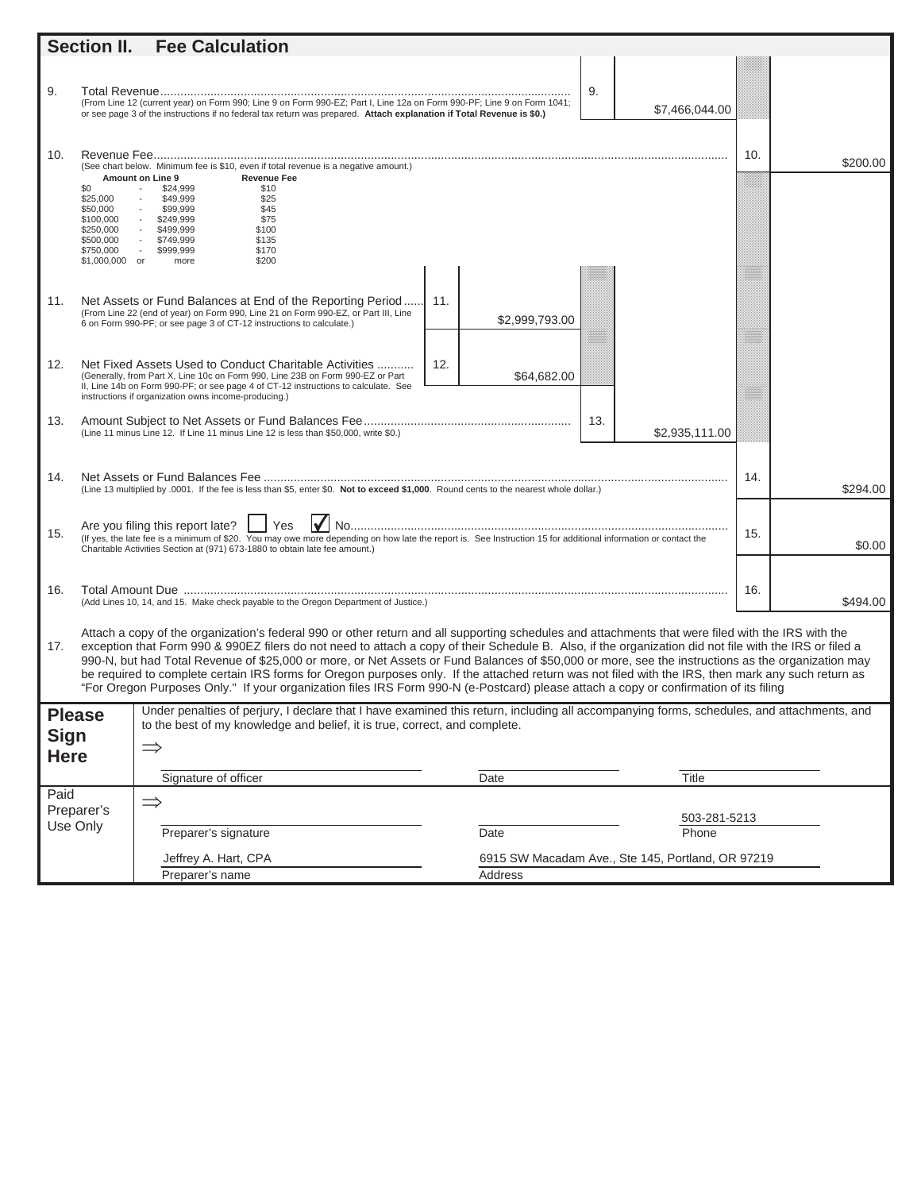## Section II. Fee Calculation

**9.** Total Revenue .......... **9.** $7,466,044.00

(From Line 12 (current year) on Form 990; Line 9 on Form 990-EZ; Part I, Line 12a on Form 990-PF; Line 9 on Form 1041; or see page 3 of the instructions if no federal tax return was prepared. **Attach explanation if Total Revenue is $0.)**

**10.** Revenue Fee .......... **10.** $200.00

(See chart below. Minimum fee is $10, even if total revenue is a negative amount.)

| Amount on Line 9 | | | Revenue Fee |
|---|---|---|---|
| $0 | - | $24,999 | $10 |
| $25,000 | - | $49,999 | $25 |
| $50,000 | - | $99,999 | $45 |
| $100,000 | - | $249,999 | $75 |
| $250,000 | - | $499,999 | $100 |
| $500,000 | - | $749,999 | $135 |
| $750,000 | - | $999,999 | $170 |
| $1,000,000 | or | more | $200 |

**11.** Net Assets or Fund Balances at End of the Reporting Period .......... **11.** $2,999,793.00

(From Line 22 (end of year) on Form 990, Line 21 on Form 990-EZ, or Part III, Line 6 on Form 990-PF; or see page 3 of CT-12 instructions to calculate.)

**12.** Net Fixed Assets Used to Conduct Charitable Activities .......... **12.** $64,682.00

(Generally, from Part X, Line 10c on Form 990, Line 23B on Form 990-EZ or Part II, Line 14b on Form 990-PF; or see page 4 of CT-12 instructions to calculate. See instructions if organization owns income-producing.)

**13.** Amount Subject to Net Assets or Fund Balances Fee .......... **13.** $2,935,111.00

(Line 11 minus Line 12. If Line 11 minus Line 12 is less than $50,000, write $0.)

**14.** Net Assets or Fund Balances Fee .......... **14.** $294.00

(Line 13 multiplied by .0001. If the fee is less than $5, enter $0. **Not to exceed $1,000**. Round cents to the nearest whole dollar.)

**15.** Are you filing this report late? ☐ Yes ☑ No .......... **15.** $0.00

(If yes, the late fee is a minimum of $20. You may owe more depending on how late the report is. See Instruction 15 for additional information or contact the Charitable Activities Section at (971) 673-1880 to obtain late fee amount.)

**16.** Total Amount Due .......... **16.** $494.00

(Add Lines 10, 14, and 15. Make check payable to the Oregon Department of Justice.)

**17.** Attach a copy of the organization's federal 990 or other return and all supporting schedules and attachments that were filed with the IRS with the exception that Form 990 & 990EZ filers do not need to attach a copy of their Schedule B. Also, if the organization did not file with the IRS or filed a 990-N, but had Total Revenue of $25,000 or more, or Net Assets or Fund Balances of $50,000 or more, see the instructions as the organization may be required to complete certain IRS forms for Oregon purposes only. If the attached return was not filed with the IRS, then mark any such return as "For Oregon Purposes Only." If your organization files IRS Form 990-N (e-Postcard) please attach a copy or confirmation of its filing

**Please Sign Here**

Under penalties of perjury, I declare that I have examined this return, including all accompanying forms, schedules, and attachments, and to the best of my knowledge and belief, it is true, correct, and complete.

⇒

Signature of officer | Date | Title

**Paid Preparer's Use Only**

⇒

Preparer's signature | Date | Phone: 503-281-5213

Preparer's name: Jeffrey A. Hart, CPA | Address: 6915 SW Macadam Ave., Ste 145, Portland, OR 97219